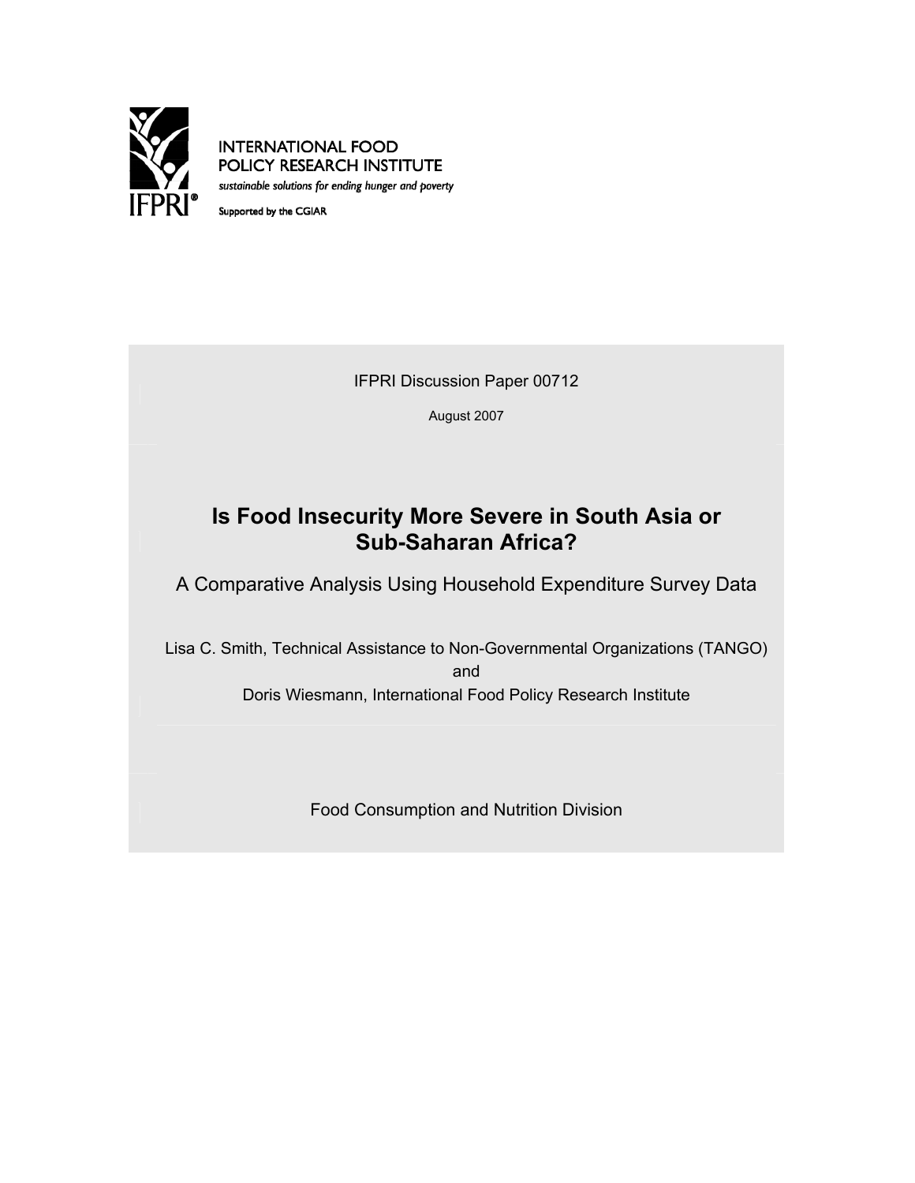INTERNATIONAL FOOD POLICY RESEARCH INSTITUTE

*sustainable solutions for ending hunger and poverty*

Supported by the CGIAR

IFPRI Discussion Paper 00712

August 2007

# Is Food Insecurity More Severe in South Asia or Sub-Saharan Africa?

## A Comparative Analysis Using Household Expenditure Survey Data

Lisa C. Smith, Technical Assistance to Non-Governmental Organizations (TANGO)
and
Doris Wiesmann, International Food Policy Research Institute

Food Consumption and Nutrition Division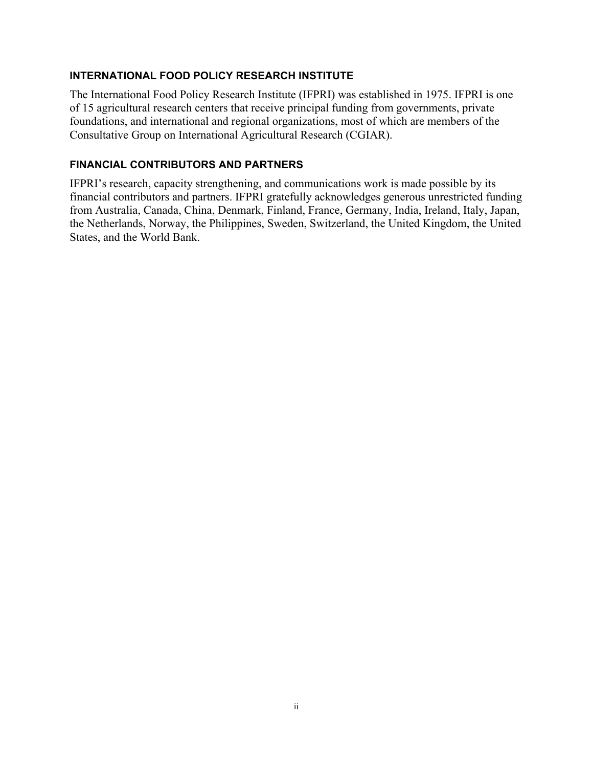## INTERNATIONAL FOOD POLICY RESEARCH INSTITUTE

The International Food Policy Research Institute (IFPRI) was established in 1975. IFPRI is one of 15 agricultural research centers that receive principal funding from governments, private foundations, and international and regional organizations, most of which are members of the Consultative Group on International Agricultural Research (CGIAR).

## FINANCIAL CONTRIBUTORS AND PARTNERS

IFPRI's research, capacity strengthening, and communications work is made possible by its financial contributors and partners. IFPRI gratefully acknowledges generous unrestricted funding from Australia, Canada, China, Denmark, Finland, France, Germany, India, Ireland, Italy, Japan, the Netherlands, Norway, the Philippines, Sweden, Switzerland, the United Kingdom, the United States, and the World Bank.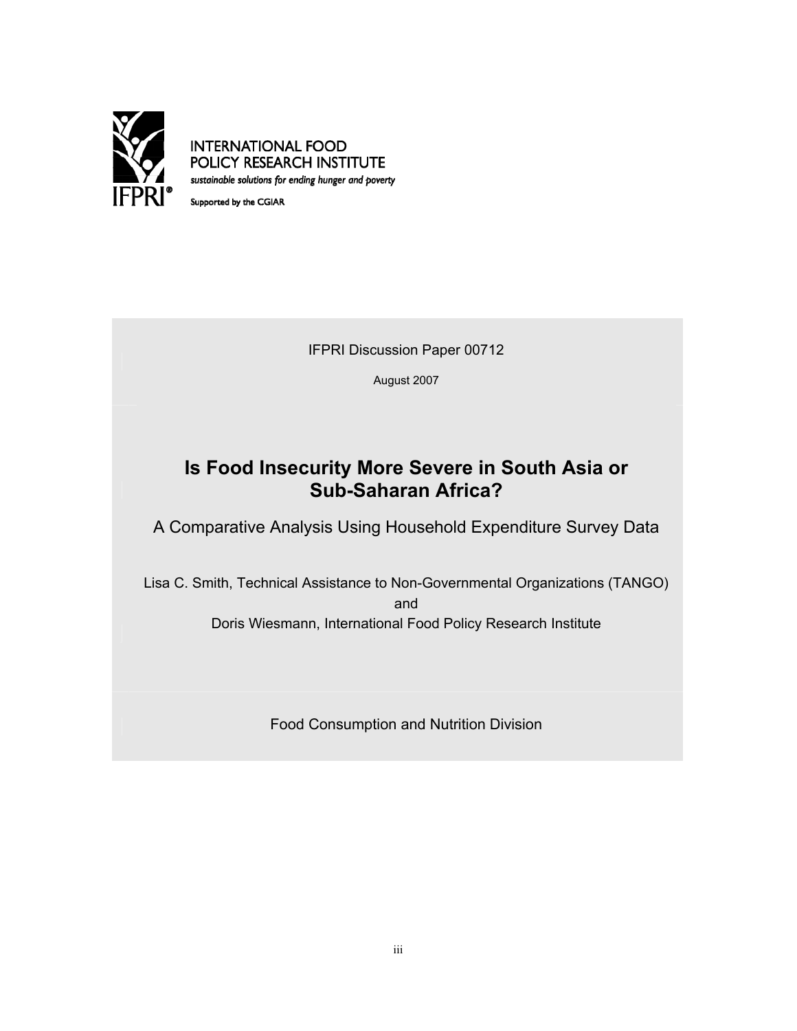INTERNATIONAL FOOD POLICY RESEARCH INSTITUTE

*sustainable solutions for ending hunger and poverty*

Supported by the CGIAR

IFPRI Discussion Paper 00712

August 2007

# Is Food Insecurity More Severe in South Asia or Sub-Saharan Africa?

## A Comparative Analysis Using Household Expenditure Survey Data

Lisa C. Smith, Technical Assistance to Non-Governmental Organizations (TANGO)
and
Doris Wiesmann, International Food Policy Research Institute

Food Consumption and Nutrition Division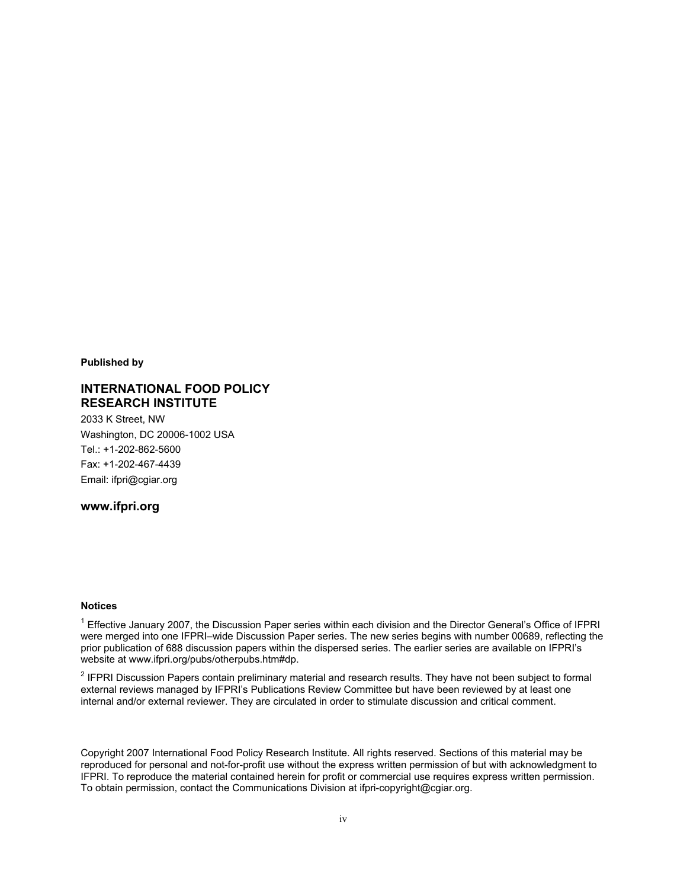**Published by**

**INTERNATIONAL FOOD POLICY RESEARCH INSTITUTE**

2033 K Street, NW
Washington, DC 20006-1002 USA
Tel.: +1-202-862-5600
Fax: +1-202-467-4439
Email: ifpri@cgiar.org

**www.ifpri.org**

**Notices**

[1] Effective January 2007, the Discussion Paper series within each division and the Director General's Office of IFPRI were merged into one IFPRI–wide Discussion Paper series. The new series begins with number 00689, reflecting the prior publication of 688 discussion papers within the dispersed series. The earlier series are available on IFPRI's website at www.ifpri.org/pubs/otherpubs.htm#dp.

[2] IFPRI Discussion Papers contain preliminary material and research results. They have not been subject to formal external reviews managed by IFPRI's Publications Review Committee but have been reviewed by at least one internal and/or external reviewer. They are circulated in order to stimulate discussion and critical comment.

Copyright 2007 International Food Policy Research Institute. All rights reserved. Sections of this material may be reproduced for personal and not-for-profit use without the express written permission of but with acknowledgment to IFPRI. To reproduce the material contained herein for profit or commercial use requires express written permission. To obtain permission, contact the Communications Division at ifpri-copyright@cgiar.org.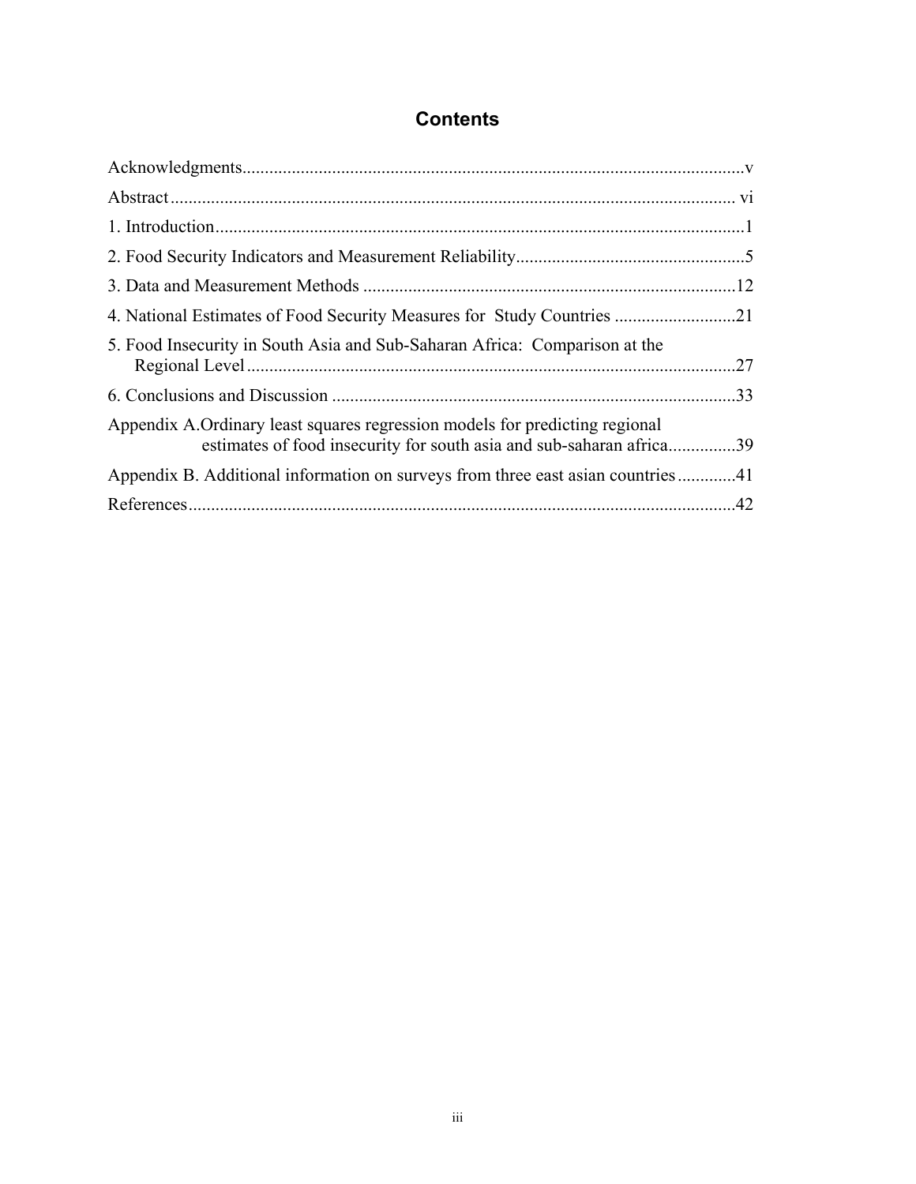## Contents

Acknowledgments..............................................................................................................v

Abstract............................................................................................................................ vi

1. Introduction....................................................................................................................1

2. Food Security Indicators and Measurement Reliability..................................................5

3. Data and Measurement Methods ..................................................................................12

4. National Estimates of Food Security Measures for Study Countries ...........................21

5. Food Insecurity in South Asia and Sub-Saharan Africa: Comparison at the Regional Level...........................................................................................................27

6. Conclusions and Discussion .........................................................................................33

Appendix A.Ordinary least squares regression models for predicting regional estimates of food insecurity for south asia and sub-saharan africa...............39

Appendix B. Additional information on surveys from three east asian countries.............41

References.........................................................................................................................42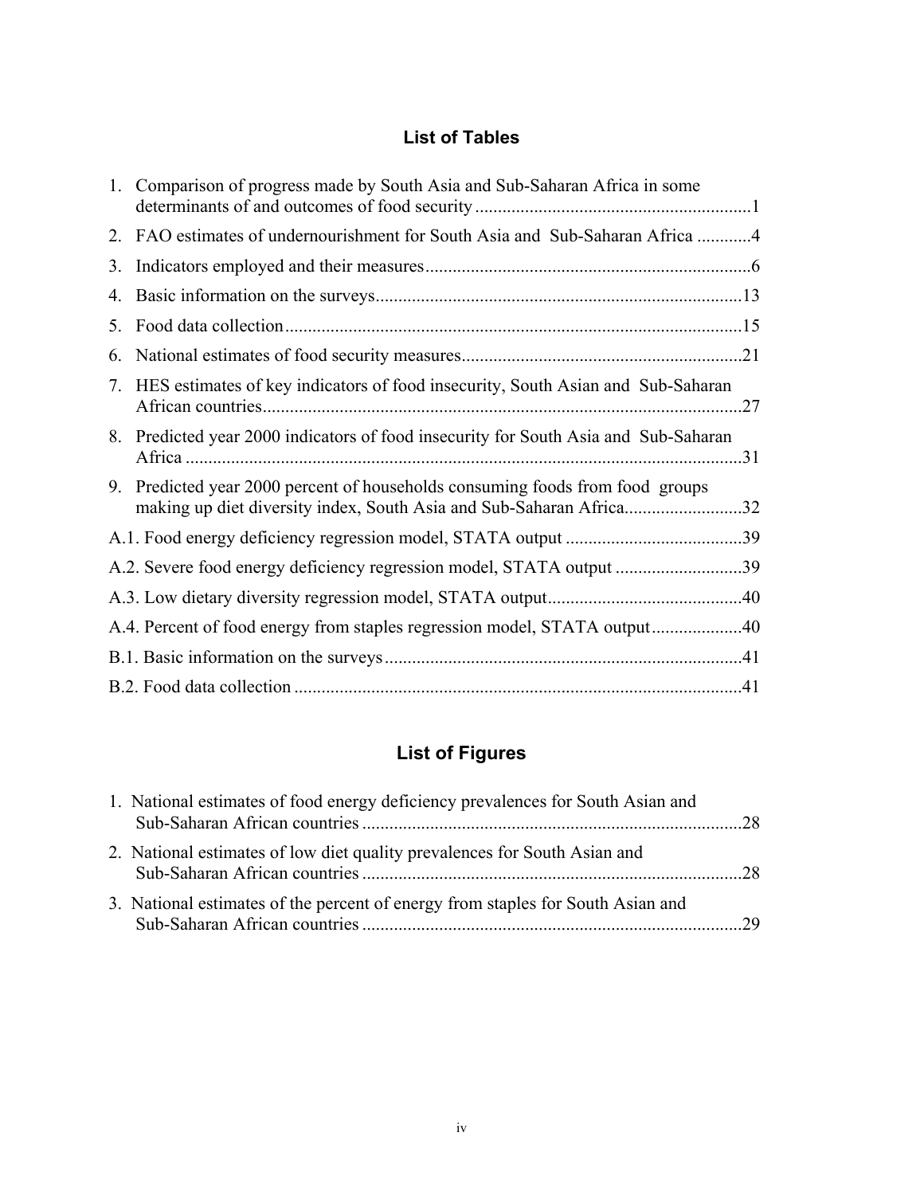## List of Tables

1. Comparison of progress made by South Asia and Sub-Saharan Africa in some determinants of and outcomes of food security ............................................................1
2. FAO estimates of undernourishment for South Asia and Sub-Saharan Africa ............4
3. Indicators employed and their measures.......................................................................6
4. Basic information on the surveys................................................................................13
5. Food data collection....................................................................................................15
6. National estimates of food security measures.............................................................21
7. HES estimates of key indicators of food insecurity, South Asian and Sub-Saharan African countries.........................................................................................................27
8. Predicted year 2000 indicators of food insecurity for South Asia and Sub-Saharan Africa ..........................................................................................................................31
9. Predicted year 2000 percent of households consuming foods from food groups making up diet diversity index, South Asia and Sub-Saharan Africa..........................32

A.1. Food energy deficiency regression model, STATA output .......................................39

A.2. Severe food energy deficiency regression model, STATA output ............................39

A.3. Low dietary diversity regression model, STATA output...........................................40

A.4. Percent of food energy from staples regression model, STATA output....................40

B.1. Basic information on the surveys...............................................................................41

B.2. Food data collection ...................................................................................................41

## List of Figures

1. National estimates of food energy deficiency prevalences for South Asian and Sub-Saharan African countries ...................................................................................28
2. National estimates of low diet quality prevalences for South Asian and Sub-Saharan African countries ...................................................................................28
3. National estimates of the percent of energy from staples for South Asian and Sub-Saharan African countries ...................................................................................29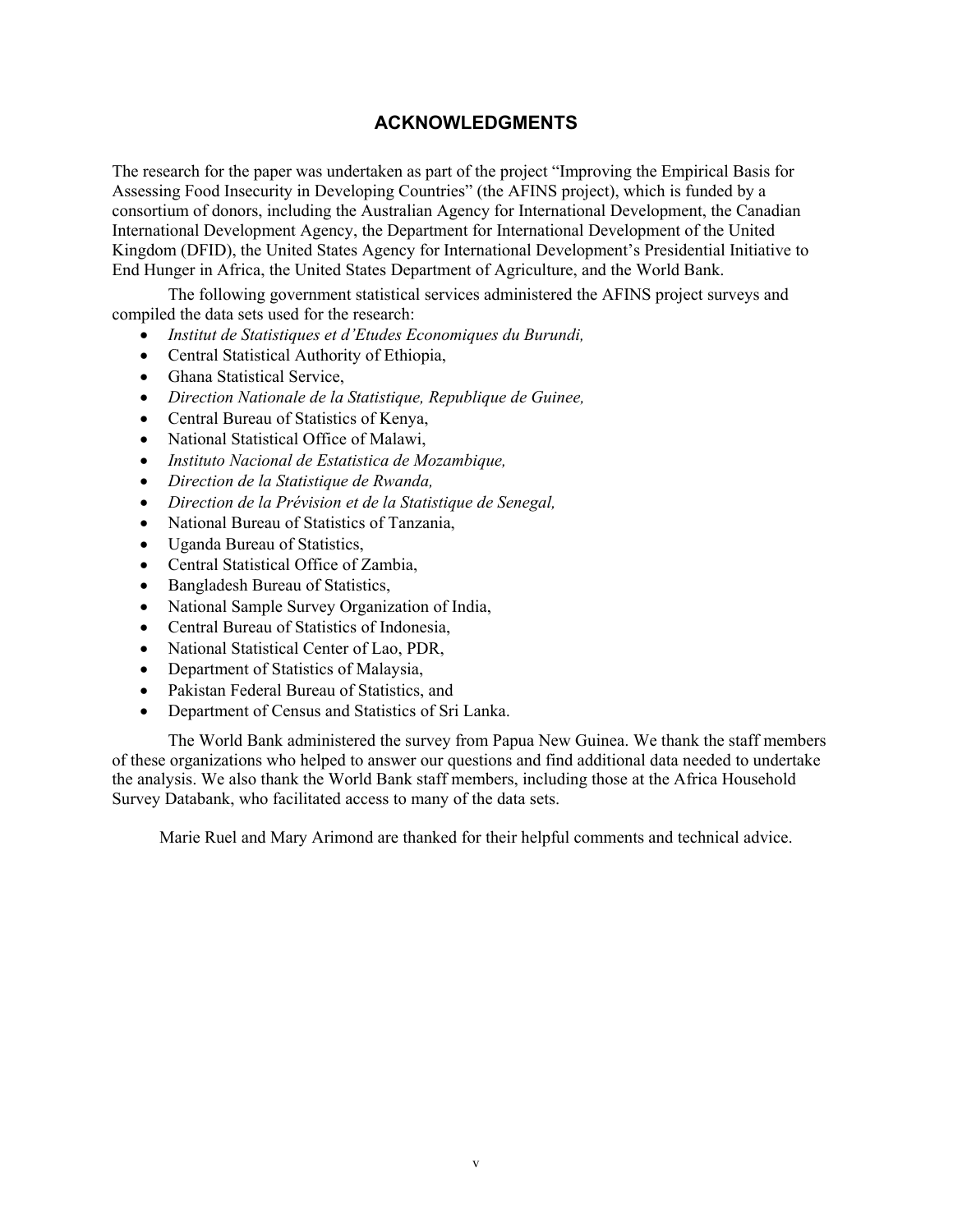## ACKNOWLEDGMENTS

The research for the paper was undertaken as part of the project "Improving the Empirical Basis for Assessing Food Insecurity in Developing Countries" (the AFINS project), which is funded by a consortium of donors, including the Australian Agency for International Development, the Canadian International Development Agency, the Department for International Development of the United Kingdom (DFID), the United States Agency for International Development's Presidential Initiative to End Hunger in Africa, the United States Department of Agriculture, and the World Bank.

The following government statistical services administered the AFINS project surveys and compiled the data sets used for the research:

- *Institut de Statistiques et d'Etudes Economiques du Burundi,*
- Central Statistical Authority of Ethiopia,
- Ghana Statistical Service,
- *Direction Nationale de la Statistique, Republique de Guinee,*
- Central Bureau of Statistics of Kenya,
- National Statistical Office of Malawi,
- *Instituto Nacional de Estatistica de Mozambique,*
- *Direction de la Statistique de Rwanda,*
- *Direction de la Prévision et de la Statistique de Senegal,*
- National Bureau of Statistics of Tanzania,
- Uganda Bureau of Statistics,
- Central Statistical Office of Zambia,
- Bangladesh Bureau of Statistics,
- National Sample Survey Organization of India,
- Central Bureau of Statistics of Indonesia,
- National Statistical Center of Lao, PDR,
- Department of Statistics of Malaysia,
- Pakistan Federal Bureau of Statistics, and
- Department of Census and Statistics of Sri Lanka.

The World Bank administered the survey from Papua New Guinea. We thank the staff members of these organizations who helped to answer our questions and find additional data needed to undertake the analysis. We also thank the World Bank staff members, including those at the Africa Household Survey Databank, who facilitated access to many of the data sets.

Marie Ruel and Mary Arimond are thanked for their helpful comments and technical advice.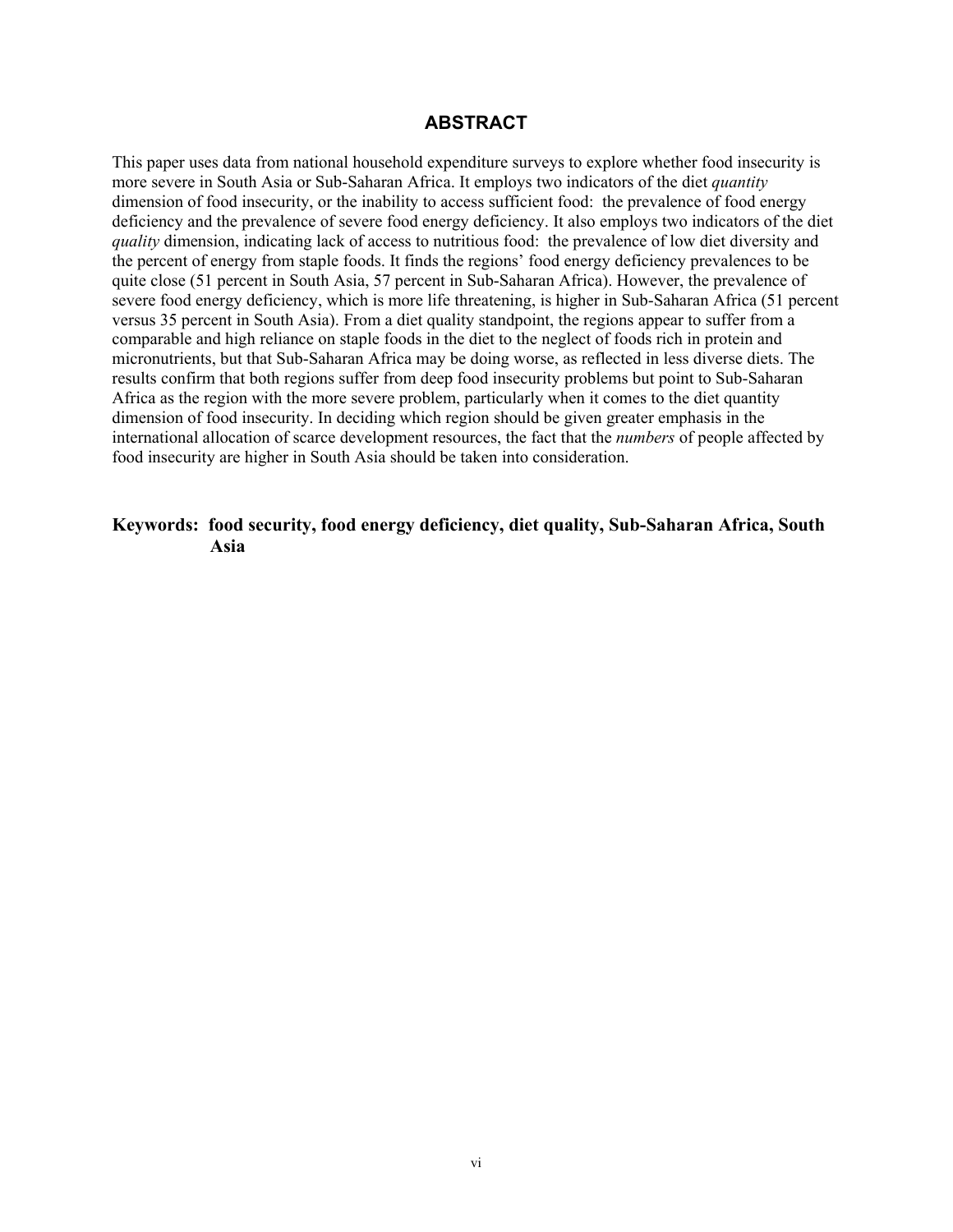## ABSTRACT

This paper uses data from national household expenditure surveys to explore whether food insecurity is more severe in South Asia or Sub-Saharan Africa. It employs two indicators of the diet *quantity* dimension of food insecurity, or the inability to access sufficient food: the prevalence of food energy deficiency and the prevalence of severe food energy deficiency. It also employs two indicators of the diet *quality* dimension, indicating lack of access to nutritious food: the prevalence of low diet diversity and the percent of energy from staple foods. It finds the regions' food energy deficiency prevalences to be quite close (51 percent in South Asia, 57 percent in Sub-Saharan Africa). However, the prevalence of severe food energy deficiency, which is more life threatening, is higher in Sub-Saharan Africa (51 percent versus 35 percent in South Asia). From a diet quality standpoint, the regions appear to suffer from a comparable and high reliance on staple foods in the diet to the neglect of foods rich in protein and micronutrients, but that Sub-Saharan Africa may be doing worse, as reflected in less diverse diets. The results confirm that both regions suffer from deep food insecurity problems but point to Sub-Saharan Africa as the region with the more severe problem, particularly when it comes to the diet quantity dimension of food insecurity. In deciding which region should be given greater emphasis in the international allocation of scarce development resources, the fact that the *numbers* of people affected by food insecurity are higher in South Asia should be taken into consideration.

**Keywords: food security, food energy deficiency, diet quality, Sub-Saharan Africa, South Asia**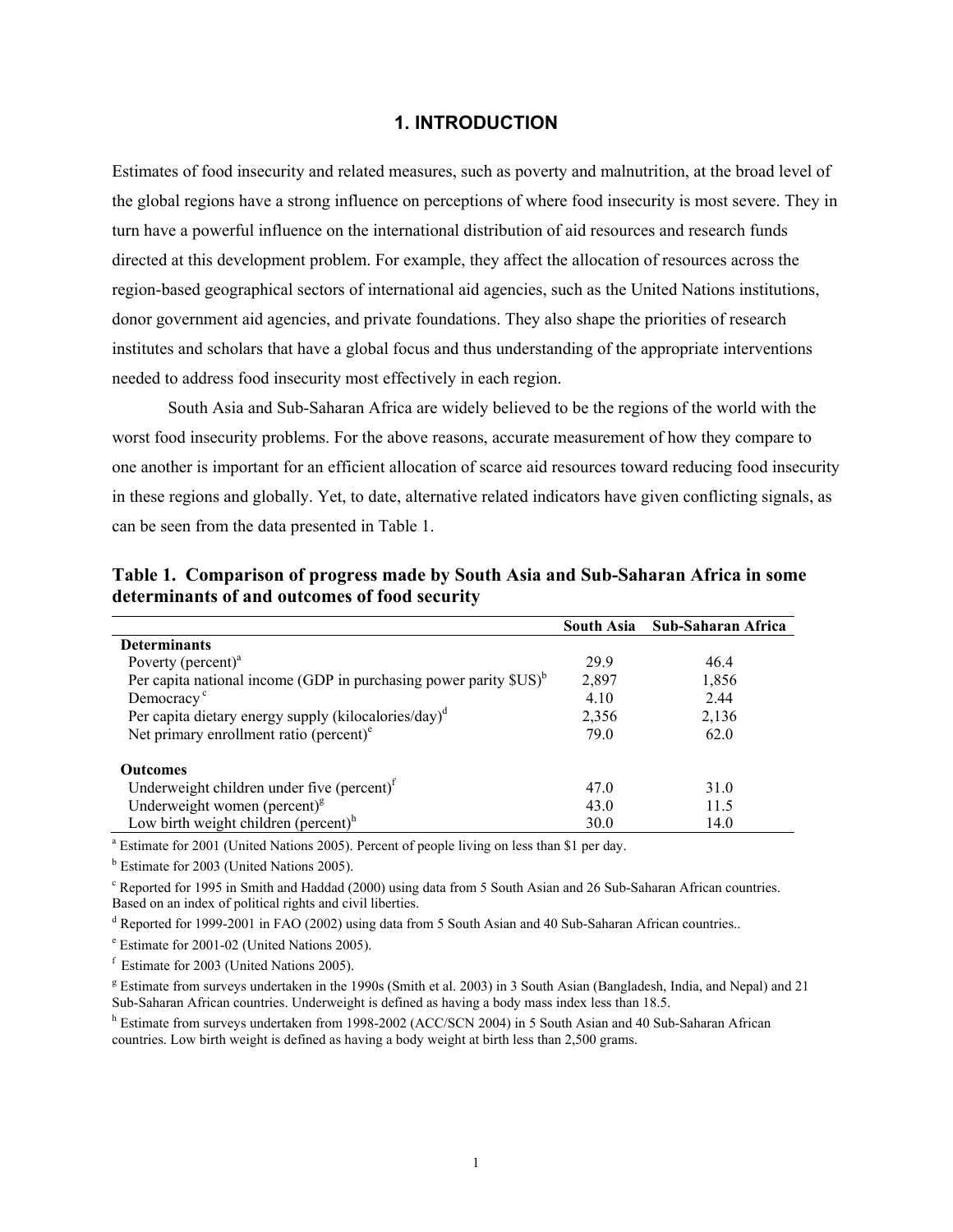# 1. INTRODUCTION

Estimates of food insecurity and related measures, such as poverty and malnutrition, at the broad level of the global regions have a strong influence on perceptions of where food insecurity is most severe. They in turn have a powerful influence on the international distribution of aid resources and research funds directed at this development problem. For example, they affect the allocation of resources across the region-based geographical sectors of international aid agencies, such as the United Nations institutions, donor government aid agencies, and private foundations. They also shape the priorities of research institutes and scholars that have a global focus and thus understanding of the appropriate interventions needed to address food insecurity most effectively in each region.

South Asia and Sub-Saharan Africa are widely believed to be the regions of the world with the worst food insecurity problems. For the above reasons, accurate measurement of how they compare to one another is important for an efficient allocation of scarce aid resources toward reducing food insecurity in these regions and globally. Yet, to date, alternative related indicators have given conflicting signals, as can be seen from the data presented in Table 1.

**Table 1. Comparison of progress made by South Asia and Sub-Saharan Africa in some determinants of and outcomes of food security**

| | South Asia | Sub-Saharan Africa |
|---|---|---|
| **Determinants** | | |
| Poverty (percent)[a] | 29.9 | 46.4 |
| Per capita national income (GDP in purchasing power parity $US)[b] | 2,897 | 1,856 |
| Democracy[c] | 4.10 | 2.44 |
| Per capita dietary energy supply (kilocalories/day)[d] | 2,356 | 2,136 |
| Net primary enrollment ratio (percent)[e] | 79.0 | 62.0 |
| **Outcomes** | | |
| Underweight children under five (percent)[f] | 47.0 | 31.0 |
| Underweight women (percent)[g] | 43.0 | 11.5 |
| Low birth weight children (percent)[h] | 30.0 | 14.0 |

[a] Estimate for 2001 (United Nations 2005). Percent of people living on less than $1 per day.

[b] Estimate for 2003 (United Nations 2005).

[c] Reported for 1995 in Smith and Haddad (2000) using data from 5 South Asian and 26 Sub-Saharan African countries. Based on an index of political rights and civil liberties.

[d] Reported for 1999-2001 in FAO (2002) using data from 5 South Asian and 40 Sub-Saharan African countries..

[e] Estimate for 2001-02 (United Nations 2005).

[f] Estimate for 2003 (United Nations 2005).

[g] Estimate from surveys undertaken in the 1990s (Smith et al. 2003) in 3 South Asian (Bangladesh, India, and Nepal) and 21 Sub-Saharan African countries. Underweight is defined as having a body mass index less than 18.5.

[h] Estimate from surveys undertaken from 1998-2002 (ACC/SCN 2004) in 5 South Asian and 40 Sub-Saharan African countries. Low birth weight is defined as having a body weight at birth less than 2,500 grams.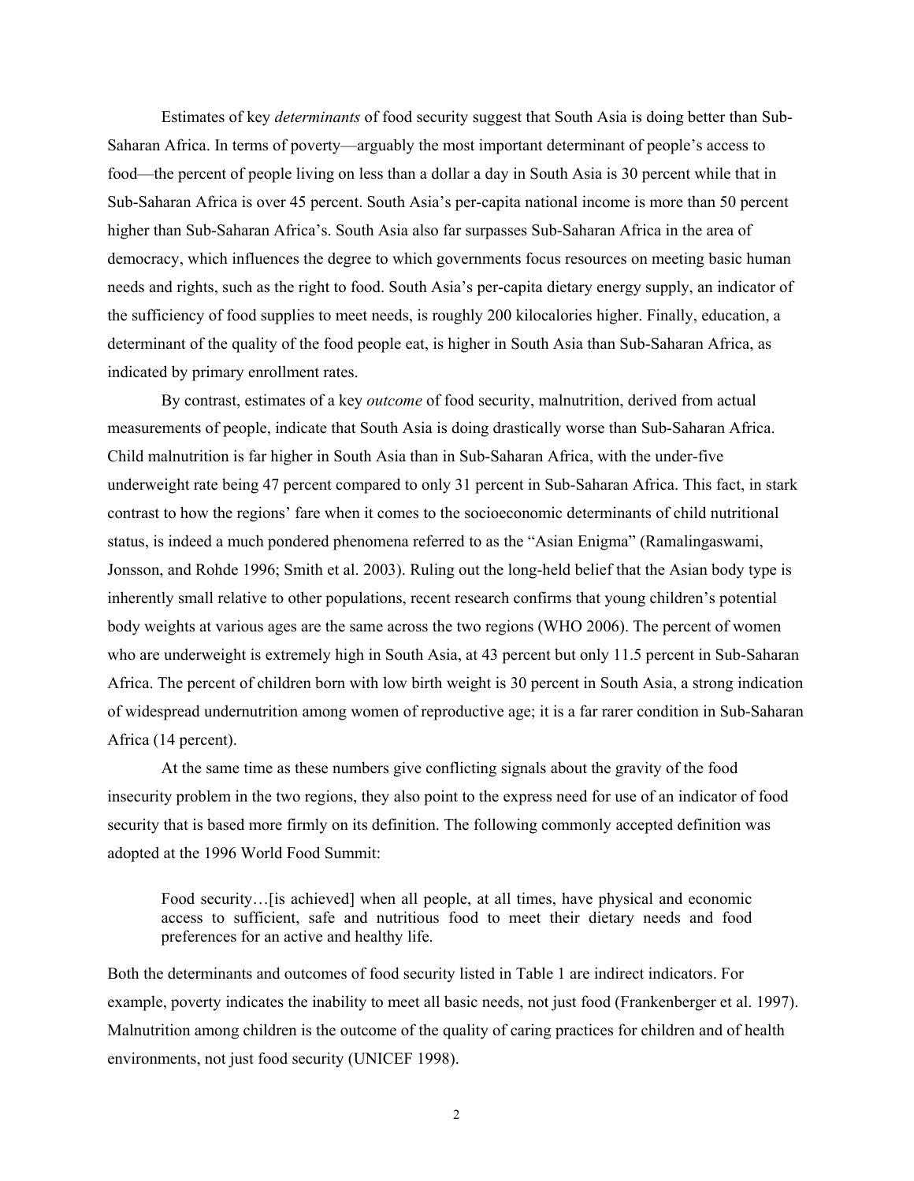Estimates of key *determinants* of food security suggest that South Asia is doing better than Sub-Saharan Africa. In terms of poverty—arguably the most important determinant of people's access to food—the percent of people living on less than a dollar a day in South Asia is 30 percent while that in Sub-Saharan Africa is over 45 percent. South Asia's per-capita national income is more than 50 percent higher than Sub-Saharan Africa's. South Asia also far surpasses Sub-Saharan Africa in the area of democracy, which influences the degree to which governments focus resources on meeting basic human needs and rights, such as the right to food. South Asia's per-capita dietary energy supply, an indicator of the sufficiency of food supplies to meet needs, is roughly 200 kilocalories higher. Finally, education, a determinant of the quality of the food people eat, is higher in South Asia than Sub-Saharan Africa, as indicated by primary enrollment rates.

By contrast, estimates of a key *outcome* of food security, malnutrition, derived from actual measurements of people, indicate that South Asia is doing drastically worse than Sub-Saharan Africa. Child malnutrition is far higher in South Asia than in Sub-Saharan Africa, with the under-five underweight rate being 47 percent compared to only 31 percent in Sub-Saharan Africa. This fact, in stark contrast to how the regions' fare when it comes to the socioeconomic determinants of child nutritional status, is indeed a much pondered phenomena referred to as the "Asian Enigma" (Ramalingaswami, Jonsson, and Rohde 1996; Smith et al. 2003). Ruling out the long-held belief that the Asian body type is inherently small relative to other populations, recent research confirms that young children's potential body weights at various ages are the same across the two regions (WHO 2006). The percent of women who are underweight is extremely high in South Asia, at 43 percent but only 11.5 percent in Sub-Saharan Africa. The percent of children born with low birth weight is 30 percent in South Asia, a strong indication of widespread undernutrition among women of reproductive age; it is a far rarer condition in Sub-Saharan Africa (14 percent).

At the same time as these numbers give conflicting signals about the gravity of the food insecurity problem in the two regions, they also point to the express need for use of an indicator of food security that is based more firmly on its definition. The following commonly accepted definition was adopted at the 1996 World Food Summit:

> Food security…[is achieved] when all people, at all times, have physical and economic access to sufficient, safe and nutritious food to meet their dietary needs and food preferences for an active and healthy life.

Both the determinants and outcomes of food security listed in Table 1 are indirect indicators. For example, poverty indicates the inability to meet all basic needs, not just food (Frankenberger et al. 1997). Malnutrition among children is the outcome of the quality of caring practices for children and of health environments, not just food security (UNICEF 1998).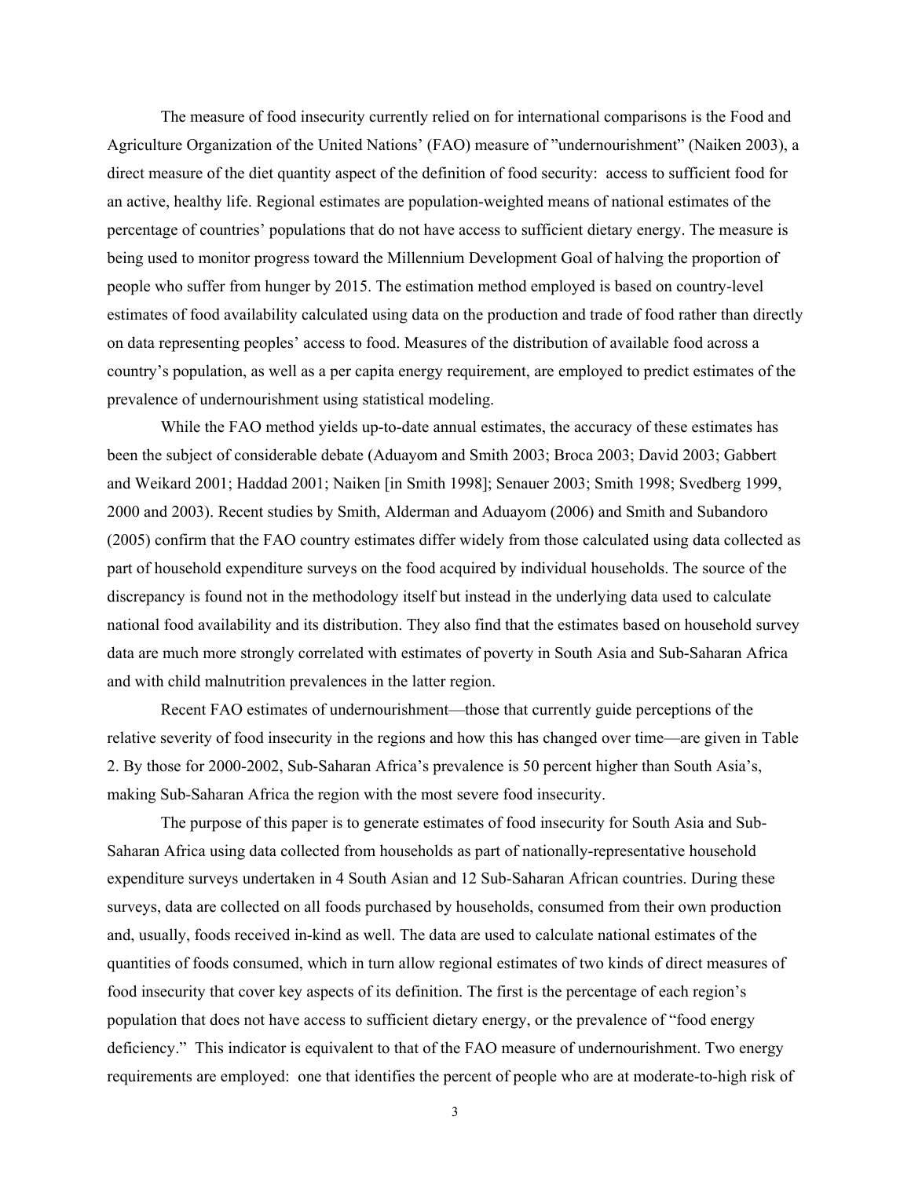The measure of food insecurity currently relied on for international comparisons is the Food and Agriculture Organization of the United Nations' (FAO) measure of "undernourishment" (Naiken 2003), a direct measure of the diet quantity aspect of the definition of food security: access to sufficient food for an active, healthy life. Regional estimates are population-weighted means of national estimates of the percentage of countries' populations that do not have access to sufficient dietary energy. The measure is being used to monitor progress toward the Millennium Development Goal of halving the proportion of people who suffer from hunger by 2015. The estimation method employed is based on country-level estimates of food availability calculated using data on the production and trade of food rather than directly on data representing peoples' access to food. Measures of the distribution of available food across a country's population, as well as a per capita energy requirement, are employed to predict estimates of the prevalence of undernourishment using statistical modeling.

While the FAO method yields up-to-date annual estimates, the accuracy of these estimates has been the subject of considerable debate (Aduayom and Smith 2003; Broca 2003; David 2003; Gabbert and Weikard 2001; Haddad 2001; Naiken [in Smith 1998]; Senauer 2003; Smith 1998; Svedberg 1999, 2000 and 2003). Recent studies by Smith, Alderman and Aduayom (2006) and Smith and Subandoro (2005) confirm that the FAO country estimates differ widely from those calculated using data collected as part of household expenditure surveys on the food acquired by individual households. The source of the discrepancy is found not in the methodology itself but instead in the underlying data used to calculate national food availability and its distribution. They also find that the estimates based on household survey data are much more strongly correlated with estimates of poverty in South Asia and Sub-Saharan Africa and with child malnutrition prevalences in the latter region.

Recent FAO estimates of undernourishment—those that currently guide perceptions of the relative severity of food insecurity in the regions and how this has changed over time—are given in Table 2. By those for 2000-2002, Sub-Saharan Africa's prevalence is 50 percent higher than South Asia's, making Sub-Saharan Africa the region with the most severe food insecurity.

The purpose of this paper is to generate estimates of food insecurity for South Asia and Sub-Saharan Africa using data collected from households as part of nationally-representative household expenditure surveys undertaken in 4 South Asian and 12 Sub-Saharan African countries. During these surveys, data are collected on all foods purchased by households, consumed from their own production and, usually, foods received in-kind as well. The data are used to calculate national estimates of the quantities of foods consumed, which in turn allow regional estimates of two kinds of direct measures of food insecurity that cover key aspects of its definition. The first is the percentage of each region's population that does not have access to sufficient dietary energy, or the prevalence of "food energy deficiency." This indicator is equivalent to that of the FAO measure of undernourishment. Two energy requirements are employed: one that identifies the percent of people who are at moderate-to-high risk of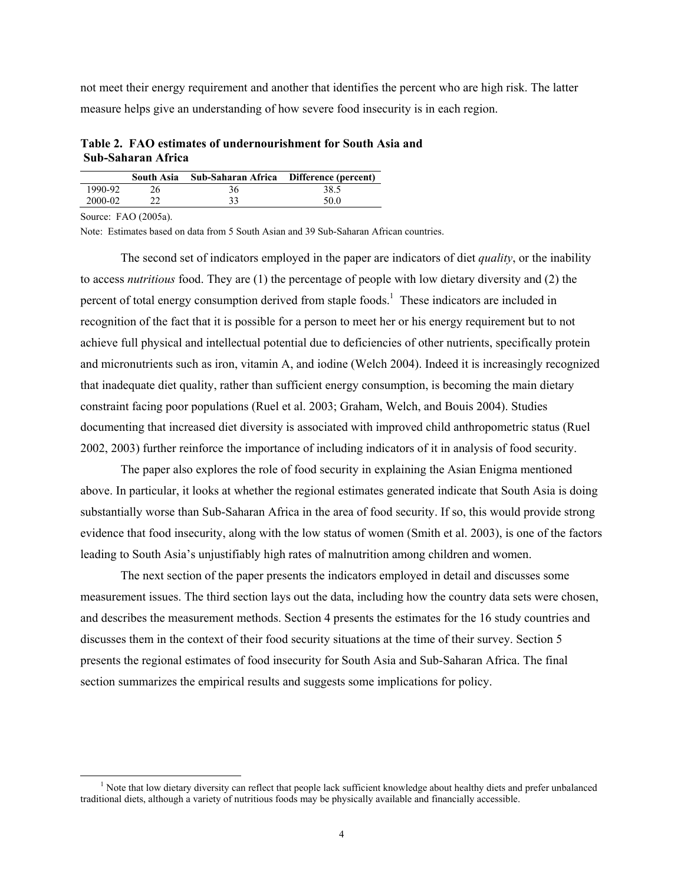not meet their energy requirement and another that identifies the percent who are high risk. The latter measure helps give an understanding of how severe food insecurity is in each region.

**Table 2. FAO estimates of undernourishment for South Asia and Sub-Saharan Africa**

| | South Asia | Sub-Saharan Africa | Difference (percent) |
|---|---|---|---|
| 1990-92 | 26 | 36 | 38.5 |
| 2000-02 | 22 | 33 | 50.0 |

Source: FAO (2005a).

Note: Estimates based on data from 5 South Asian and 39 Sub-Saharan African countries.

The second set of indicators employed in the paper are indicators of diet *quality*, or the inability to access *nutritious* food. They are (1) the percentage of people with low dietary diversity and (2) the percent of total energy consumption derived from staple foods.[1] These indicators are included in recognition of the fact that it is possible for a person to meet her or his energy requirement but to not achieve full physical and intellectual potential due to deficiencies of other nutrients, specifically protein and micronutrients such as iron, vitamin A, and iodine (Welch 2004). Indeed it is increasingly recognized that inadequate diet quality, rather than sufficient energy consumption, is becoming the main dietary constraint facing poor populations (Ruel et al. 2003; Graham, Welch, and Bouis 2004). Studies documenting that increased diet diversity is associated with improved child anthropometric status (Ruel 2002, 2003) further reinforce the importance of including indicators of it in analysis of food security.

The paper also explores the role of food security in explaining the Asian Enigma mentioned above. In particular, it looks at whether the regional estimates generated indicate that South Asia is doing substantially worse than Sub-Saharan Africa in the area of food security. If so, this would provide strong evidence that food insecurity, along with the low status of women (Smith et al. 2003), is one of the factors leading to South Asia's unjustifiably high rates of malnutrition among children and women.

The next section of the paper presents the indicators employed in detail and discusses some measurement issues. The third section lays out the data, including how the country data sets were chosen, and describes the measurement methods. Section 4 presents the estimates for the 16 study countries and discusses them in the context of their food security situations at the time of their survey. Section 5 presents the regional estimates of food insecurity for South Asia and Sub-Saharan Africa. The final section summarizes the empirical results and suggests some implications for policy.

[1] Note that low dietary diversity can reflect that people lack sufficient knowledge about healthy diets and prefer unbalanced traditional diets, although a variety of nutritious foods may be physically available and financially accessible.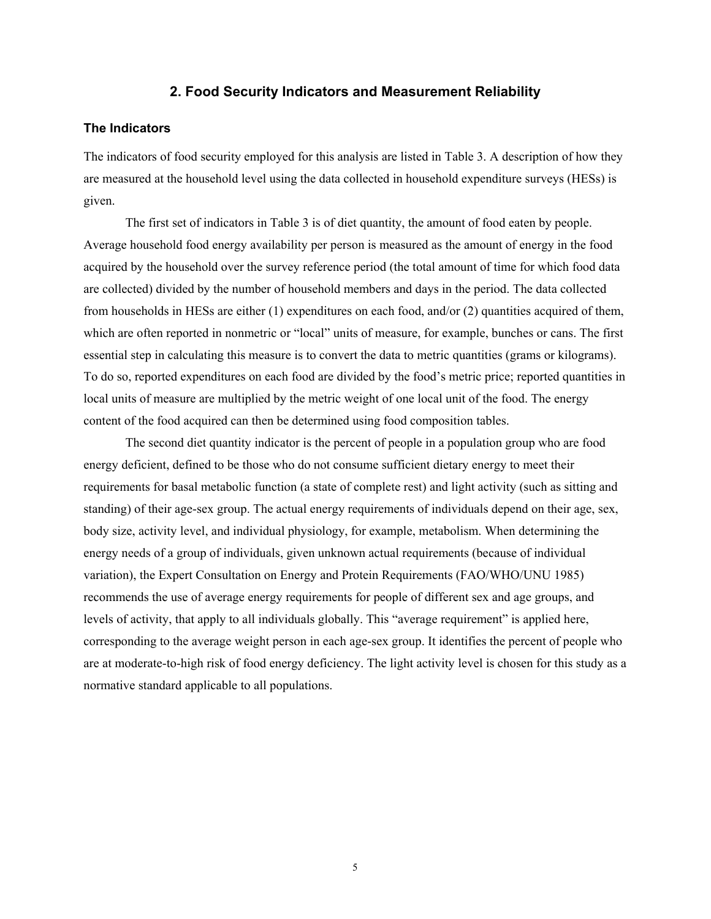## 2. Food Security Indicators and Measurement Reliability

### The Indicators

The indicators of food security employed for this analysis are listed in Table 3. A description of how they are measured at the household level using the data collected in household expenditure surveys (HESs) is given.

The first set of indicators in Table 3 is of diet quantity, the amount of food eaten by people. Average household food energy availability per person is measured as the amount of energy in the food acquired by the household over the survey reference period (the total amount of time for which food data are collected) divided by the number of household members and days in the period. The data collected from households in HESs are either (1) expenditures on each food, and/or (2) quantities acquired of them, which are often reported in nonmetric or "local" units of measure, for example, bunches or cans. The first essential step in calculating this measure is to convert the data to metric quantities (grams or kilograms). To do so, reported expenditures on each food are divided by the food's metric price; reported quantities in local units of measure are multiplied by the metric weight of one local unit of the food. The energy content of the food acquired can then be determined using food composition tables.

The second diet quantity indicator is the percent of people in a population group who are food energy deficient, defined to be those who do not consume sufficient dietary energy to meet their requirements for basal metabolic function (a state of complete rest) and light activity (such as sitting and standing) of their age-sex group. The actual energy requirements of individuals depend on their age, sex, body size, activity level, and individual physiology, for example, metabolism. When determining the energy needs of a group of individuals, given unknown actual requirements (because of individual variation), the Expert Consultation on Energy and Protein Requirements (FAO/WHO/UNU 1985) recommends the use of average energy requirements for people of different sex and age groups, and levels of activity, that apply to all individuals globally. This "average requirement" is applied here, corresponding to the average weight person in each age-sex group. It identifies the percent of people who are at moderate-to-high risk of food energy deficiency. The light activity level is chosen for this study as a normative standard applicable to all populations.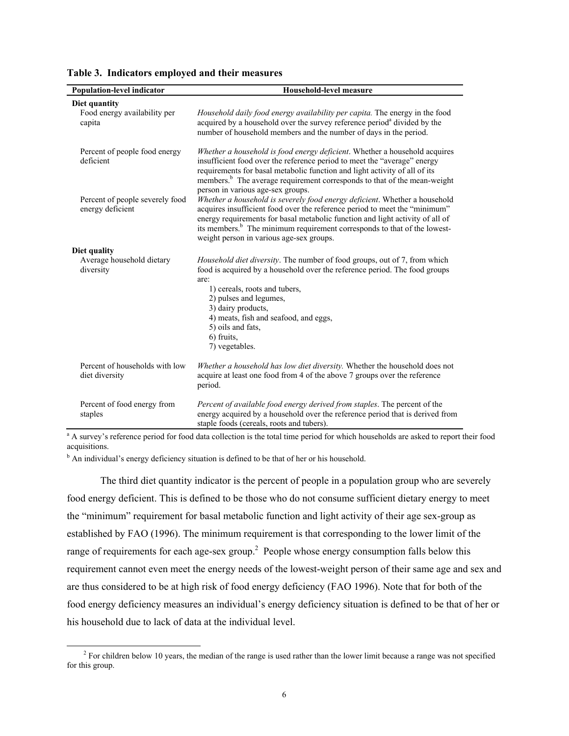**Table 3. Indicators employed and their measures**

| Population-level indicator | Household-level measure |
|---|---|
| **Diet quantity** | |
| Food energy availability per capita | *Household daily food energy availability per capita.* The energy in the food acquired by a household over the survey reference period[a] divided by the number of household members and the number of days in the period. |
| Percent of people food energy deficient | *Whether a household is food energy deficient*. Whether a household acquires insufficient food over the reference period to meet the "average" energy requirements for basal metabolic function and light activity of all of its members.[b] The average requirement corresponds to that of the mean-weight person in various age-sex groups. |
| Percent of people severely food energy deficient | *Whether a household is severely food energy deficient*. Whether a household acquires insufficient food over the reference period to meet the "minimum" energy requirements for basal metabolic function and light activity of all of its members.[b] The minimum requirement corresponds to that of the lowest-weight person in various age-sex groups. |
| **Diet quality** | |
| Average household dietary diversity | *Household diet diversity*. The number of food groups, out of 7, from which food is acquired by a household over the reference period. The food groups are: 1) cereals, roots and tubers, 2) pulses and legumes, 3) dairy products, 4) meats, fish and seafood, and eggs, 5) oils and fats, 6) fruits, 7) vegetables. |
| Percent of households with low diet diversity | *Whether a household has low diet diversity.* Whether the household does not acquire at least one food from 4 of the above 7 groups over the reference period. |
| Percent of food energy from staples | *Percent of available food energy derived from staples*. The percent of the energy acquired by a household over the reference period that is derived from staple foods (cereals, roots and tubers). |

[a] A survey's reference period for food data collection is the total time period for which households are asked to report their food acquisitions.

[b] An individual's energy deficiency situation is defined to be that of her or his household.

The third diet quantity indicator is the percent of people in a population group who are severely food energy deficient. This is defined to be those who do not consume sufficient dietary energy to meet the "minimum" requirement for basal metabolic function and light activity of their age sex-group as established by FAO (1996). The minimum requirement is that corresponding to the lower limit of the range of requirements for each age-sex group.[2] People whose energy consumption falls below this requirement cannot even meet the energy needs of the lowest-weight person of their same age and sex and are thus considered to be at high risk of food energy deficiency (FAO 1996). Note that for both of the food energy deficiency measures an individual's energy deficiency situation is defined to be that of her or his household due to lack of data at the individual level.

[2] For children below 10 years, the median of the range is used rather than the lower limit because a range was not specified for this group.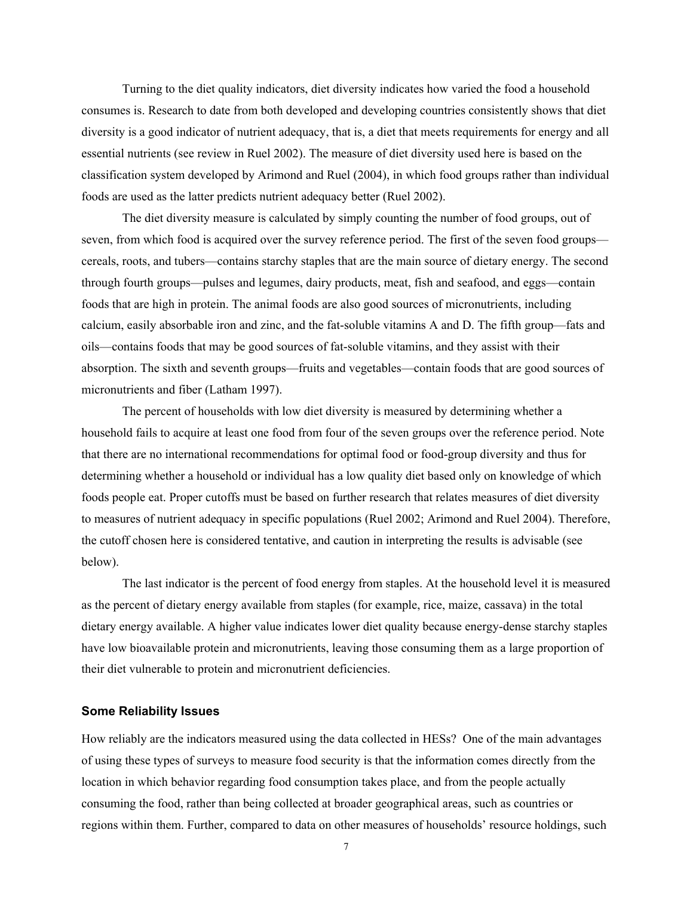Turning to the diet quality indicators, diet diversity indicates how varied the food a household consumes is. Research to date from both developed and developing countries consistently shows that diet diversity is a good indicator of nutrient adequacy, that is, a diet that meets requirements for energy and all essential nutrients (see review in Ruel 2002). The measure of diet diversity used here is based on the classification system developed by Arimond and Ruel (2004), in which food groups rather than individual foods are used as the latter predicts nutrient adequacy better (Ruel 2002).

The diet diversity measure is calculated by simply counting the number of food groups, out of seven, from which food is acquired over the survey reference period. The first of the seven food groups—cereals, roots, and tubers—contains starchy staples that are the main source of dietary energy. The second through fourth groups—pulses and legumes, dairy products, meat, fish and seafood, and eggs—contain foods that are high in protein. The animal foods are also good sources of micronutrients, including calcium, easily absorbable iron and zinc, and the fat-soluble vitamins A and D. The fifth group—fats and oils—contains foods that may be good sources of fat-soluble vitamins, and they assist with their absorption. The sixth and seventh groups—fruits and vegetables—contain foods that are good sources of micronutrients and fiber (Latham 1997).

The percent of households with low diet diversity is measured by determining whether a household fails to acquire at least one food from four of the seven groups over the reference period. Note that there are no international recommendations for optimal food or food-group diversity and thus for determining whether a household or individual has a low quality diet based only on knowledge of which foods people eat. Proper cutoffs must be based on further research that relates measures of diet diversity to measures of nutrient adequacy in specific populations (Ruel 2002; Arimond and Ruel 2004). Therefore, the cutoff chosen here is considered tentative, and caution in interpreting the results is advisable (see below).

The last indicator is the percent of food energy from staples. At the household level it is measured as the percent of dietary energy available from staples (for example, rice, maize, cassava) in the total dietary energy available. A higher value indicates lower diet quality because energy-dense starchy staples have low bioavailable protein and micronutrients, leaving those consuming them as a large proportion of their diet vulnerable to protein and micronutrient deficiencies.

### Some Reliability Issues

How reliably are the indicators measured using the data collected in HESs? One of the main advantages of using these types of surveys to measure food security is that the information comes directly from the location in which behavior regarding food consumption takes place, and from the people actually consuming the food, rather than being collected at broader geographical areas, such as countries or regions within them. Further, compared to data on other measures of households' resource holdings, such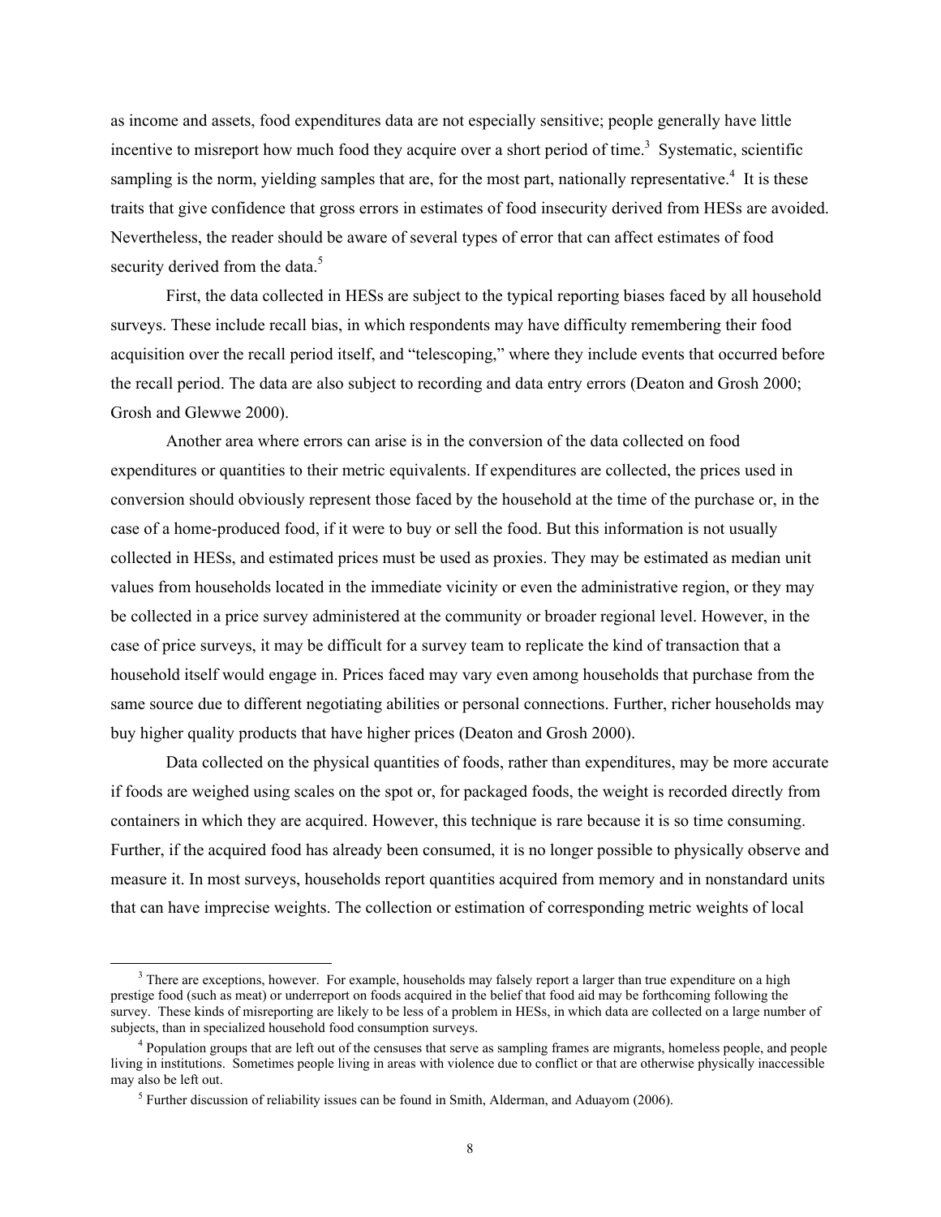as income and assets, food expenditures data are not especially sensitive; people generally have little incentive to misreport how much food they acquire over a short period of time.[3] Systematic, scientific sampling is the norm, yielding samples that are, for the most part, nationally representative.[4] It is these traits that give confidence that gross errors in estimates of food insecurity derived from HESs are avoided. Nevertheless, the reader should be aware of several types of error that can affect estimates of food security derived from the data.[5]

First, the data collected in HESs are subject to the typical reporting biases faced by all household surveys. These include recall bias, in which respondents may have difficulty remembering their food acquisition over the recall period itself, and "telescoping," where they include events that occurred before the recall period. The data are also subject to recording and data entry errors (Deaton and Grosh 2000; Grosh and Glewwe 2000).

Another area where errors can arise is in the conversion of the data collected on food expenditures or quantities to their metric equivalents. If expenditures are collected, the prices used in conversion should obviously represent those faced by the household at the time of the purchase or, in the case of a home-produced food, if it were to buy or sell the food. But this information is not usually collected in HESs, and estimated prices must be used as proxies. They may be estimated as median unit values from households located in the immediate vicinity or even the administrative region, or they may be collected in a price survey administered at the community or broader regional level. However, in the case of price surveys, it may be difficult for a survey team to replicate the kind of transaction that a household itself would engage in. Prices faced may vary even among households that purchase from the same source due to different negotiating abilities or personal connections. Further, richer households may buy higher quality products that have higher prices (Deaton and Grosh 2000).

Data collected on the physical quantities of foods, rather than expenditures, may be more accurate if foods are weighed using scales on the spot or, for packaged foods, the weight is recorded directly from containers in which they are acquired. However, this technique is rare because it is so time consuming. Further, if the acquired food has already been consumed, it is no longer possible to physically observe and measure it. In most surveys, households report quantities acquired from memory and in nonstandard units that can have imprecise weights. The collection or estimation of corresponding metric weights of local

[3] There are exceptions, however. For example, households may falsely report a larger than true expenditure on a high prestige food (such as meat) or underreport on foods acquired in the belief that food aid may be forthcoming following the survey. These kinds of misreporting are likely to be less of a problem in HESs, in which data are collected on a large number of subjects, than in specialized household food consumption surveys.

[4] Population groups that are left out of the censuses that serve as sampling frames are migrants, homeless people, and people living in institutions. Sometimes people living in areas with violence due to conflict or that are otherwise physically inaccessible may also be left out.

[5] Further discussion of reliability issues can be found in Smith, Alderman, and Aduayom (2006).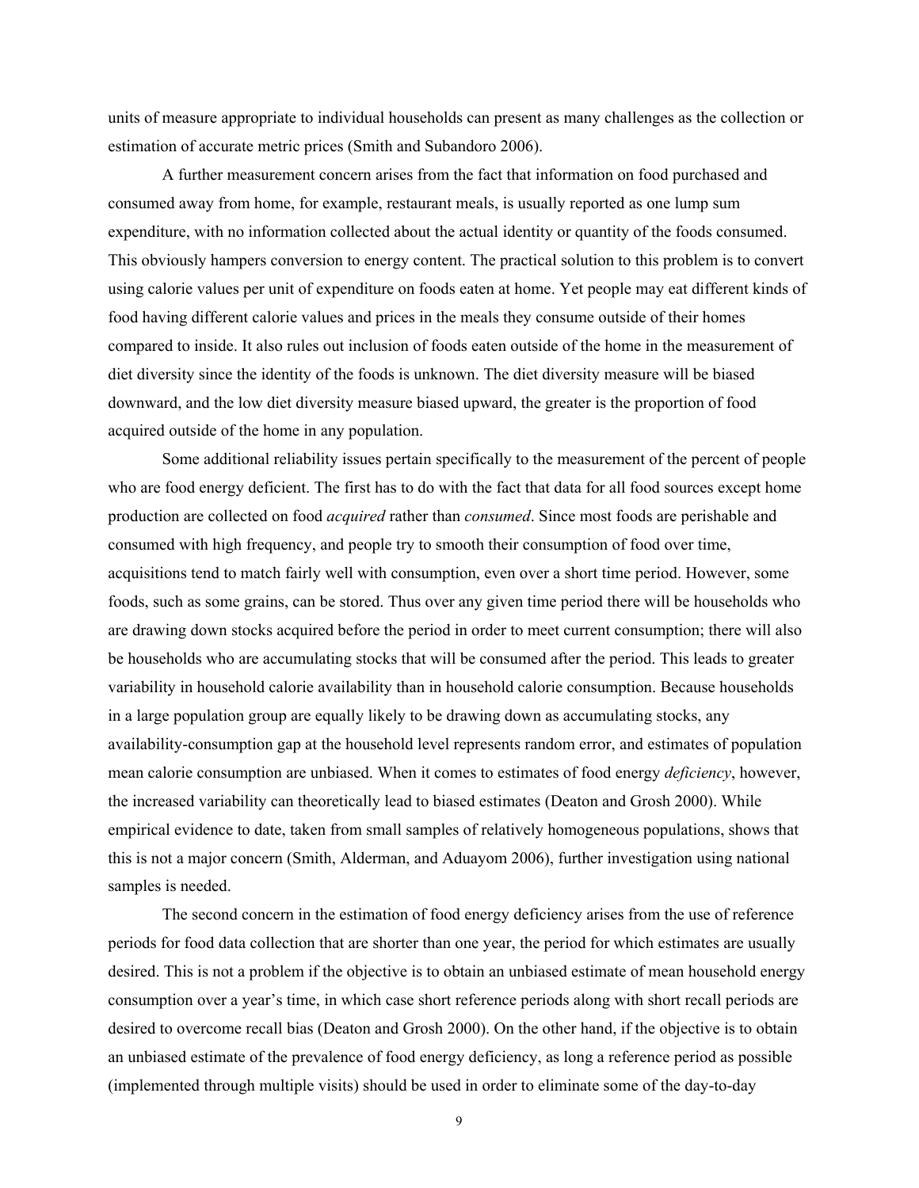units of measure appropriate to individual households can present as many challenges as the collection or estimation of accurate metric prices (Smith and Subandoro 2006).

A further measurement concern arises from the fact that information on food purchased and consumed away from home, for example, restaurant meals, is usually reported as one lump sum expenditure, with no information collected about the actual identity or quantity of the foods consumed. This obviously hampers conversion to energy content. The practical solution to this problem is to convert using calorie values per unit of expenditure on foods eaten at home. Yet people may eat different kinds of food having different calorie values and prices in the meals they consume outside of their homes compared to inside. It also rules out inclusion of foods eaten outside of the home in the measurement of diet diversity since the identity of the foods is unknown. The diet diversity measure will be biased downward, and the low diet diversity measure biased upward, the greater is the proportion of food acquired outside of the home in any population.

Some additional reliability issues pertain specifically to the measurement of the percent of people who are food energy deficient. The first has to do with the fact that data for all food sources except home production are collected on food *acquired* rather than *consumed*. Since most foods are perishable and consumed with high frequency, and people try to smooth their consumption of food over time, acquisitions tend to match fairly well with consumption, even over a short time period. However, some foods, such as some grains, can be stored. Thus over any given time period there will be households who are drawing down stocks acquired before the period in order to meet current consumption; there will also be households who are accumulating stocks that will be consumed after the period. This leads to greater variability in household calorie availability than in household calorie consumption. Because households in a large population group are equally likely to be drawing down as accumulating stocks, any availability-consumption gap at the household level represents random error, and estimates of population mean calorie consumption are unbiased. When it comes to estimates of food energy *deficiency*, however, the increased variability can theoretically lead to biased estimates (Deaton and Grosh 2000). While empirical evidence to date, taken from small samples of relatively homogeneous populations, shows that this is not a major concern (Smith, Alderman, and Aduayom 2006), further investigation using national samples is needed.

The second concern in the estimation of food energy deficiency arises from the use of reference periods for food data collection that are shorter than one year, the period for which estimates are usually desired. This is not a problem if the objective is to obtain an unbiased estimate of mean household energy consumption over a year's time, in which case short reference periods along with short recall periods are desired to overcome recall bias (Deaton and Grosh 2000). On the other hand, if the objective is to obtain an unbiased estimate of the prevalence of food energy deficiency, as long a reference period as possible (implemented through multiple visits) should be used in order to eliminate some of the day-to-day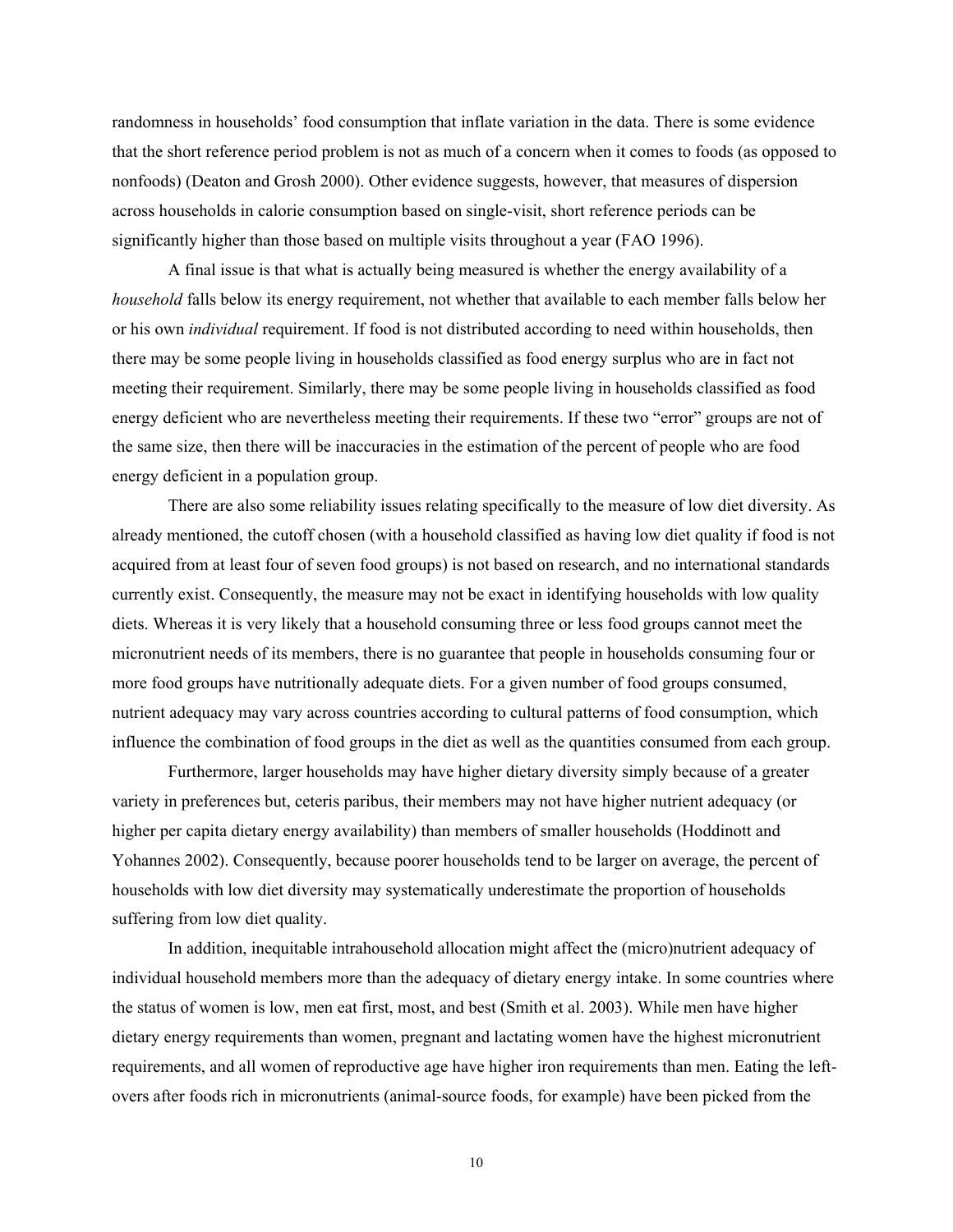randomness in households' food consumption that inflate variation in the data. There is some evidence that the short reference period problem is not as much of a concern when it comes to foods (as opposed to nonfoods) (Deaton and Grosh 2000). Other evidence suggests, however, that measures of dispersion across households in calorie consumption based on single-visit, short reference periods can be significantly higher than those based on multiple visits throughout a year (FAO 1996).

A final issue is that what is actually being measured is whether the energy availability of a *household* falls below its energy requirement, not whether that available to each member falls below her or his own *individual* requirement. If food is not distributed according to need within households, then there may be some people living in households classified as food energy surplus who are in fact not meeting their requirement. Similarly, there may be some people living in households classified as food energy deficient who are nevertheless meeting their requirements. If these two "error" groups are not of the same size, then there will be inaccuracies in the estimation of the percent of people who are food energy deficient in a population group.

There are also some reliability issues relating specifically to the measure of low diet diversity. As already mentioned, the cutoff chosen (with a household classified as having low diet quality if food is not acquired from at least four of seven food groups) is not based on research, and no international standards currently exist. Consequently, the measure may not be exact in identifying households with low quality diets. Whereas it is very likely that a household consuming three or less food groups cannot meet the micronutrient needs of its members, there is no guarantee that people in households consuming four or more food groups have nutritionally adequate diets. For a given number of food groups consumed, nutrient adequacy may vary across countries according to cultural patterns of food consumption, which influence the combination of food groups in the diet as well as the quantities consumed from each group.

Furthermore, larger households may have higher dietary diversity simply because of a greater variety in preferences but, ceteris paribus, their members may not have higher nutrient adequacy (or higher per capita dietary energy availability) than members of smaller households (Hoddinott and Yohannes 2002). Consequently, because poorer households tend to be larger on average, the percent of households with low diet diversity may systematically underestimate the proportion of households suffering from low diet quality.

In addition, inequitable intrahousehold allocation might affect the (micro)nutrient adequacy of individual household members more than the adequacy of dietary energy intake. In some countries where the status of women is low, men eat first, most, and best (Smith et al. 2003). While men have higher dietary energy requirements than women, pregnant and lactating women have the highest micronutrient requirements, and all women of reproductive age have higher iron requirements than men. Eating the left-overs after foods rich in micronutrients (animal-source foods, for example) have been picked from the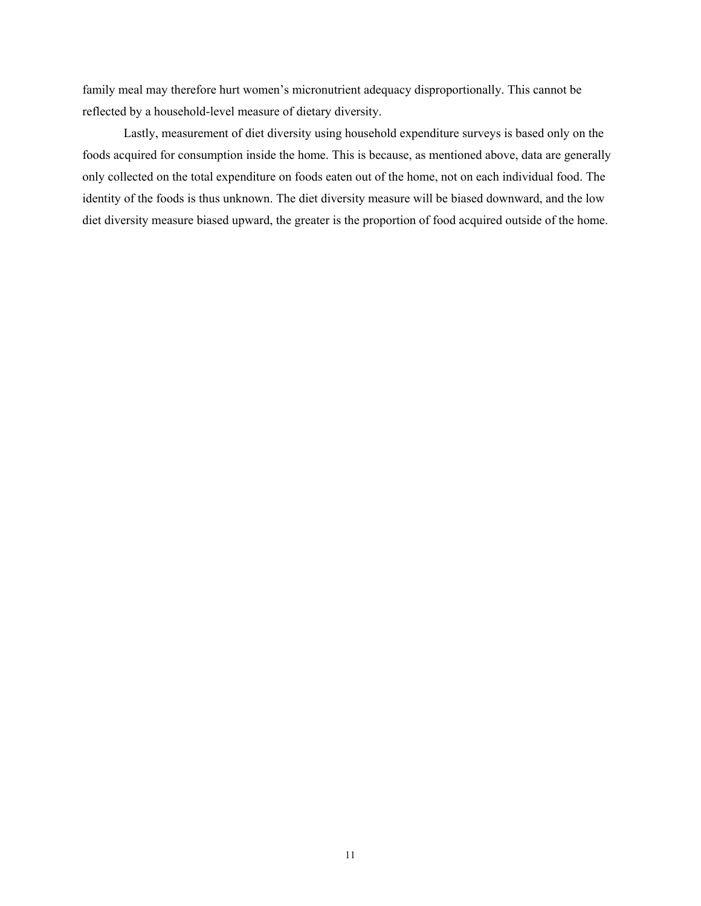family meal may therefore hurt women's micronutrient adequacy disproportionally. This cannot be reflected by a household-level measure of dietary diversity.

Lastly, measurement of diet diversity using household expenditure surveys is based only on the foods acquired for consumption inside the home. This is because, as mentioned above, data are generally only collected on the total expenditure on foods eaten out of the home, not on each individual food. The identity of the foods is thus unknown. The diet diversity measure will be biased downward, and the low diet diversity measure biased upward, the greater is the proportion of food acquired outside of the home.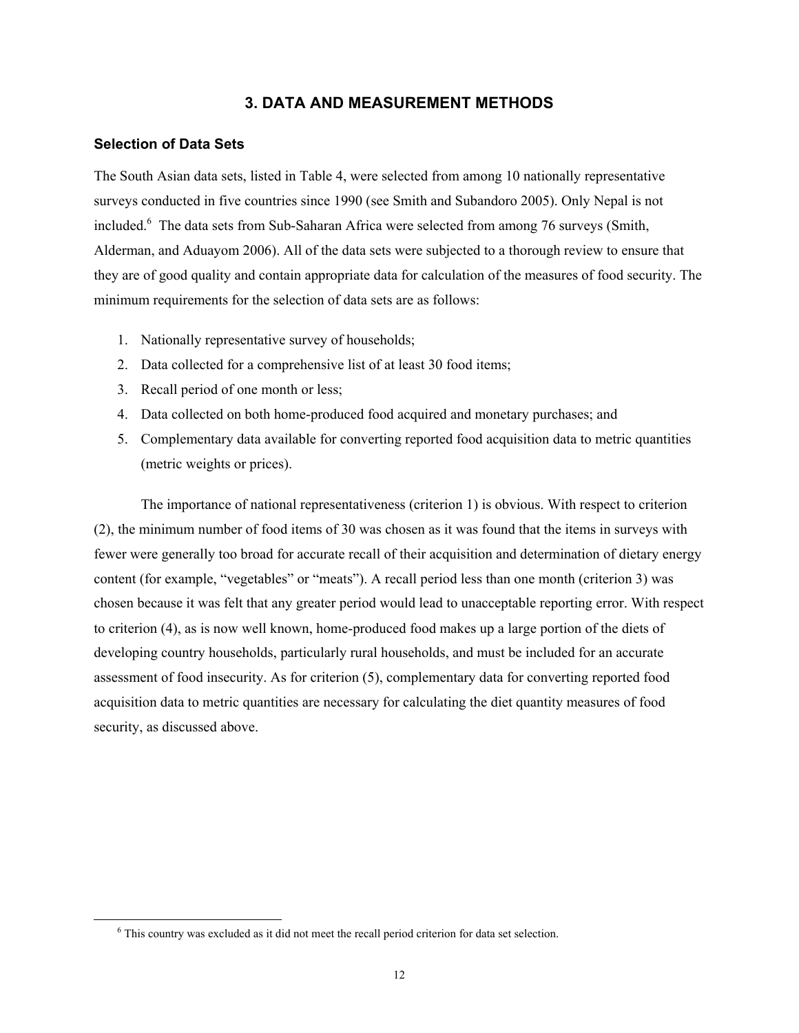# 3. DATA AND MEASUREMENT METHODS

## Selection of Data Sets

The South Asian data sets, listed in Table 4, were selected from among 10 nationally representative surveys conducted in five countries since 1990 (see Smith and Subandoro 2005). Only Nepal is not included.[6] The data sets from Sub-Saharan Africa were selected from among 76 surveys (Smith, Alderman, and Aduayom 2006). All of the data sets were subjected to a thorough review to ensure that they are of good quality and contain appropriate data for calculation of the measures of food security. The minimum requirements for the selection of data sets are as follows:

1. Nationally representative survey of households;
2. Data collected for a comprehensive list of at least 30 food items;
3. Recall period of one month or less;
4. Data collected on both home-produced food acquired and monetary purchases; and
5. Complementary data available for converting reported food acquisition data to metric quantities (metric weights or prices).

The importance of national representativeness (criterion 1) is obvious. With respect to criterion (2), the minimum number of food items of 30 was chosen as it was found that the items in surveys with fewer were generally too broad for accurate recall of their acquisition and determination of dietary energy content (for example, "vegetables" or "meats"). A recall period less than one month (criterion 3) was chosen because it was felt that any greater period would lead to unacceptable reporting error. With respect to criterion (4), as is now well known, home-produced food makes up a large portion of the diets of developing country households, particularly rural households, and must be included for an accurate assessment of food insecurity. As for criterion (5), complementary data for converting reported food acquisition data to metric quantities are necessary for calculating the diet quantity measures of food security, as discussed above.

---

[6] This country was excluded as it did not meet the recall period criterion for data set selection.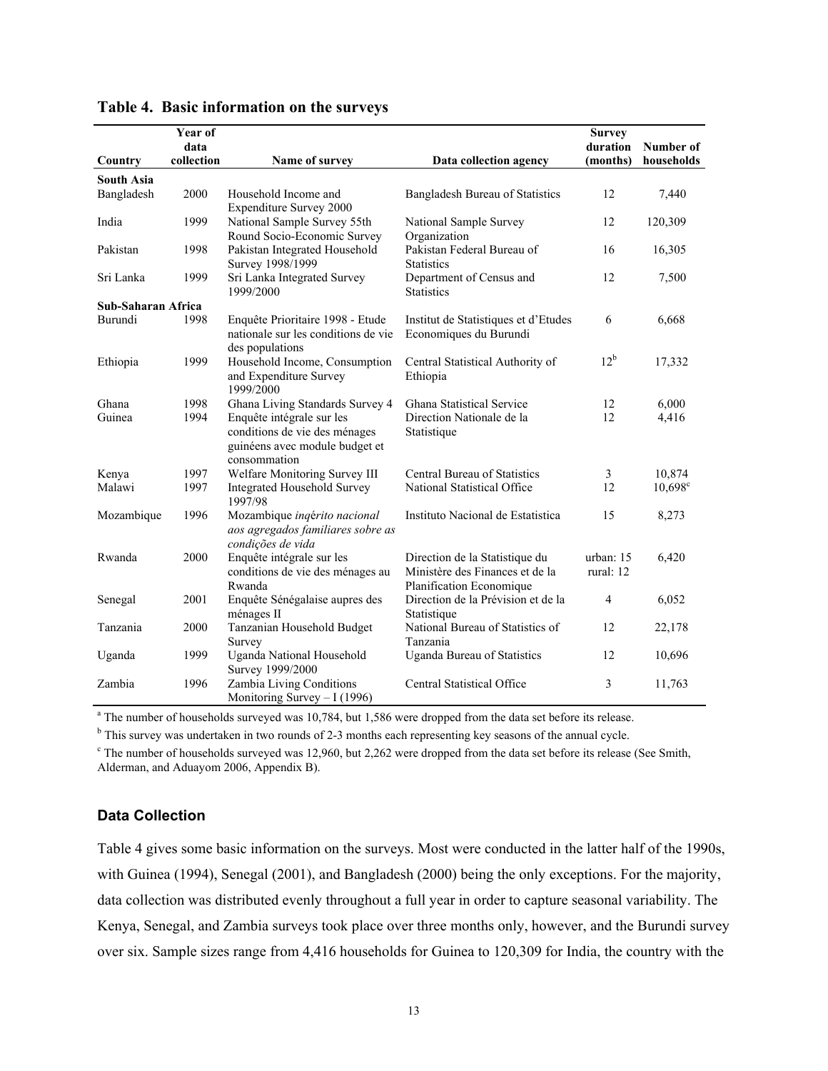**Table 4. Basic information on the surveys**

| Country | Year of data collection | Name of survey | Data collection agency | Survey duration (months) | Number of households |
|---|---|---|---|---|---|
| **South Asia** | | | | | |
| Bangladesh | 2000 | Household Income and Expenditure Survey 2000 | Bangladesh Bureau of Statistics | 12 | 7,440 |
| India | 1999 | National Sample Survey 55th Round Socio-Economic Survey | National Sample Survey Organization | 12 | 120,309 |
| Pakistan | 1998 | Pakistan Integrated Household Survey 1998/1999 | Pakistan Federal Bureau of Statistics | 16 | 16,305 |
| Sri Lanka | 1999 | Sri Lanka Integrated Survey 1999/2000 | Department of Census and Statistics | 12 | 7,500 |
| **Sub-Saharan Africa** | | | | | |
| Burundi | 1998 | Enquête Prioritaire 1998 - Etude nationale sur les conditions de vie des populations | Institut de Statistiques et d'Etudes Economiques du Burundi | 6 | 6,668 |
| Ethiopia | 1999 | Household Income, Consumption and Expenditure Survey 1999/2000 | Central Statistical Authority of Ethiopia | 12[b] | 17,332 |
| Ghana | 1998 | Ghana Living Standards Survey 4 | Ghana Statistical Service | 12 | 6,000 |
| Guinea | 1994 | Enquête intégrale sur les conditions de vie des ménages guinéens avec module budget et consommation | Direction Nationale de la Statistique | 12 | 4,416 |
| Kenya | 1997 | Welfare Monitoring Survey III | Central Bureau of Statistics | 3 | 10,874 |
| Malawi | 1997 | Integrated Household Survey 1997/98 | National Statistical Office | 12 | 10,698[c] |
| Mozambique | 1996 | Mozambique *inqérito nacional aos agregados familiares sobre as condições de vida* | Instituto Nacional de Estatistica | 15 | 8,273 |
| Rwanda | 2000 | Enquête intégrale sur les conditions de vie des ménages au Rwanda | Direction de la Statistique du Ministère des Finances et de la Planification Economique | urban: 15 rural: 12 | 6,420 |
| Senegal | 2001 | Enquête Sénégalaise aupres des ménages II | Direction de la Prévision et de la Statistique | 4 | 6,052 |
| Tanzania | 2000 | Tanzanian Household Budget Survey | National Bureau of Statistics of Tanzania | 12 | 22,178 |
| Uganda | 1999 | Uganda National Household Survey 1999/2000 | Uganda Bureau of Statistics | 12 | 10,696 |
| Zambia | 1996 | Zambia Living Conditions Monitoring Survey – I (1996) | Central Statistical Office | 3 | 11,763 |

[a] The number of households surveyed was 10,784, but 1,586 were dropped from the data set before its release.

[b] This survey was undertaken in two rounds of 2-3 months each representing key seasons of the annual cycle.

[c] The number of households surveyed was 12,960, but 2,262 were dropped from the data set before its release (See Smith, Alderman, and Aduayom 2006, Appendix B).

### Data Collection

Table 4 gives some basic information on the surveys. Most were conducted in the latter half of the 1990s, with Guinea (1994), Senegal (2001), and Bangladesh (2000) being the only exceptions. For the majority, data collection was distributed evenly throughout a full year in order to capture seasonal variability. The Kenya, Senegal, and Zambia surveys took place over three months only, however, and the Burundi survey over six. Sample sizes range from 4,416 households for Guinea to 120,309 for India, the country with the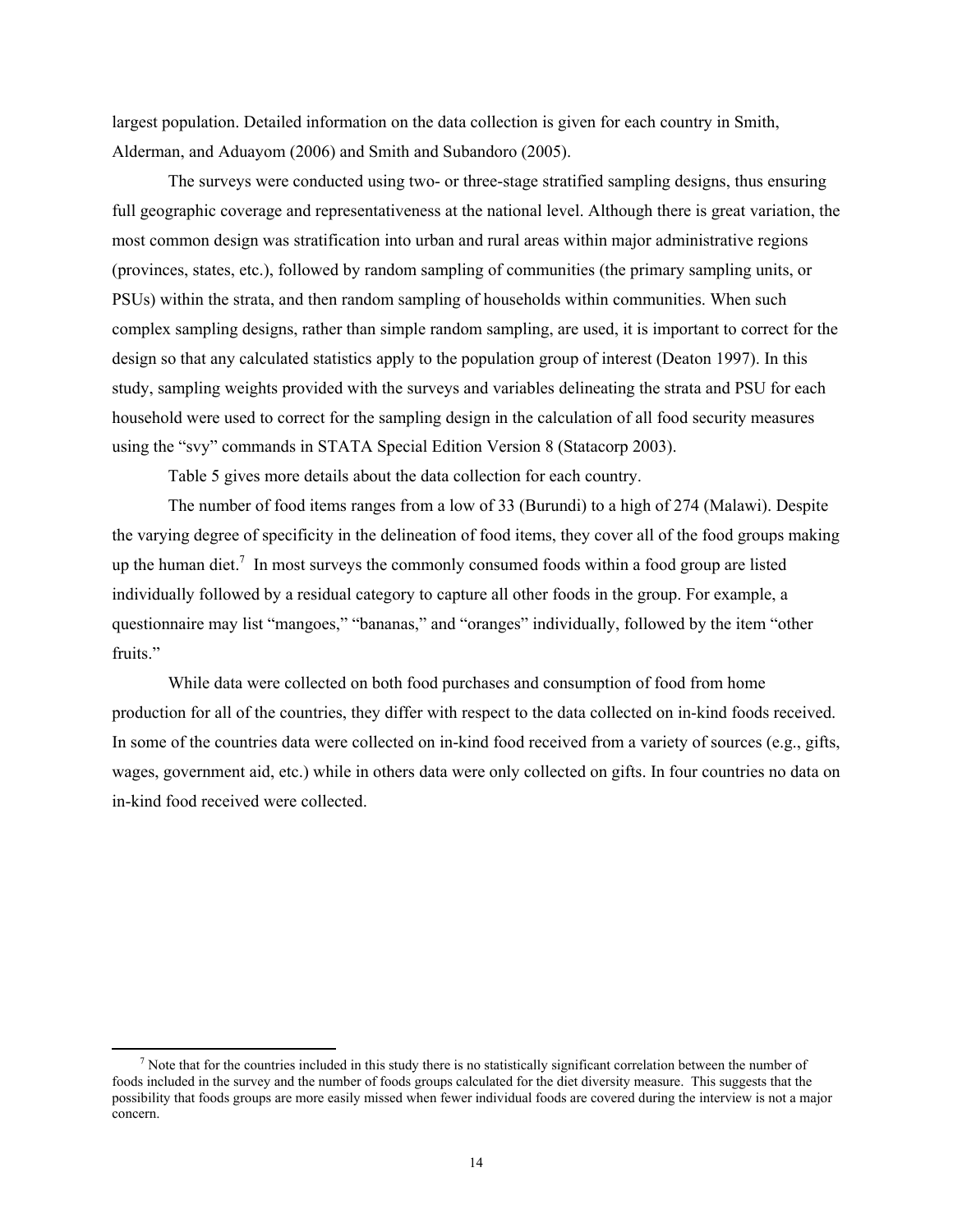largest population. Detailed information on the data collection is given for each country in Smith, Alderman, and Aduayom (2006) and Smith and Subandoro (2005).

The surveys were conducted using two- or three-stage stratified sampling designs, thus ensuring full geographic coverage and representativeness at the national level. Although there is great variation, the most common design was stratification into urban and rural areas within major administrative regions (provinces, states, etc.), followed by random sampling of communities (the primary sampling units, or PSUs) within the strata, and then random sampling of households within communities. When such complex sampling designs, rather than simple random sampling, are used, it is important to correct for the design so that any calculated statistics apply to the population group of interest (Deaton 1997). In this study, sampling weights provided with the surveys and variables delineating the strata and PSU for each household were used to correct for the sampling design in the calculation of all food security measures using the "svy" commands in STATA Special Edition Version 8 (Statacorp 2003).

Table 5 gives more details about the data collection for each country.

The number of food items ranges from a low of 33 (Burundi) to a high of 274 (Malawi). Despite the varying degree of specificity in the delineation of food items, they cover all of the food groups making up the human diet.[7] In most surveys the commonly consumed foods within a food group are listed individually followed by a residual category to capture all other foods in the group. For example, a questionnaire may list "mangoes," "bananas," and "oranges" individually, followed by the item "other fruits."

While data were collected on both food purchases and consumption of food from home production for all of the countries, they differ with respect to the data collected on in-kind foods received. In some of the countries data were collected on in-kind food received from a variety of sources (e.g., gifts, wages, government aid, etc.) while in others data were only collected on gifts. In four countries no data on in-kind food received were collected.

[7] Note that for the countries included in this study there is no statistically significant correlation between the number of foods included in the survey and the number of foods groups calculated for the diet diversity measure. This suggests that the possibility that foods groups are more easily missed when fewer individual foods are covered during the interview is not a major concern.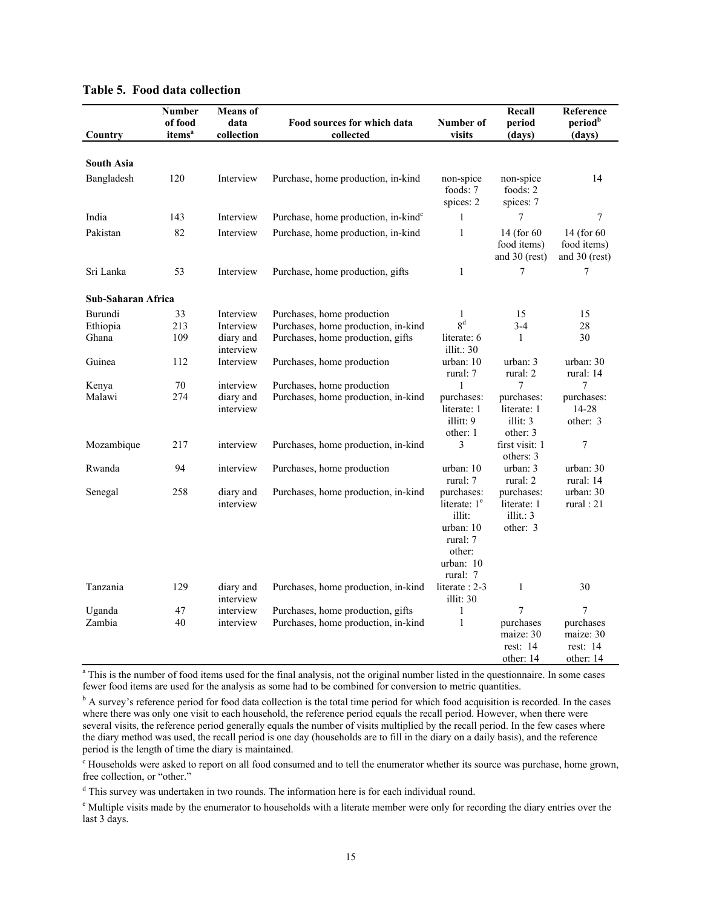**Table 5. Food data collection**

| Country | Number of food items[a] | Means of data collection | Food sources for which data collected | Number of visits | Recall period (days) | Reference period[b] (days) |
|---|---|---|---|---|---|---|
| **South Asia** | | | | | | |
| Bangladesh | 120 | Interview | Purchase, home production, in-kind | non-spice foods: 7 spices: 2 | non-spice foods: 2 spices: 7 | 14 |
| India | 143 | Interview | Purchase, home production, in-kind[c] | 1 | 7 | 7 |
| Pakistan | 82 | Interview | Purchase, home production, in-kind | 1 | 14 (for 60 food items) and 30 (rest) | 14 (for 60 food items) and 30 (rest) |
| Sri Lanka | 53 | Interview | Purchase, home production, gifts | 1 | 7 | 7 |
| **Sub-Saharan Africa** | | | | | | |
| Burundi | 33 | Interview | Purchases, home production | 1 | 15 | 15 |
| Ethiopia | 213 | Interview | Purchases, home production, in-kind | 8[d] | 3-4 | 28 |
| Ghana | 109 | diary and interview | Purchases, home production, gifts | literate: 6 illit.: 30 | 1 | 30 |
| Guinea | 112 | Interview | Purchases, home production | urban: 10 rural: 7 | urban: 3 rural: 2 | urban: 30 rural: 14 |
| Kenya | 70 | interview | Purchases, home production | 1 | 7 | 7 |
| Malawi | 274 | diary and interview | Purchases, home production, in-kind | purchases: literate: 1 illitt: 9 other: 1 | purchases: literate: 1 illit: 3 other: 3 | purchases: 14-28 other: 3 |
| Mozambique | 217 | interview | Purchases, home production, in-kind | 3 | first visit: 1 others: 3 | 7 |
| Rwanda | 94 | interview | Purchases, home production | urban: 10 rural: 7 | urban: 3 rural: 2 | urban: 30 rural: 14 |
| Senegal | 258 | diary and interview | Purchases, home production, in-kind | purchases: literate: 1[e] illit: urban: 10 rural: 7 other: urban: 10 rural: 7 | purchases: literate: 1 illit.: 3 other: 3 | urban: 30 rural : 21 |
| Tanzania | 129 | diary and interview | Purchases, home production, in-kind | literate : 2-3 illit: 30 | 1 | 30 |
| Uganda | 47 | interview | Purchases, home production, gifts | 1 | 7 | 7 |
| Zambia | 40 | interview | Purchases, home production, in-kind | 1 | purchases maize: 30 rest: 14 other: 14 | purchases maize: 30 rest: 14 other: 14 |

[a] This is the number of food items used for the final analysis, not the original number listed in the questionnaire. In some cases fewer food items are used for the analysis as some had to be combined for conversion to metric quantities.

[b] A survey's reference period for food data collection is the total time period for which food acquisition is recorded. In the cases where there was only one visit to each household, the reference period equals the recall period. However, when there were several visits, the reference period generally equals the number of visits multiplied by the recall period. In the few cases where the diary method was used, the recall period is one day (households are to fill in the diary on a daily basis), and the reference period is the length of time the diary is maintained.

[c] Households were asked to report on all food consumed and to tell the enumerator whether its source was purchase, home grown, free collection, or "other."

[d] This survey was undertaken in two rounds. The information here is for each individual round.

[e] Multiple visits made by the enumerator to households with a literate member were only for recording the diary entries over the last 3 days.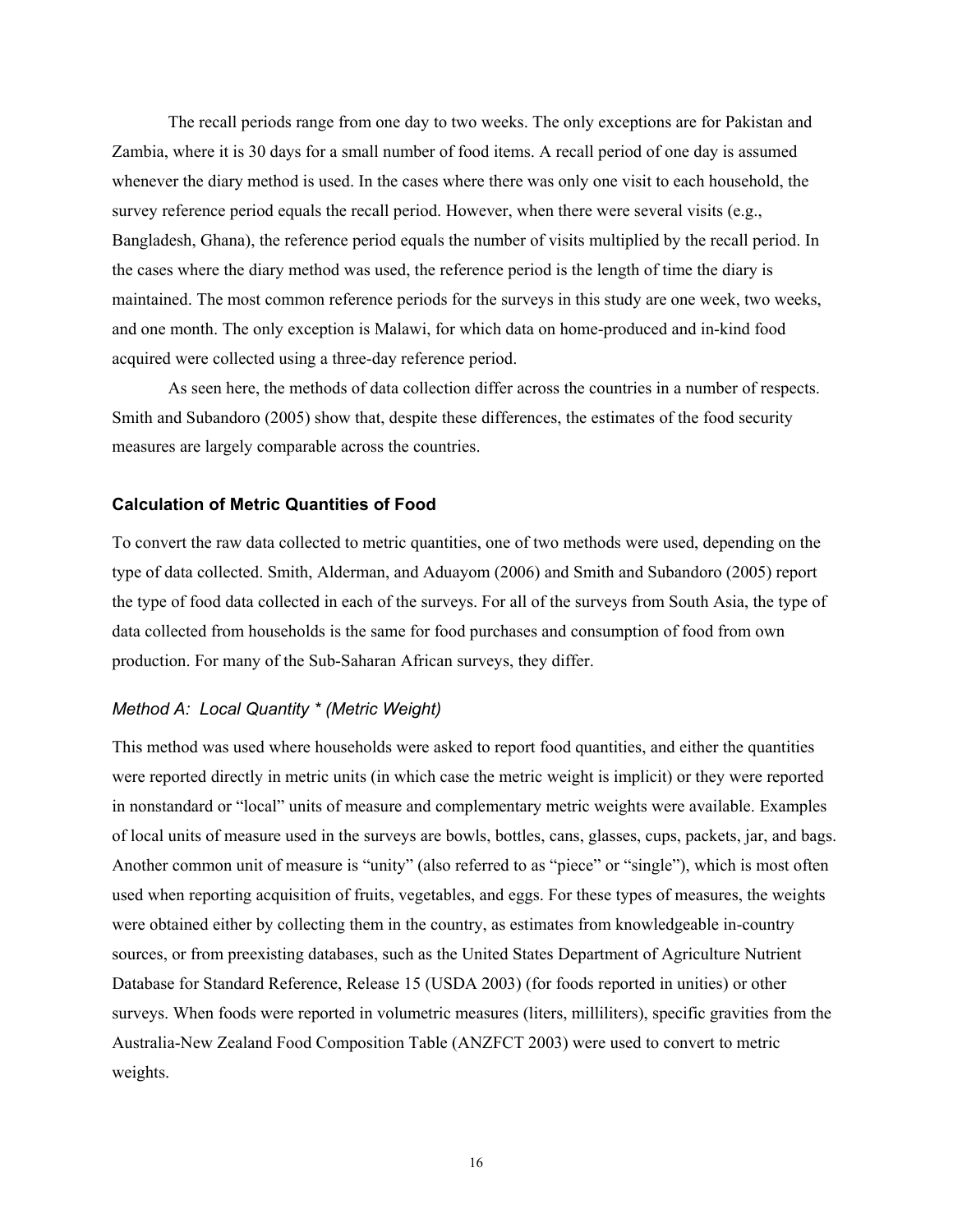The recall periods range from one day to two weeks. The only exceptions are for Pakistan and Zambia, where it is 30 days for a small number of food items. A recall period of one day is assumed whenever the diary method is used. In the cases where there was only one visit to each household, the survey reference period equals the recall period. However, when there were several visits (e.g., Bangladesh, Ghana), the reference period equals the number of visits multiplied by the recall period. In the cases where the diary method was used, the reference period is the length of time the diary is maintained. The most common reference periods for the surveys in this study are one week, two weeks, and one month. The only exception is Malawi, for which data on home-produced and in-kind food acquired were collected using a three-day reference period.

As seen here, the methods of data collection differ across the countries in a number of respects. Smith and Subandoro (2005) show that, despite these differences, the estimates of the food security measures are largely comparable across the countries.

### Calculation of Metric Quantities of Food

To convert the raw data collected to metric quantities, one of two methods were used, depending on the type of data collected. Smith, Alderman, and Aduayom (2006) and Smith and Subandoro (2005) report the type of food data collected in each of the surveys. For all of the surveys from South Asia, the type of data collected from households is the same for food purchases and consumption of food from own production. For many of the Sub-Saharan African surveys, they differ.

#### *Method A: Local Quantity * (Metric Weight)*

This method was used where households were asked to report food quantities, and either the quantities were reported directly in metric units (in which case the metric weight is implicit) or they were reported in nonstandard or "local" units of measure and complementary metric weights were available. Examples of local units of measure used in the surveys are bowls, bottles, cans, glasses, cups, packets, jar, and bags. Another common unit of measure is "unity" (also referred to as "piece" or "single"), which is most often used when reporting acquisition of fruits, vegetables, and eggs. For these types of measures, the weights were obtained either by collecting them in the country, as estimates from knowledgeable in-country sources, or from preexisting databases, such as the United States Department of Agriculture Nutrient Database for Standard Reference, Release 15 (USDA 2003) (for foods reported in unities) or other surveys. When foods were reported in volumetric measures (liters, milliliters), specific gravities from the Australia-New Zealand Food Composition Table (ANZFCT 2003) were used to convert to metric weights.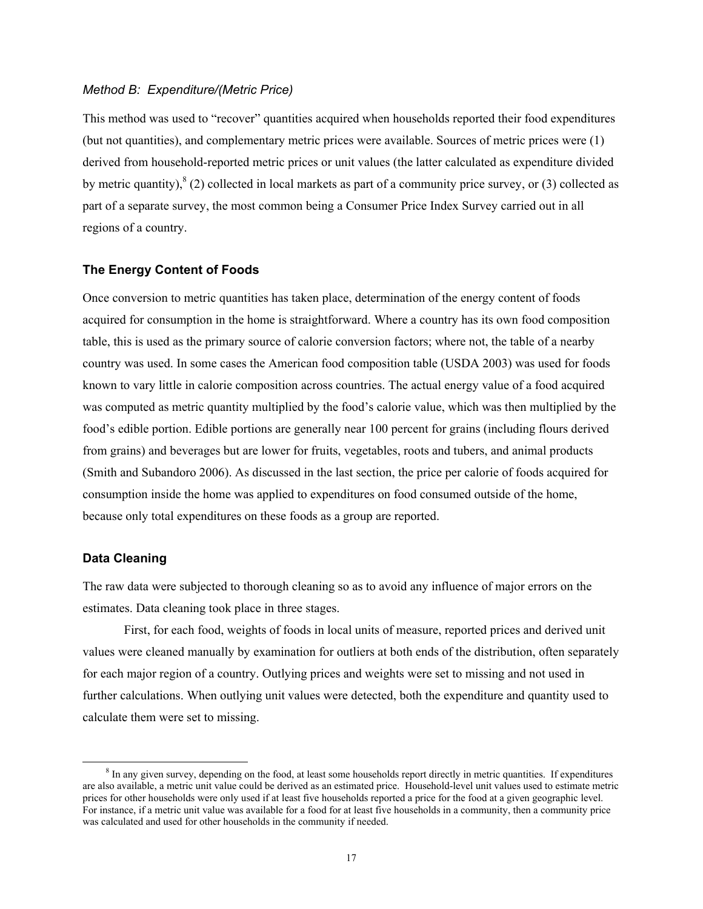*Method B: Expenditure/(Metric Price)*

This method was used to "recover" quantities acquired when households reported their food expenditures (but not quantities), and complementary metric prices were available. Sources of metric prices were (1) derived from household-reported metric prices or unit values (the latter calculated as expenditure divided by metric quantity),[8] (2) collected in local markets as part of a community price survey, or (3) collected as part of a separate survey, the most common being a Consumer Price Index Survey carried out in all regions of a country.

### The Energy Content of Foods

Once conversion to metric quantities has taken place, determination of the energy content of foods acquired for consumption in the home is straightforward. Where a country has its own food composition table, this is used as the primary source of calorie conversion factors; where not, the table of a nearby country was used. In some cases the American food composition table (USDA 2003) was used for foods known to vary little in calorie composition across countries. The actual energy value of a food acquired was computed as metric quantity multiplied by the food's calorie value, which was then multiplied by the food's edible portion. Edible portions are generally near 100 percent for grains (including flours derived from grains) and beverages but are lower for fruits, vegetables, roots and tubers, and animal products (Smith and Subandoro 2006). As discussed in the last section, the price per calorie of foods acquired for consumption inside the home was applied to expenditures on food consumed outside of the home, because only total expenditures on these foods as a group are reported.

### Data Cleaning

The raw data were subjected to thorough cleaning so as to avoid any influence of major errors on the estimates. Data cleaning took place in three stages.

First, for each food, weights of foods in local units of measure, reported prices and derived unit values were cleaned manually by examination for outliers at both ends of the distribution, often separately for each major region of a country. Outlying prices and weights were set to missing and not used in further calculations. When outlying unit values were detected, both the expenditure and quantity used to calculate them were set to missing.

---

[8] In any given survey, depending on the food, at least some households report directly in metric quantities. If expenditures are also available, a metric unit value could be derived as an estimated price. Household-level unit values used to estimate metric prices for other households were only used if at least five households reported a price for the food at a given geographic level. For instance, if a metric unit value was available for a food for at least five households in a community, then a community price was calculated and used for other households in the community if needed.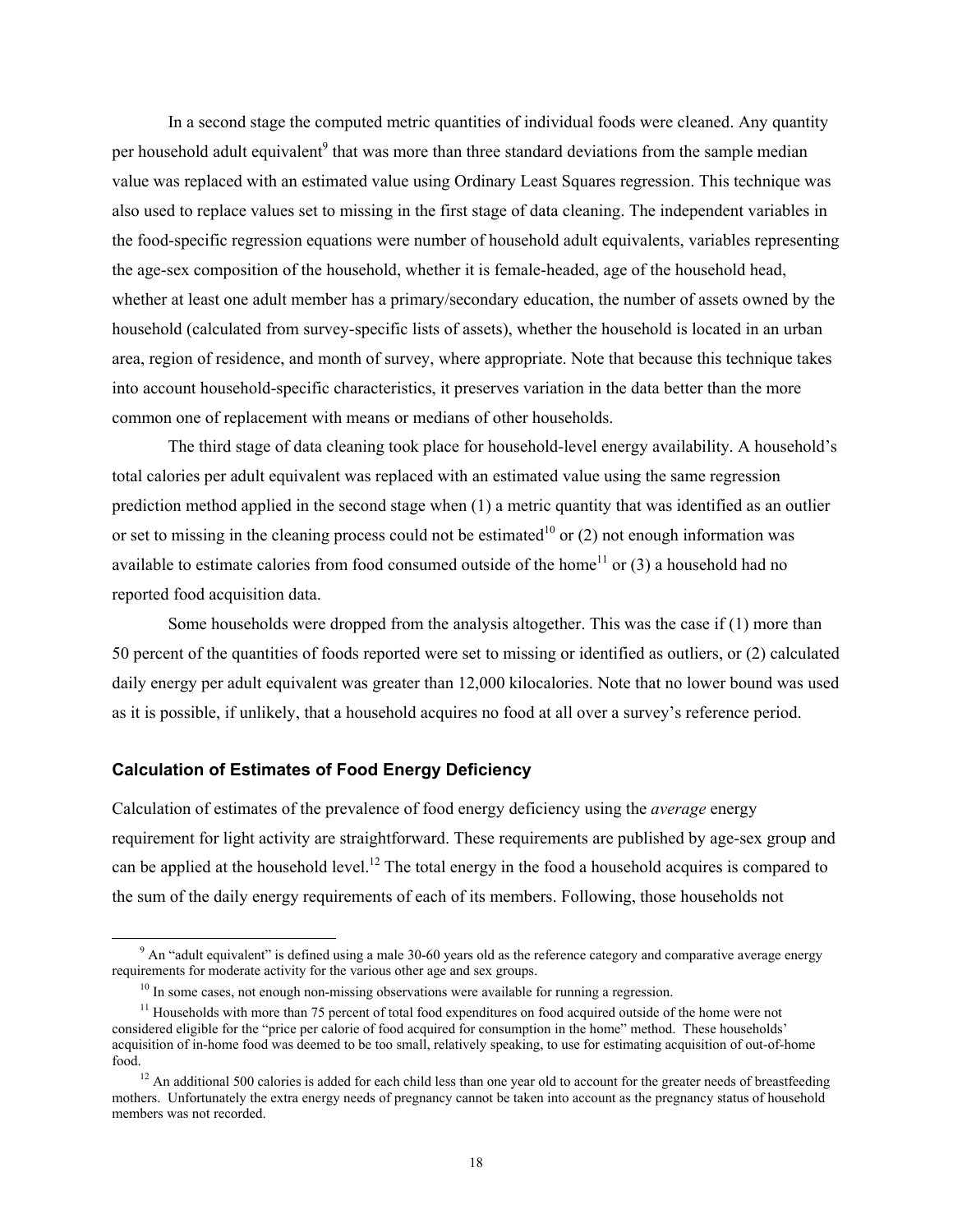In a second stage the computed metric quantities of individual foods were cleaned. Any quantity per household adult equivalent[9] that was more than three standard deviations from the sample median value was replaced with an estimated value using Ordinary Least Squares regression. This technique was also used to replace values set to missing in the first stage of data cleaning. The independent variables in the food-specific regression equations were number of household adult equivalents, variables representing the age-sex composition of the household, whether it is female-headed, age of the household head, whether at least one adult member has a primary/secondary education, the number of assets owned by the household (calculated from survey-specific lists of assets), whether the household is located in an urban area, region of residence, and month of survey, where appropriate. Note that because this technique takes into account household-specific characteristics, it preserves variation in the data better than the more common one of replacement with means or medians of other households.

The third stage of data cleaning took place for household-level energy availability. A household's total calories per adult equivalent was replaced with an estimated value using the same regression prediction method applied in the second stage when (1) a metric quantity that was identified as an outlier or set to missing in the cleaning process could not be estimated[10] or (2) not enough information was available to estimate calories from food consumed outside of the home[11] or (3) a household had no reported food acquisition data.

Some households were dropped from the analysis altogether. This was the case if (1) more than 50 percent of the quantities of foods reported were set to missing or identified as outliers, or (2) calculated daily energy per adult equivalent was greater than 12,000 kilocalories. Note that no lower bound was used as it is possible, if unlikely, that a household acquires no food at all over a survey's reference period.

### Calculation of Estimates of Food Energy Deficiency

Calculation of estimates of the prevalence of food energy deficiency using the *average* energy requirement for light activity are straightforward. These requirements are published by age-sex group and can be applied at the household level.[12] The total energy in the food a household acquires is compared to the sum of the daily energy requirements of each of its members. Following, those households not

---

[9] An "adult equivalent" is defined using a male 30-60 years old as the reference category and comparative average energy requirements for moderate activity for the various other age and sex groups.

[10] In some cases, not enough non-missing observations were available for running a regression.

[11] Households with more than 75 percent of total food expenditures on food acquired outside of the home were not considered eligible for the "price per calorie of food acquired for consumption in the home" method. These households' acquisition of in-home food was deemed to be too small, relatively speaking, to use for estimating acquisition of out-of-home food.

[12] An additional 500 calories is added for each child less than one year old to account for the greater needs of breastfeeding mothers. Unfortunately the extra energy needs of pregnancy cannot be taken into account as the pregnancy status of household members was not recorded.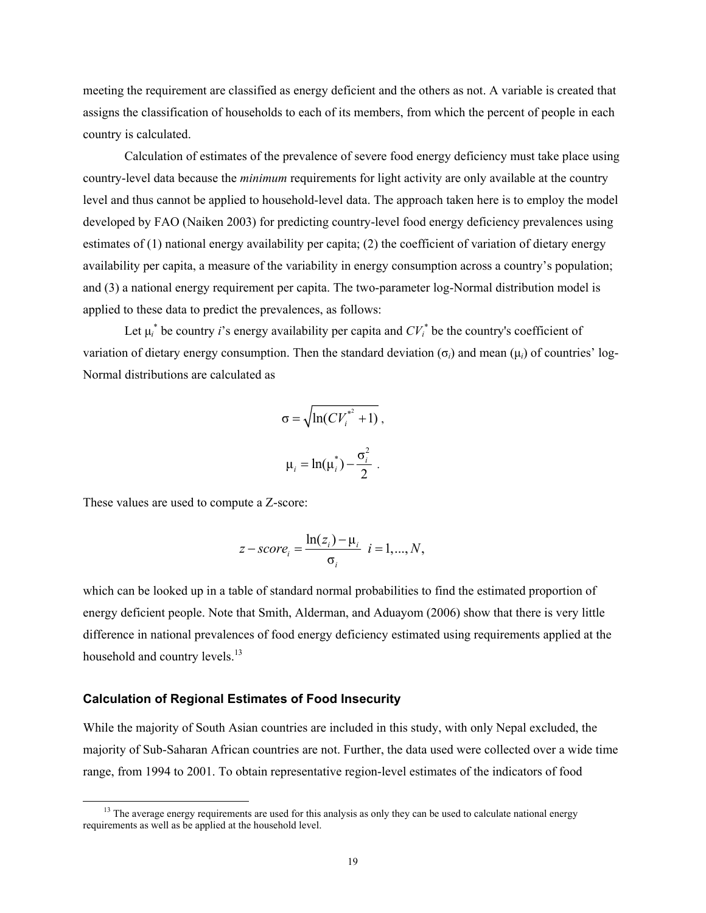meeting the requirement are classified as energy deficient and the others as not. A variable is created that assigns the classification of households to each of its members, from which the percent of people in each country is calculated.

Calculation of estimates of the prevalence of severe food energy deficiency must take place using country-level data because the *minimum* requirements for light activity are only available at the country level and thus cannot be applied to household-level data. The approach taken here is to employ the model developed by FAO (Naiken 2003) for predicting country-level food energy deficiency prevalences using estimates of (1) national energy availability per capita; (2) the coefficient of variation of dietary energy availability per capita, a measure of the variability in energy consumption across a country's population; and (3) a national energy requirement per capita. The two-parameter log-Normal distribution model is applied to these data to predict the prevalences, as follows:

Let $\mu_i^*$ be country $i$'s energy availability per capita and $CV_i^*$ be the country's coefficient of variation of dietary energy consumption. Then the standard deviation ($\sigma_i$) and mean ($\mu_i$) of countries' log-Normal distributions are calculated as

$$\sigma = \sqrt{\ln(CV_i^{*2} + 1)} \ ,$$

$$\mu_i = \ln(\mu_i^*) - \frac{\sigma_i^2}{2} \ .$$

These values are used to compute a Z-score:

$$z - score_i = \frac{\ln(z_i) - \mu_i}{\sigma_i} \quad i = 1, ..., N,$$

which can be looked up in a table of standard normal probabilities to find the estimated proportion of energy deficient people. Note that Smith, Alderman, and Aduayom (2006) show that there is very little difference in national prevalences of food energy deficiency estimated using requirements applied at the household and country levels.[13]

### Calculation of Regional Estimates of Food Insecurity

While the majority of South Asian countries are included in this study, with only Nepal excluded, the majority of Sub-Saharan African countries are not. Further, the data used were collected over a wide time range, from 1994 to 2001. To obtain representative region-level estimates of the indicators of food

[13] The average energy requirements are used for this analysis as only they can be used to calculate national energy requirements as well as be applied at the household level.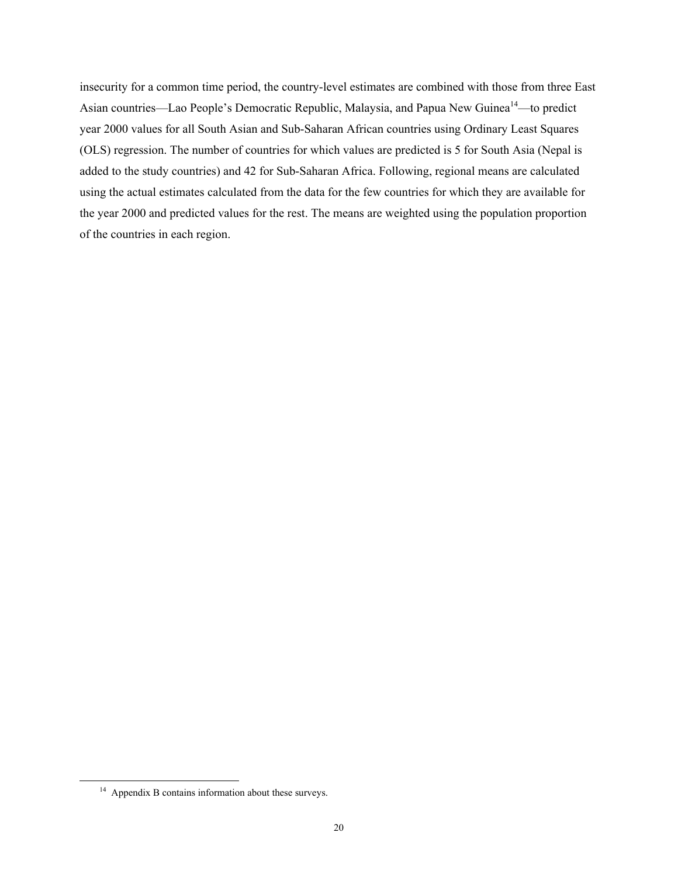insecurity for a common time period, the country-level estimates are combined with those from three East Asian countries—Lao People's Democratic Republic, Malaysia, and Papua New Guinea[14]—to predict year 2000 values for all South Asian and Sub-Saharan African countries using Ordinary Least Squares (OLS) regression. The number of countries for which values are predicted is 5 for South Asia (Nepal is added to the study countries) and 42 for Sub-Saharan Africa. Following, regional means are calculated using the actual estimates calculated from the data for the few countries for which they are available for the year 2000 and predicted values for the rest. The means are weighted using the population proportion of the countries in each region.

[14] Appendix B contains information about these surveys.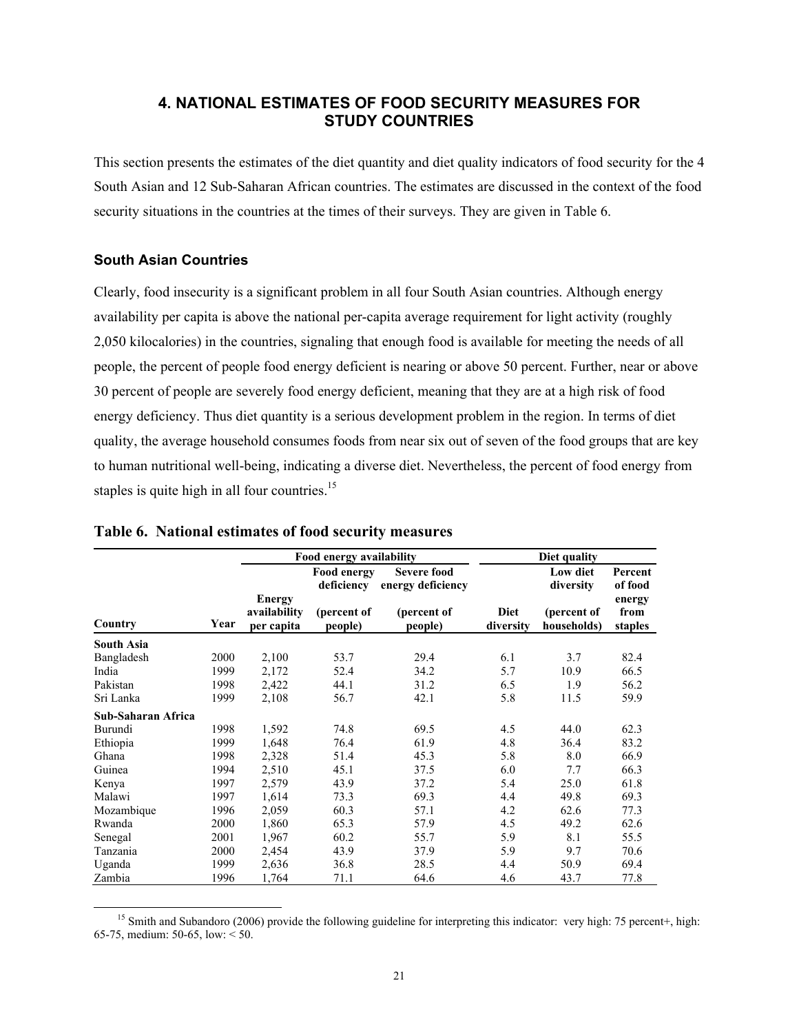## 4. NATIONAL ESTIMATES OF FOOD SECURITY MEASURES FOR STUDY COUNTRIES

This section presents the estimates of the diet quantity and diet quality indicators of food security for the 4 South Asian and 12 Sub-Saharan African countries. The estimates are discussed in the context of the food security situations in the countries at the times of their surveys. They are given in Table 6.

### South Asian Countries

Clearly, food insecurity is a significant problem in all four South Asian countries. Although energy availability per capita is above the national per-capita average requirement for light activity (roughly 2,050 kilocalories) in the countries, signaling that enough food is available for meeting the needs of all people, the percent of people food energy deficient is nearing or above 50 percent. Further, near or above 30 percent of people are severely food energy deficient, meaning that they are at a high risk of food energy deficiency. Thus diet quantity is a serious development problem in the region. In terms of diet quality, the average household consumes foods from near six out of seven of the food groups that are key to human nutritional well-being, indicating a diverse diet. Nevertheless, the percent of food energy from staples is quite high in all four countries.[15]

**Table 6. National estimates of food security measures**

| | | Food energy availability | | | Diet quality | | |
|---|---|---|---|---|---|---|---|
| Country | Year | Energy availability per capita | Food energy deficiency (percent of people) | Severe food energy deficiency (percent of people) | Diet diversity | Low diet diversity (percent of households) | Percent of food energy from staples |
| **South Asia** | | | | | | | |
| Bangladesh | 2000 | 2,100 | 53.7 | 29.4 | 6.1 | 3.7 | 82.4 |
| India | 1999 | 2,172 | 52.4 | 34.2 | 5.7 | 10.9 | 66.5 |
| Pakistan | 1998 | 2,422 | 44.1 | 31.2 | 6.5 | 1.9 | 56.2 |
| Sri Lanka | 1999 | 2,108 | 56.7 | 42.1 | 5.8 | 11.5 | 59.9 |
| **Sub-Saharan Africa** | | | | | | | |
| Burundi | 1998 | 1,592 | 74.8 | 69.5 | 4.5 | 44.0 | 62.3 |
| Ethiopia | 1999 | 1,648 | 76.4 | 61.9 | 4.8 | 36.4 | 83.2 |
| Ghana | 1998 | 2,328 | 51.4 | 45.3 | 5.8 | 8.0 | 66.9 |
| Guinea | 1994 | 2,510 | 45.1 | 37.5 | 6.0 | 7.7 | 66.3 |
| Kenya | 1997 | 2,579 | 43.9 | 37.2 | 5.4 | 25.0 | 61.8 |
| Malawi | 1997 | 1,614 | 73.3 | 69.3 | 4.4 | 49.8 | 69.3 |
| Mozambique | 1996 | 2,059 | 60.3 | 57.1 | 4.2 | 62.6 | 77.3 |
| Rwanda | 2000 | 1,860 | 65.3 | 57.9 | 4.5 | 49.2 | 62.6 |
| Senegal | 2001 | 1,967 | 60.2 | 55.7 | 5.9 | 8.1 | 55.5 |
| Tanzania | 2000 | 2,454 | 43.9 | 37.9 | 5.9 | 9.7 | 70.6 |
| Uganda | 1999 | 2,636 | 36.8 | 28.5 | 4.4 | 50.9 | 69.4 |
| Zambia | 1996 | 1,764 | 71.1 | 64.6 | 4.6 | 43.7 | 77.8 |

[15] Smith and Subandoro (2006) provide the following guideline for interpreting this indicator: very high: 75 percent+, high: 65-75, medium: 50-65, low: < 50.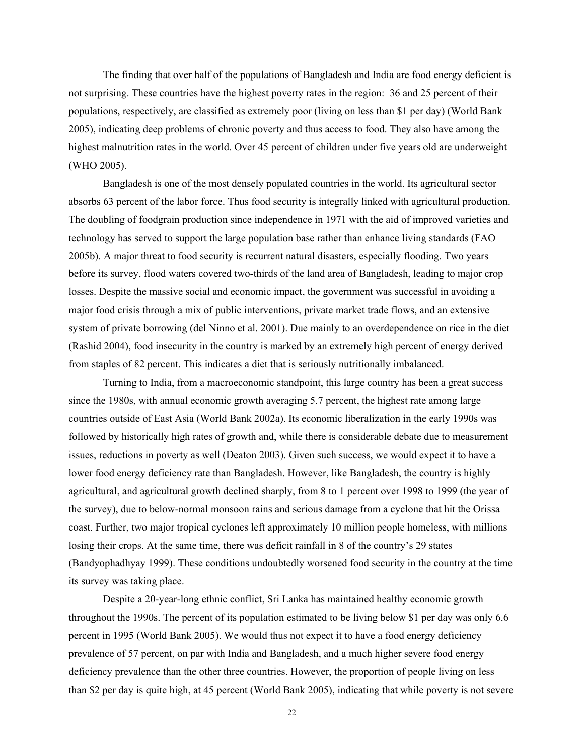The finding that over half of the populations of Bangladesh and India are food energy deficient is not surprising. These countries have the highest poverty rates in the region: 36 and 25 percent of their populations, respectively, are classified as extremely poor (living on less than $1 per day) (World Bank 2005), indicating deep problems of chronic poverty and thus access to food. They also have among the highest malnutrition rates in the world. Over 45 percent of children under five years old are underweight (WHO 2005).

Bangladesh is one of the most densely populated countries in the world. Its agricultural sector absorbs 63 percent of the labor force. Thus food security is integrally linked with agricultural production. The doubling of foodgrain production since independence in 1971 with the aid of improved varieties and technology has served to support the large population base rather than enhance living standards (FAO 2005b). A major threat to food security is recurrent natural disasters, especially flooding. Two years before its survey, flood waters covered two-thirds of the land area of Bangladesh, leading to major crop losses. Despite the massive social and economic impact, the government was successful in avoiding a major food crisis through a mix of public interventions, private market trade flows, and an extensive system of private borrowing (del Ninno et al. 2001). Due mainly to an overdependence on rice in the diet (Rashid 2004), food insecurity in the country is marked by an extremely high percent of energy derived from staples of 82 percent. This indicates a diet that is seriously nutritionally imbalanced.

Turning to India, from a macroeconomic standpoint, this large country has been a great success since the 1980s, with annual economic growth averaging 5.7 percent, the highest rate among large countries outside of East Asia (World Bank 2002a). Its economic liberalization in the early 1990s was followed by historically high rates of growth and, while there is considerable debate due to measurement issues, reductions in poverty as well (Deaton 2003). Given such success, we would expect it to have a lower food energy deficiency rate than Bangladesh. However, like Bangladesh, the country is highly agricultural, and agricultural growth declined sharply, from 8 to 1 percent over 1998 to 1999 (the year of the survey), due to below-normal monsoon rains and serious damage from a cyclone that hit the Orissa coast. Further, two major tropical cyclones left approximately 10 million people homeless, with millions losing their crops. At the same time, there was deficit rainfall in 8 of the country's 29 states (Bandyophadhyay 1999). These conditions undoubtedly worsened food security in the country at the time its survey was taking place.

Despite a 20-year-long ethnic conflict, Sri Lanka has maintained healthy economic growth throughout the 1990s. The percent of its population estimated to be living below $1 per day was only 6.6 percent in 1995 (World Bank 2005). We would thus not expect it to have a food energy deficiency prevalence of 57 percent, on par with India and Bangladesh, and a much higher severe food energy deficiency prevalence than the other three countries. However, the proportion of people living on less than $2 per day is quite high, at 45 percent (World Bank 2005), indicating that while poverty is not severe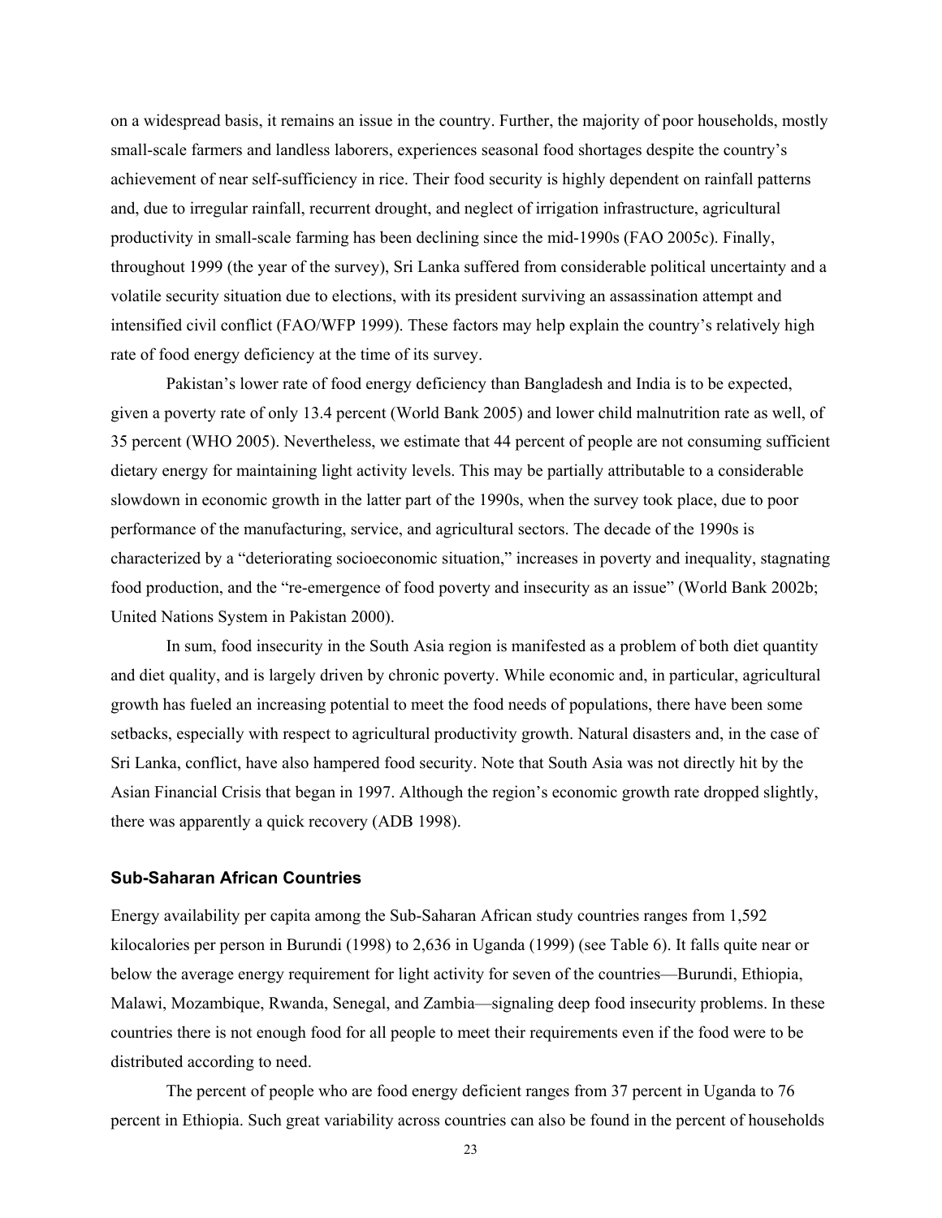on a widespread basis, it remains an issue in the country. Further, the majority of poor households, mostly small-scale farmers and landless laborers, experiences seasonal food shortages despite the country's achievement of near self-sufficiency in rice. Their food security is highly dependent on rainfall patterns and, due to irregular rainfall, recurrent drought, and neglect of irrigation infrastructure, agricultural productivity in small-scale farming has been declining since the mid-1990s (FAO 2005c). Finally, throughout 1999 (the year of the survey), Sri Lanka suffered from considerable political uncertainty and a volatile security situation due to elections, with its president surviving an assassination attempt and intensified civil conflict (FAO/WFP 1999). These factors may help explain the country's relatively high rate of food energy deficiency at the time of its survey.

Pakistan's lower rate of food energy deficiency than Bangladesh and India is to be expected, given a poverty rate of only 13.4 percent (World Bank 2005) and lower child malnutrition rate as well, of 35 percent (WHO 2005). Nevertheless, we estimate that 44 percent of people are not consuming sufficient dietary energy for maintaining light activity levels. This may be partially attributable to a considerable slowdown in economic growth in the latter part of the 1990s, when the survey took place, due to poor performance of the manufacturing, service, and agricultural sectors. The decade of the 1990s is characterized by a "deteriorating socioeconomic situation," increases in poverty and inequality, stagnating food production, and the "re-emergence of food poverty and insecurity as an issue" (World Bank 2002b; United Nations System in Pakistan 2000).

In sum, food insecurity in the South Asia region is manifested as a problem of both diet quantity and diet quality, and is largely driven by chronic poverty. While economic and, in particular, agricultural growth has fueled an increasing potential to meet the food needs of populations, there have been some setbacks, especially with respect to agricultural productivity growth. Natural disasters and, in the case of Sri Lanka, conflict, have also hampered food security. Note that South Asia was not directly hit by the Asian Financial Crisis that began in 1997. Although the region's economic growth rate dropped slightly, there was apparently a quick recovery (ADB 1998).

### Sub-Saharan African Countries

Energy availability per capita among the Sub-Saharan African study countries ranges from 1,592 kilocalories per person in Burundi (1998) to 2,636 in Uganda (1999) (see Table 6). It falls quite near or below the average energy requirement for light activity for seven of the countries—Burundi, Ethiopia, Malawi, Mozambique, Rwanda, Senegal, and Zambia—signaling deep food insecurity problems. In these countries there is not enough food for all people to meet their requirements even if the food were to be distributed according to need.

The percent of people who are food energy deficient ranges from 37 percent in Uganda to 76 percent in Ethiopia. Such great variability across countries can also be found in the percent of households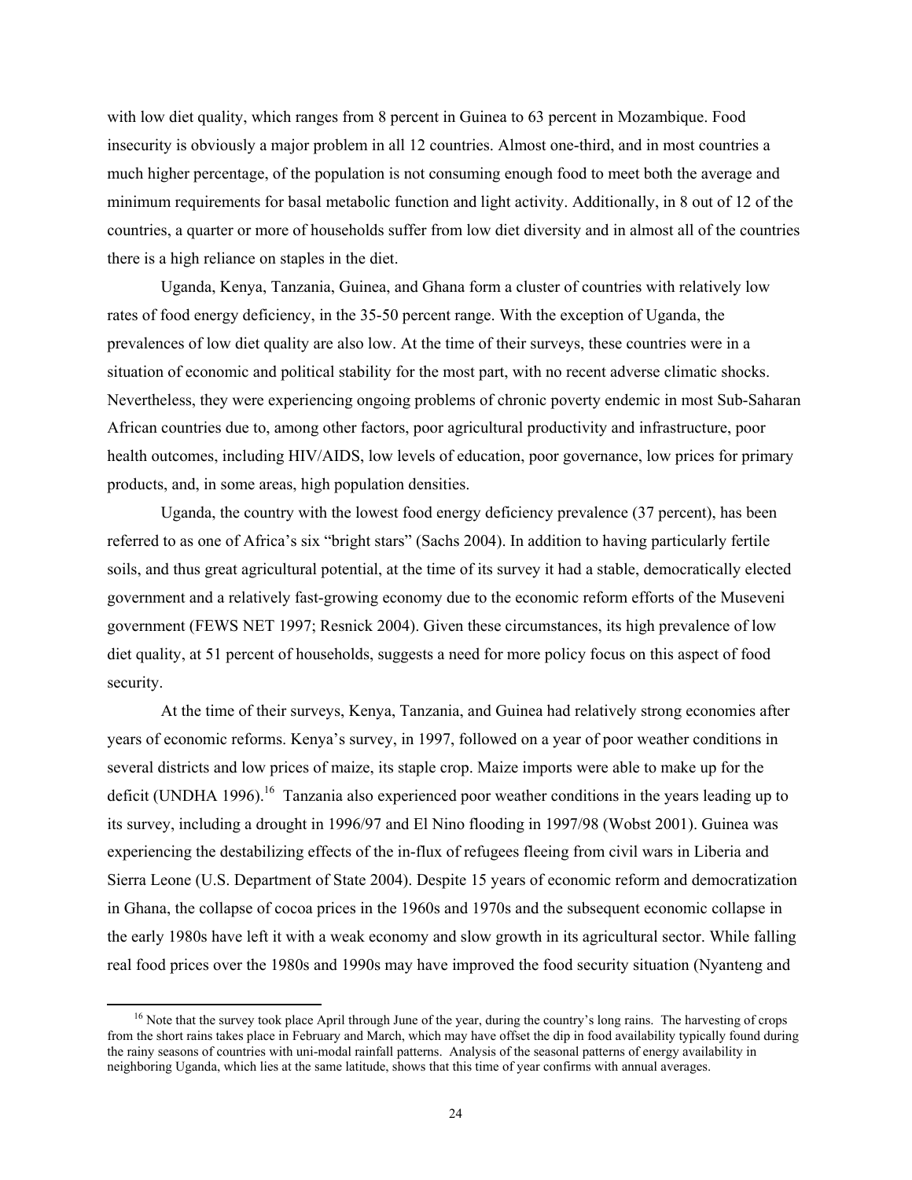with low diet quality, which ranges from 8 percent in Guinea to 63 percent in Mozambique. Food insecurity is obviously a major problem in all 12 countries. Almost one-third, and in most countries a much higher percentage, of the population is not consuming enough food to meet both the average and minimum requirements for basal metabolic function and light activity. Additionally, in 8 out of 12 of the countries, a quarter or more of households suffer from low diet diversity and in almost all of the countries there is a high reliance on staples in the diet.

Uganda, Kenya, Tanzania, Guinea, and Ghana form a cluster of countries with relatively low rates of food energy deficiency, in the 35-50 percent range. With the exception of Uganda, the prevalences of low diet quality are also low. At the time of their surveys, these countries were in a situation of economic and political stability for the most part, with no recent adverse climatic shocks. Nevertheless, they were experiencing ongoing problems of chronic poverty endemic in most Sub-Saharan African countries due to, among other factors, poor agricultural productivity and infrastructure, poor health outcomes, including HIV/AIDS, low levels of education, poor governance, low prices for primary products, and, in some areas, high population densities.

Uganda, the country with the lowest food energy deficiency prevalence (37 percent), has been referred to as one of Africa's six "bright stars" (Sachs 2004). In addition to having particularly fertile soils, and thus great agricultural potential, at the time of its survey it had a stable, democratically elected government and a relatively fast-growing economy due to the economic reform efforts of the Museveni government (FEWS NET 1997; Resnick 2004). Given these circumstances, its high prevalence of low diet quality, at 51 percent of households, suggests a need for more policy focus on this aspect of food security.

At the time of their surveys, Kenya, Tanzania, and Guinea had relatively strong economies after years of economic reforms. Kenya's survey, in 1997, followed on a year of poor weather conditions in several districts and low prices of maize, its staple crop. Maize imports were able to make up for the deficit (UNDHA 1996).[16] Tanzania also experienced poor weather conditions in the years leading up to its survey, including a drought in 1996/97 and El Nino flooding in 1997/98 (Wobst 2001). Guinea was experiencing the destabilizing effects of the in-flux of refugees fleeing from civil wars in Liberia and Sierra Leone (U.S. Department of State 2004). Despite 15 years of economic reform and democratization in Ghana, the collapse of cocoa prices in the 1960s and 1970s and the subsequent economic collapse in the early 1980s have left it with a weak economy and slow growth in its agricultural sector. While falling real food prices over the 1980s and 1990s may have improved the food security situation (Nyanteng and

[16] Note that the survey took place April through June of the year, during the country's long rains. The harvesting of crops from the short rains takes place in February and March, which may have offset the dip in food availability typically found during the rainy seasons of countries with uni-modal rainfall patterns. Analysis of the seasonal patterns of energy availability in neighboring Uganda, which lies at the same latitude, shows that this time of year confirms with annual averages.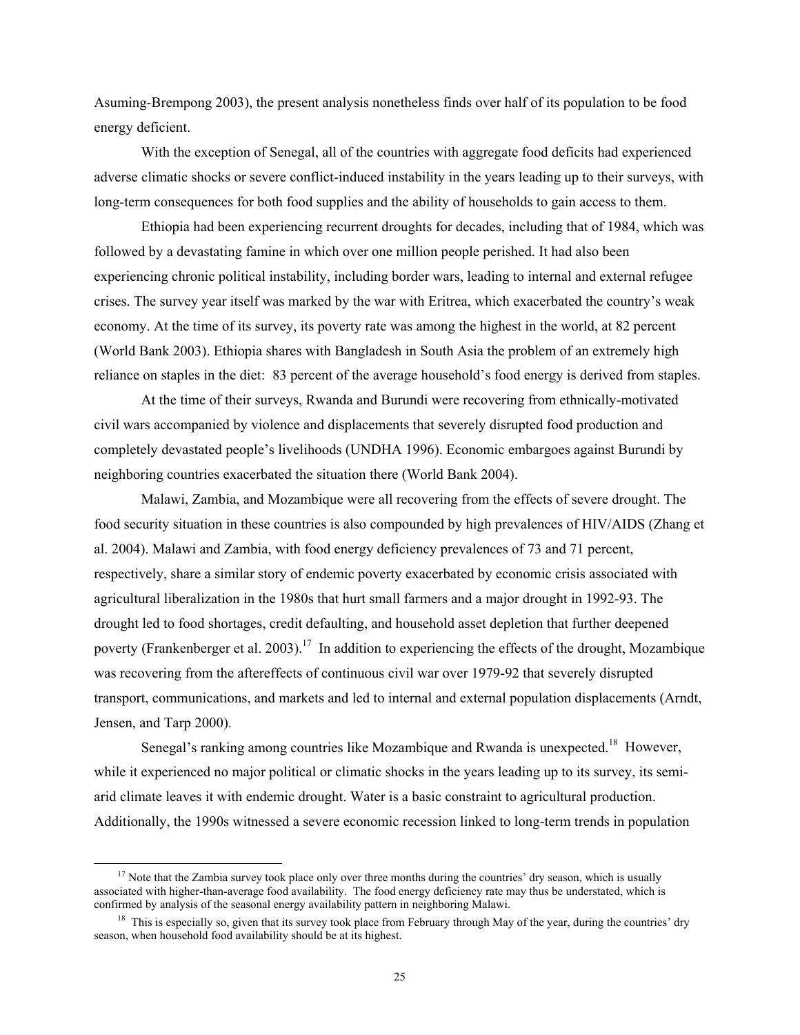Asuming-Brempong 2003), the present analysis nonetheless finds over half of its population to be food energy deficient.

With the exception of Senegal, all of the countries with aggregate food deficits had experienced adverse climatic shocks or severe conflict-induced instability in the years leading up to their surveys, with long-term consequences for both food supplies and the ability of households to gain access to them.

Ethiopia had been experiencing recurrent droughts for decades, including that of 1984, which was followed by a devastating famine in which over one million people perished. It had also been experiencing chronic political instability, including border wars, leading to internal and external refugee crises. The survey year itself was marked by the war with Eritrea, which exacerbated the country's weak economy. At the time of its survey, its poverty rate was among the highest in the world, at 82 percent (World Bank 2003). Ethiopia shares with Bangladesh in South Asia the problem of an extremely high reliance on staples in the diet: 83 percent of the average household's food energy is derived from staples.

At the time of their surveys, Rwanda and Burundi were recovering from ethnically-motivated civil wars accompanied by violence and displacements that severely disrupted food production and completely devastated people's livelihoods (UNDHA 1996). Economic embargoes against Burundi by neighboring countries exacerbated the situation there (World Bank 2004).

Malawi, Zambia, and Mozambique were all recovering from the effects of severe drought. The food security situation in these countries is also compounded by high prevalences of HIV/AIDS (Zhang et al. 2004). Malawi and Zambia, with food energy deficiency prevalences of 73 and 71 percent, respectively, share a similar story of endemic poverty exacerbated by economic crisis associated with agricultural liberalization in the 1980s that hurt small farmers and a major drought in 1992-93. The drought led to food shortages, credit defaulting, and household asset depletion that further deepened poverty (Frankenberger et al. 2003).[17] In addition to experiencing the effects of the drought, Mozambique was recovering from the aftereffects of continuous civil war over 1979-92 that severely disrupted transport, communications, and markets and led to internal and external population displacements (Arndt, Jensen, and Tarp 2000).

Senegal's ranking among countries like Mozambique and Rwanda is unexpected.[18] However, while it experienced no major political or climatic shocks in the years leading up to its survey, its semi-arid climate leaves it with endemic drought. Water is a basic constraint to agricultural production. Additionally, the 1990s witnessed a severe economic recession linked to long-term trends in population

[17] Note that the Zambia survey took place only over three months during the countries' dry season, which is usually associated with higher-than-average food availability. The food energy deficiency rate may thus be understated, which is confirmed by analysis of the seasonal energy availability pattern in neighboring Malawi.

[18] This is especially so, given that its survey took place from February through May of the year, during the countries' dry season, when household food availability should be at its highest.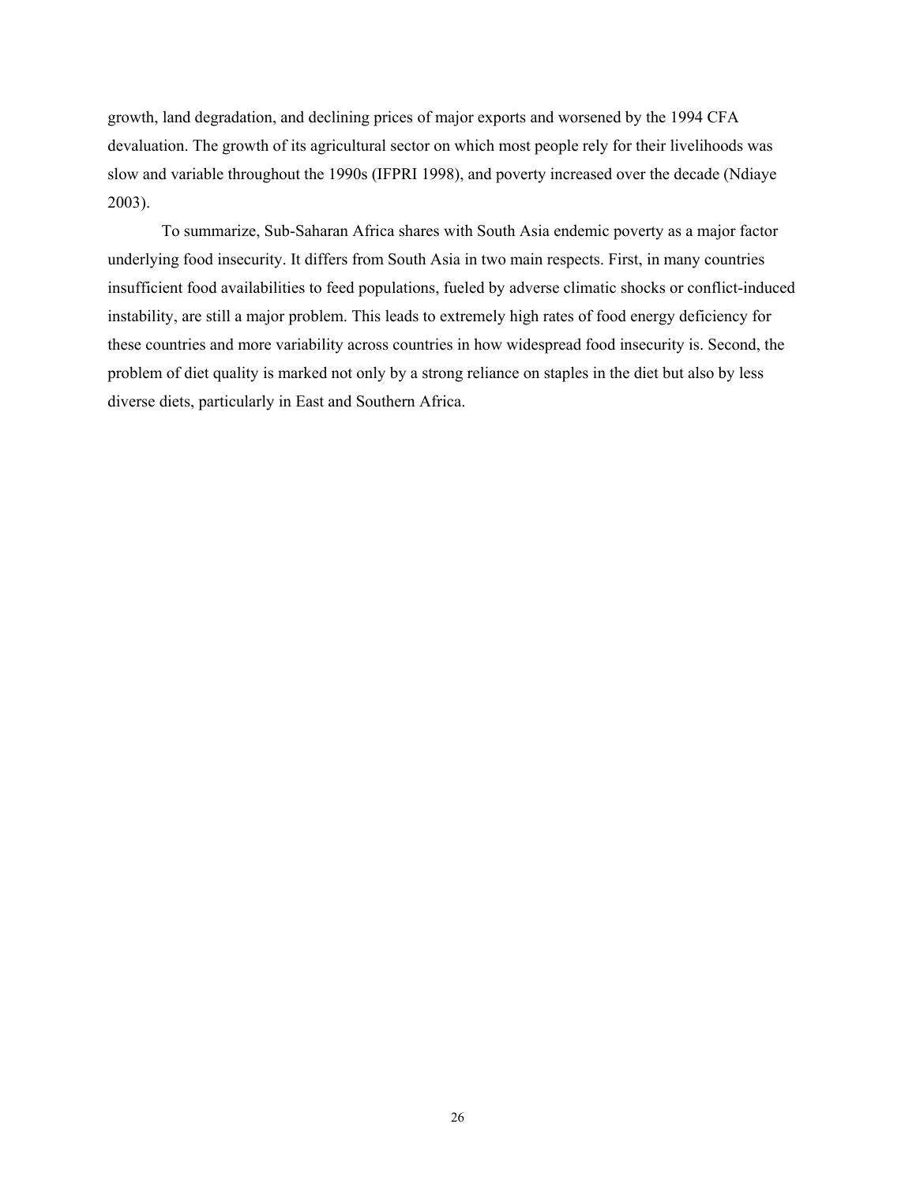growth, land degradation, and declining prices of major exports and worsened by the 1994 CFA devaluation. The growth of its agricultural sector on which most people rely for their livelihoods was slow and variable throughout the 1990s (IFPRI 1998), and poverty increased over the decade (Ndiaye 2003).

To summarize, Sub-Saharan Africa shares with South Asia endemic poverty as a major factor underlying food insecurity. It differs from South Asia in two main respects. First, in many countries insufficient food availabilities to feed populations, fueled by adverse climatic shocks or conflict-induced instability, are still a major problem. This leads to extremely high rates of food energy deficiency for these countries and more variability across countries in how widespread food insecurity is. Second, the problem of diet quality is marked not only by a strong reliance on staples in the diet but also by less diverse diets, particularly in East and Southern Africa.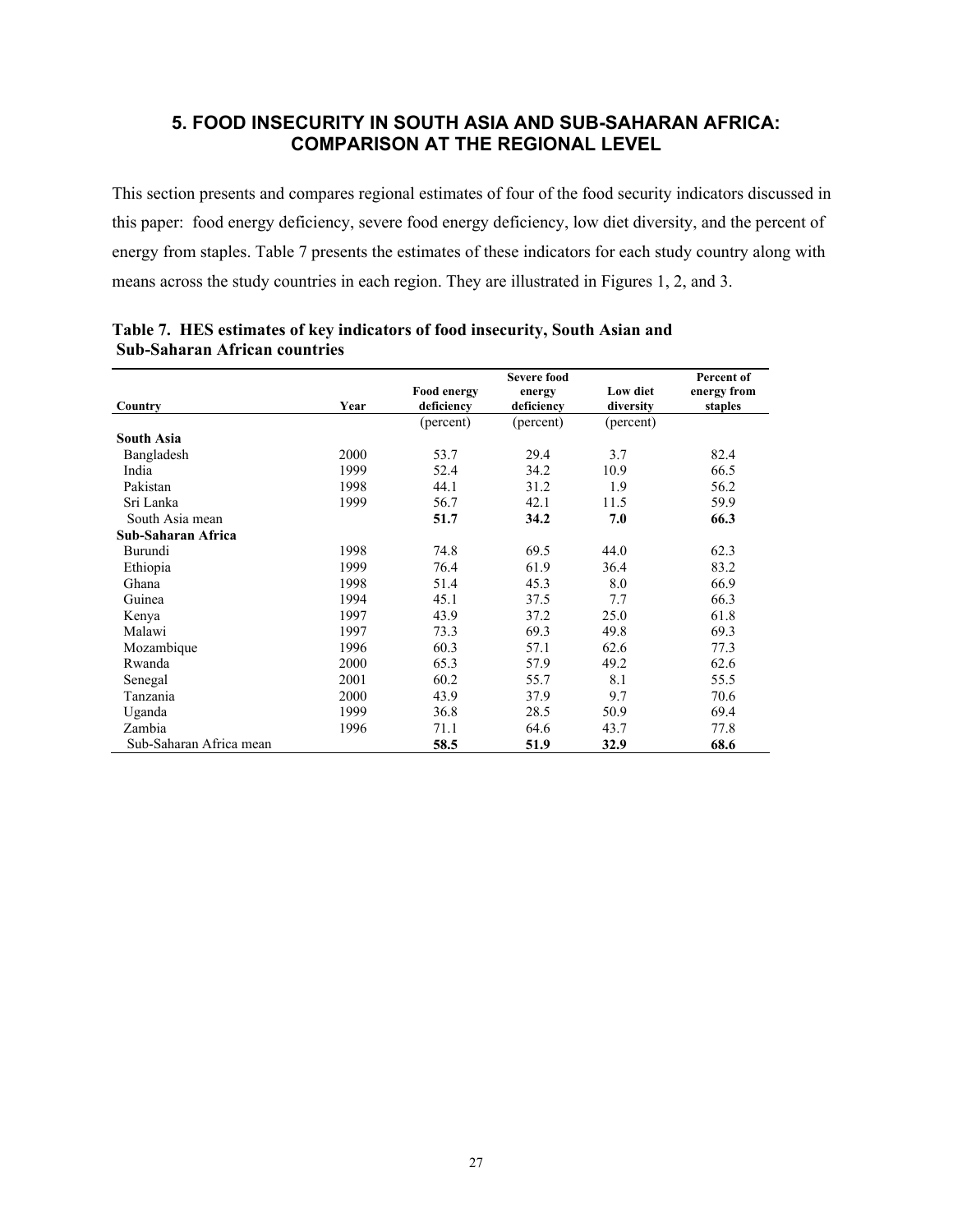## 5. FOOD INSECURITY IN SOUTH ASIA AND SUB-SAHARAN AFRICA: COMPARISON AT THE REGIONAL LEVEL

This section presents and compares regional estimates of four of the food security indicators discussed in this paper: food energy deficiency, severe food energy deficiency, low diet diversity, and the percent of energy from staples. Table 7 presents the estimates of these indicators for each study country along with means across the study countries in each region. They are illustrated in Figures 1, 2, and 3.

**Table 7. HES estimates of key indicators of food insecurity, South Asian and Sub-Saharan African countries**

| Country | Year | Food energy deficiency | Severe food energy deficiency | Low diet diversity | Percent of energy from staples |
|---|---|---|---|---|---|
| | | (percent) | (percent) | (percent) | |
| **South Asia** | | | | | |
| Bangladesh | 2000 | 53.7 | 29.4 | 3.7 | 82.4 |
| India | 1999 | 52.4 | 34.2 | 10.9 | 66.5 |
| Pakistan | 1998 | 44.1 | 31.2 | 1.9 | 56.2 |
| Sri Lanka | 1999 | 56.7 | 42.1 | 11.5 | 59.9 |
| South Asia mean | | **51.7** | **34.2** | **7.0** | **66.3** |
| **Sub-Saharan Africa** | | | | | |
| Burundi | 1998 | 74.8 | 69.5 | 44.0 | 62.3 |
| Ethiopia | 1999 | 76.4 | 61.9 | 36.4 | 83.2 |
| Ghana | 1998 | 51.4 | 45.3 | 8.0 | 66.9 |
| Guinea | 1994 | 45.1 | 37.5 | 7.7 | 66.3 |
| Kenya | 1997 | 43.9 | 37.2 | 25.0 | 61.8 |
| Malawi | 1997 | 73.3 | 69.3 | 49.8 | 69.3 |
| Mozambique | 1996 | 60.3 | 57.1 | 62.6 | 77.3 |
| Rwanda | 2000 | 65.3 | 57.9 | 49.2 | 62.6 |
| Senegal | 2001 | 60.2 | 55.7 | 8.1 | 55.5 |
| Tanzania | 2000 | 43.9 | 37.9 | 9.7 | 70.6 |
| Uganda | 1999 | 36.8 | 28.5 | 50.9 | 69.4 |
| Zambia | 1996 | 71.1 | 64.6 | 43.7 | 77.8 |
| Sub-Saharan Africa mean | | **58.5** | **51.9** | **32.9** | **68.6** |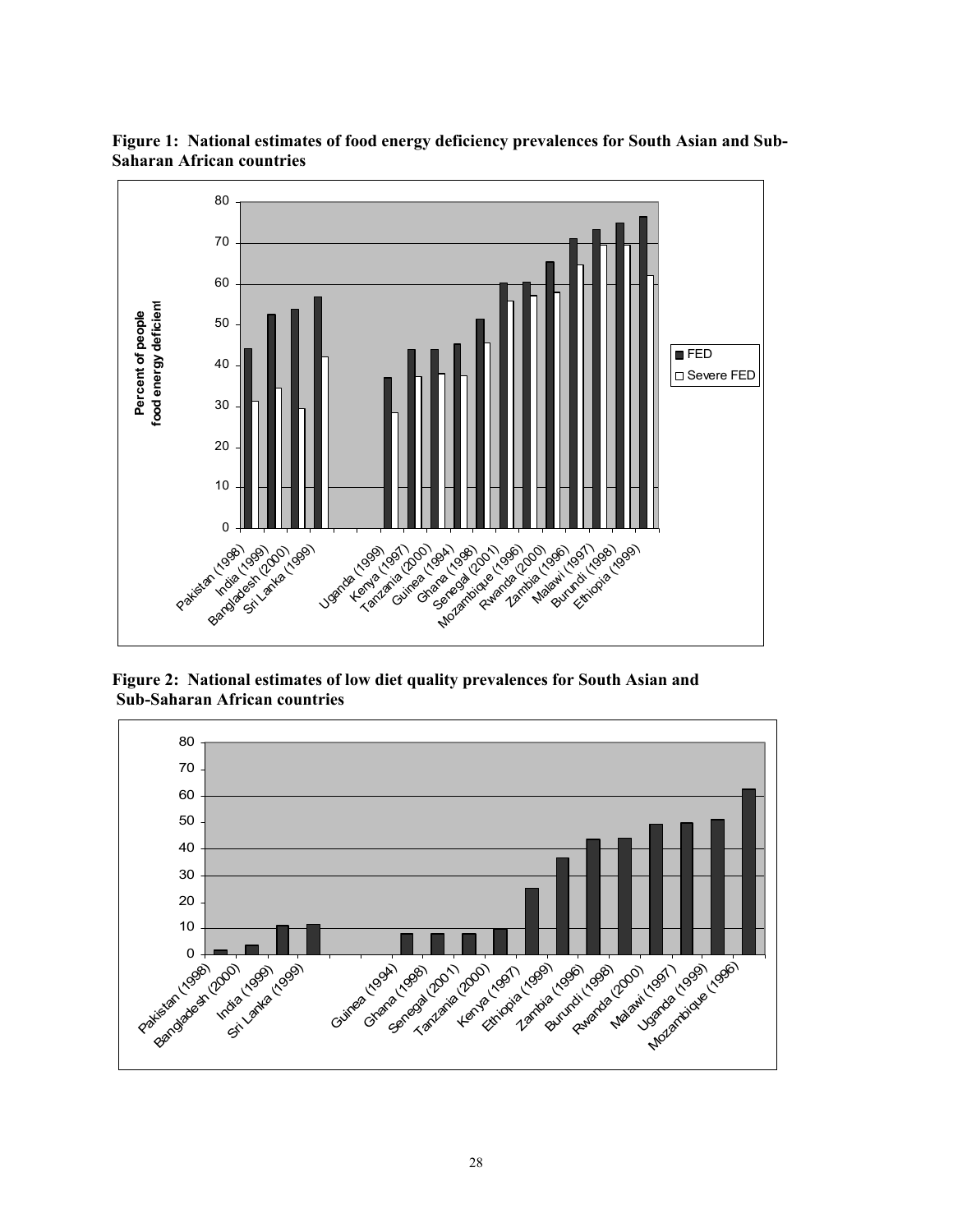**Figure 1: National estimates of food energy deficiency prevalences for South Asian and Sub-Saharan African countries**

**Figure 2: National estimates of low diet quality prevalences for South Asian and Sub-Saharan African countries**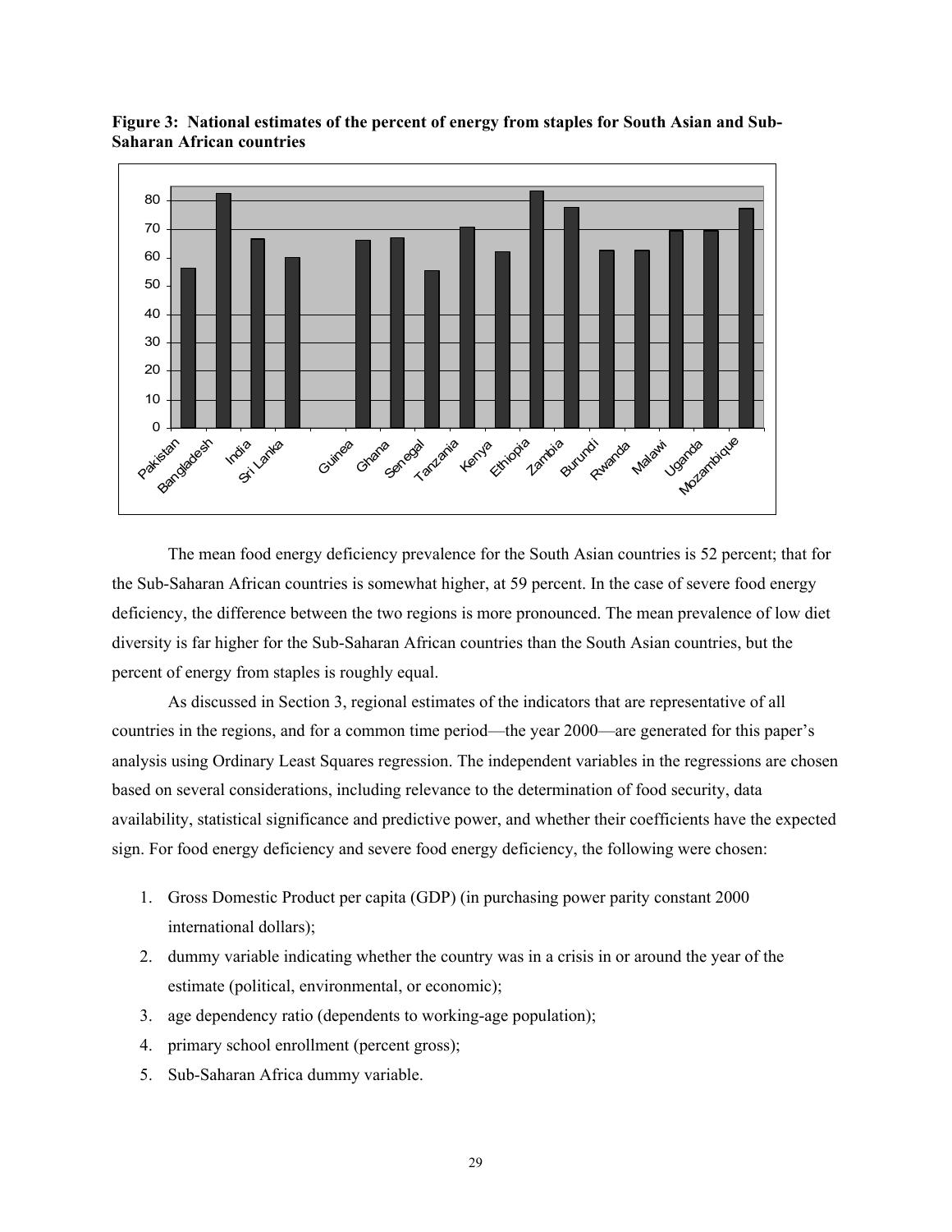**Figure 3: National estimates of the percent of energy from staples for South Asian and Sub-Saharan African countries**

The mean food energy deficiency prevalence for the South Asian countries is 52 percent; that for the Sub-Saharan African countries is somewhat higher, at 59 percent. In the case of severe food energy deficiency, the difference between the two regions is more pronounced. The mean prevalence of low diet diversity is far higher for the Sub-Saharan African countries than the South Asian countries, but the percent of energy from staples is roughly equal.

As discussed in Section 3, regional estimates of the indicators that are representative of all countries in the regions, and for a common time period—the year 2000—are generated for this paper's analysis using Ordinary Least Squares regression. The independent variables in the regressions are chosen based on several considerations, including relevance to the determination of food security, data availability, statistical significance and predictive power, and whether their coefficients have the expected sign. For food energy deficiency and severe food energy deficiency, the following were chosen:

1. Gross Domestic Product per capita (GDP) (in purchasing power parity constant 2000 international dollars);
2. dummy variable indicating whether the country was in a crisis in or around the year of the estimate (political, environmental, or economic);
3. age dependency ratio (dependents to working-age population);
4. primary school enrollment (percent gross);
5. Sub-Saharan Africa dummy variable.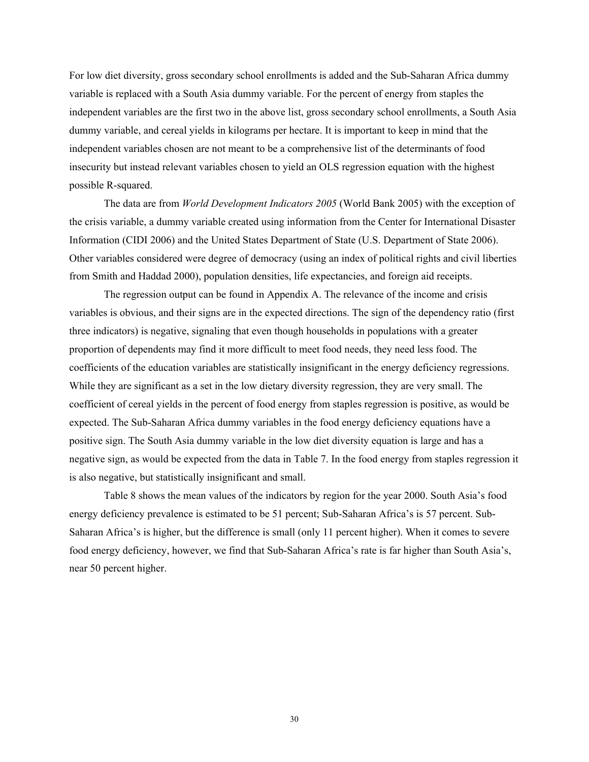For low diet diversity, gross secondary school enrollments is added and the Sub-Saharan Africa dummy variable is replaced with a South Asia dummy variable. For the percent of energy from staples the independent variables are the first two in the above list, gross secondary school enrollments, a South Asia dummy variable, and cereal yields in kilograms per hectare. It is important to keep in mind that the independent variables chosen are not meant to be a comprehensive list of the determinants of food insecurity but instead relevant variables chosen to yield an OLS regression equation with the highest possible R-squared.

The data are from *World Development Indicators 2005* (World Bank 2005) with the exception of the crisis variable, a dummy variable created using information from the Center for International Disaster Information (CIDI 2006) and the United States Department of State (U.S. Department of State 2006). Other variables considered were degree of democracy (using an index of political rights and civil liberties from Smith and Haddad 2000), population densities, life expectancies, and foreign aid receipts.

The regression output can be found in Appendix A. The relevance of the income and crisis variables is obvious, and their signs are in the expected directions. The sign of the dependency ratio (first three indicators) is negative, signaling that even though households in populations with a greater proportion of dependents may find it more difficult to meet food needs, they need less food. The coefficients of the education variables are statistically insignificant in the energy deficiency regressions. While they are significant as a set in the low dietary diversity regression, they are very small. The coefficient of cereal yields in the percent of food energy from staples regression is positive, as would be expected. The Sub-Saharan Africa dummy variables in the food energy deficiency equations have a positive sign. The South Asia dummy variable in the low diet diversity equation is large and has a negative sign, as would be expected from the data in Table 7. In the food energy from staples regression it is also negative, but statistically insignificant and small.

Table 8 shows the mean values of the indicators by region for the year 2000. South Asia's food energy deficiency prevalence is estimated to be 51 percent; Sub-Saharan Africa's is 57 percent. Sub-Saharan Africa's is higher, but the difference is small (only 11 percent higher). When it comes to severe food energy deficiency, however, we find that Sub-Saharan Africa's rate is far higher than South Asia's, near 50 percent higher.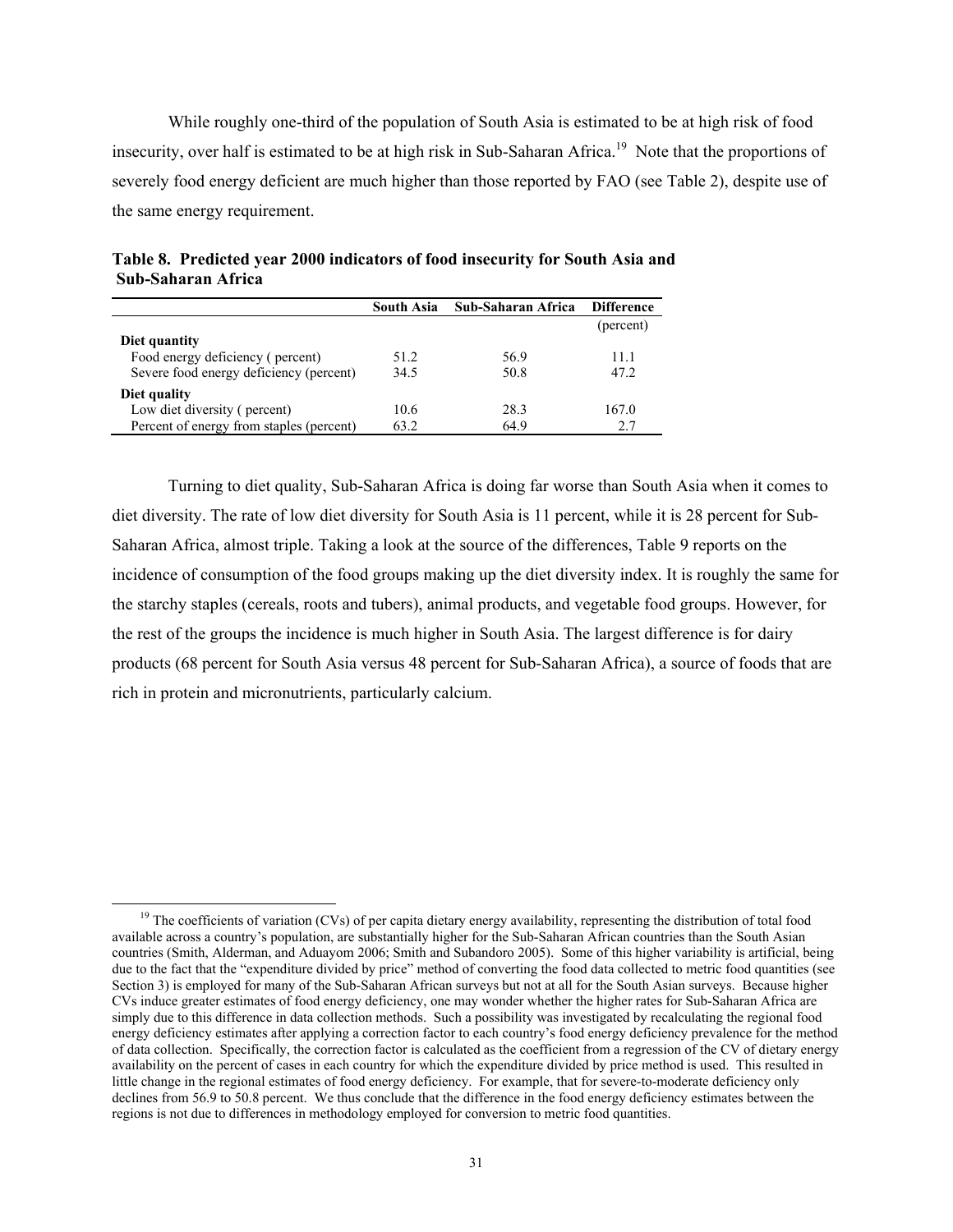While roughly one-third of the population of South Asia is estimated to be at high risk of food insecurity, over half is estimated to be at high risk in Sub-Saharan Africa.[19] Note that the proportions of severely food energy deficient are much higher than those reported by FAO (see Table 2), despite use of the same energy requirement.

**Table 8. Predicted year 2000 indicators of food insecurity for South Asia and Sub-Saharan Africa**

| | South Asia | Sub-Saharan Africa | Difference |
|---|---|---|---|
| | | | (percent) |
| **Diet quantity** | | | |
| Food energy deficiency ( percent) | 51.2 | 56.9 | 11.1 |
| Severe food energy deficiency (percent) | 34.5 | 50.8 | 47.2 |
| **Diet quality** | | | |
| Low diet diversity ( percent) | 10.6 | 28.3 | 167.0 |
| Percent of energy from staples (percent) | 63.2 | 64.9 | 2.7 |

Turning to diet quality, Sub-Saharan Africa is doing far worse than South Asia when it comes to diet diversity. The rate of low diet diversity for South Asia is 11 percent, while it is 28 percent for Sub-Saharan Africa, almost triple. Taking a look at the source of the differences, Table 9 reports on the incidence of consumption of the food groups making up the diet diversity index. It is roughly the same for the starchy staples (cereals, roots and tubers), animal products, and vegetable food groups. However, for the rest of the groups the incidence is much higher in South Asia. The largest difference is for dairy products (68 percent for South Asia versus 48 percent for Sub-Saharan Africa), a source of foods that are rich in protein and micronutrients, particularly calcium.

[19] The coefficients of variation (CVs) of per capita dietary energy availability, representing the distribution of total food available across a country's population, are substantially higher for the Sub-Saharan African countries than the South Asian countries (Smith, Alderman, and Aduayom 2006; Smith and Subandoro 2005). Some of this higher variability is artificial, being due to the fact that the "expenditure divided by price" method of converting the food data collected to metric food quantities (see Section 3) is employed for many of the Sub-Saharan African surveys but not at all for the South Asian surveys. Because higher CVs induce greater estimates of food energy deficiency, one may wonder whether the higher rates for Sub-Saharan Africa are simply due to this difference in data collection methods. Such a possibility was investigated by recalculating the regional food energy deficiency estimates after applying a correction factor to each country's food energy deficiency prevalence for the method of data collection. Specifically, the correction factor is calculated as the coefficient from a regression of the CV of dietary energy availability on the percent of cases in each country for which the expenditure divided by price method is used. This resulted in little change in the regional estimates of food energy deficiency. For example, that for severe-to-moderate deficiency only declines from 56.9 to 50.8 percent. We thus conclude that the difference in the food energy deficiency estimates between the regions is not due to differences in methodology employed for conversion to metric food quantities.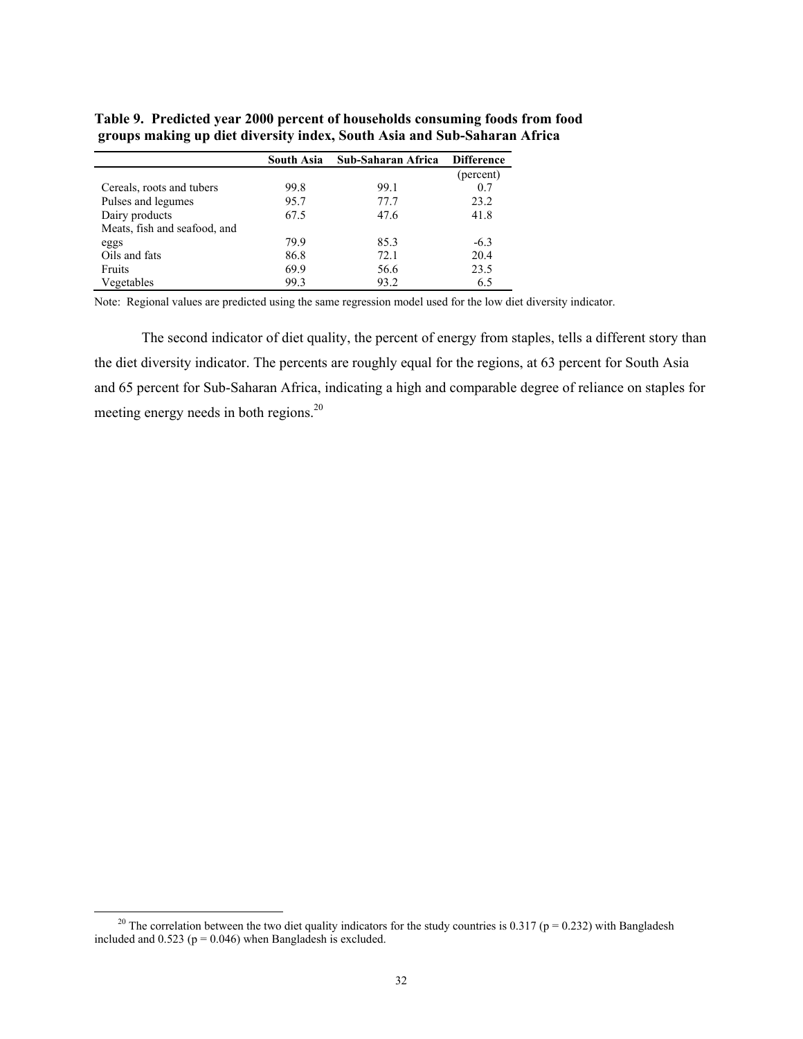**Table 9. Predicted year 2000 percent of households consuming foods from food groups making up diet diversity index, South Asia and Sub-Saharan Africa**

| | South Asia | Sub-Saharan Africa | Difference |
|---|---|---|---|
| | | | (percent) |
| Cereals, roots and tubers | 99.8 | 99.1 | 0.7 |
| Pulses and legumes | 95.7 | 77.7 | 23.2 |
| Dairy products | 67.5 | 47.6 | 41.8 |
| Meats, fish and seafood, and eggs | 79.9 | 85.3 | -6.3 |
| Oils and fats | 86.8 | 72.1 | 20.4 |
| Fruits | 69.9 | 56.6 | 23.5 |
| Vegetables | 99.3 | 93.2 | 6.5 |

Note: Regional values are predicted using the same regression model used for the low diet diversity indicator.

The second indicator of diet quality, the percent of energy from staples, tells a different story than the diet diversity indicator. The percents are roughly equal for the regions, at 63 percent for South Asia and 65 percent for Sub-Saharan Africa, indicating a high and comparable degree of reliance on staples for meeting energy needs in both regions.[20]

[20] The correlation between the two diet quality indicators for the study countries is 0.317 ($p = 0.232$) with Bangladesh included and 0.523 ($p = 0.046$) when Bangladesh is excluded.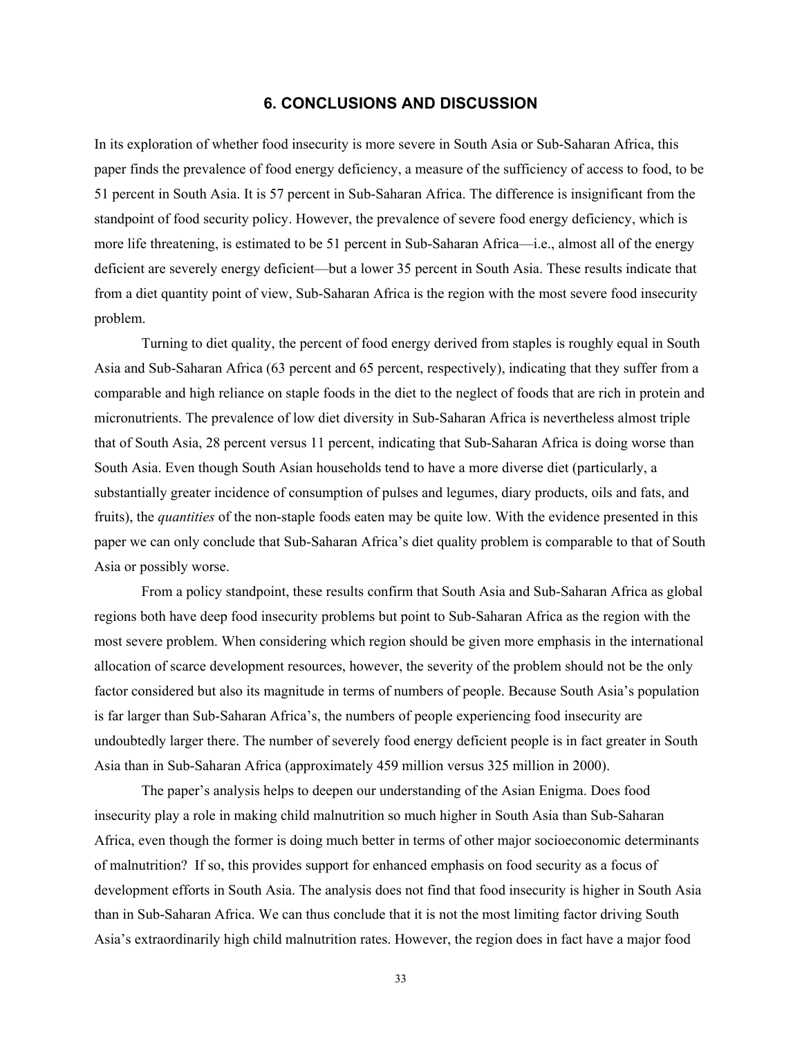## 6. CONCLUSIONS AND DISCUSSION

In its exploration of whether food insecurity is more severe in South Asia or Sub-Saharan Africa, this paper finds the prevalence of food energy deficiency, a measure of the sufficiency of access to food, to be 51 percent in South Asia. It is 57 percent in Sub-Saharan Africa. The difference is insignificant from the standpoint of food security policy. However, the prevalence of severe food energy deficiency, which is more life threatening, is estimated to be 51 percent in Sub-Saharan Africa—i.e., almost all of the energy deficient are severely energy deficient—but a lower 35 percent in South Asia. These results indicate that from a diet quantity point of view, Sub-Saharan Africa is the region with the most severe food insecurity problem.

Turning to diet quality, the percent of food energy derived from staples is roughly equal in South Asia and Sub-Saharan Africa (63 percent and 65 percent, respectively), indicating that they suffer from a comparable and high reliance on staple foods in the diet to the neglect of foods that are rich in protein and micronutrients. The prevalence of low diet diversity in Sub-Saharan Africa is nevertheless almost triple that of South Asia, 28 percent versus 11 percent, indicating that Sub-Saharan Africa is doing worse than South Asia. Even though South Asian households tend to have a more diverse diet (particularly, a substantially greater incidence of consumption of pulses and legumes, diary products, oils and fats, and fruits), the *quantities* of the non-staple foods eaten may be quite low. With the evidence presented in this paper we can only conclude that Sub-Saharan Africa's diet quality problem is comparable to that of South Asia or possibly worse.

From a policy standpoint, these results confirm that South Asia and Sub-Saharan Africa as global regions both have deep food insecurity problems but point to Sub-Saharan Africa as the region with the most severe problem. When considering which region should be given more emphasis in the international allocation of scarce development resources, however, the severity of the problem should not be the only factor considered but also its magnitude in terms of numbers of people. Because South Asia's population is far larger than Sub-Saharan Africa's, the numbers of people experiencing food insecurity are undoubtedly larger there. The number of severely food energy deficient people is in fact greater in South Asia than in Sub-Saharan Africa (approximately 459 million versus 325 million in 2000).

The paper's analysis helps to deepen our understanding of the Asian Enigma. Does food insecurity play a role in making child malnutrition so much higher in South Asia than Sub-Saharan Africa, even though the former is doing much better in terms of other major socioeconomic determinants of malnutrition? If so, this provides support for enhanced emphasis on food security as a focus of development efforts in South Asia. The analysis does not find that food insecurity is higher in South Asia than in Sub-Saharan Africa. We can thus conclude that it is not the most limiting factor driving South Asia's extraordinarily high child malnutrition rates. However, the region does in fact have a major food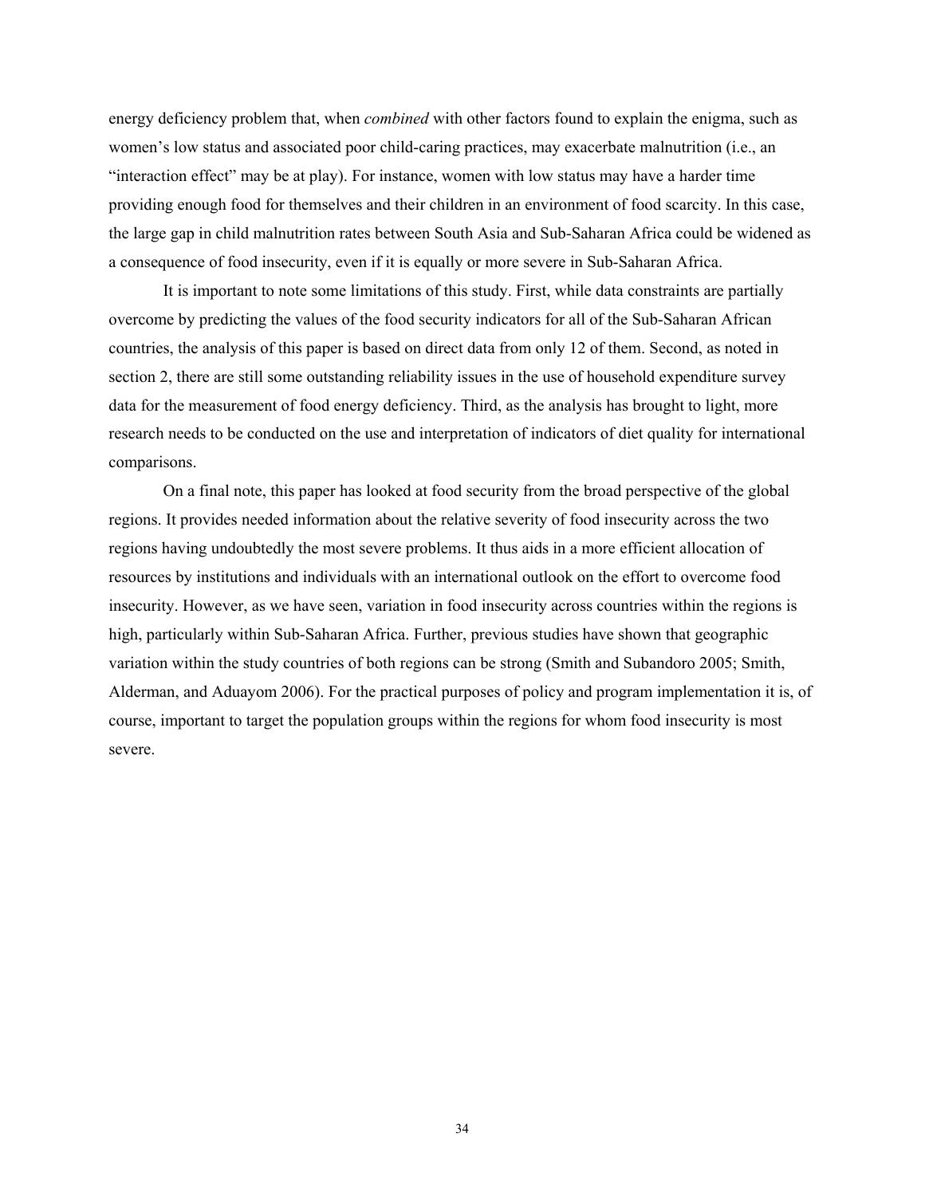energy deficiency problem that, when *combined* with other factors found to explain the enigma, such as women's low status and associated poor child-caring practices, may exacerbate malnutrition (i.e., an "interaction effect" may be at play). For instance, women with low status may have a harder time providing enough food for themselves and their children in an environment of food scarcity. In this case, the large gap in child malnutrition rates between South Asia and Sub-Saharan Africa could be widened as a consequence of food insecurity, even if it is equally or more severe in Sub-Saharan Africa.

It is important to note some limitations of this study. First, while data constraints are partially overcome by predicting the values of the food security indicators for all of the Sub-Saharan African countries, the analysis of this paper is based on direct data from only 12 of them. Second, as noted in section 2, there are still some outstanding reliability issues in the use of household expenditure survey data for the measurement of food energy deficiency. Third, as the analysis has brought to light, more research needs to be conducted on the use and interpretation of indicators of diet quality for international comparisons.

On a final note, this paper has looked at food security from the broad perspective of the global regions. It provides needed information about the relative severity of food insecurity across the two regions having undoubtedly the most severe problems. It thus aids in a more efficient allocation of resources by institutions and individuals with an international outlook on the effort to overcome food insecurity. However, as we have seen, variation in food insecurity across countries within the regions is high, particularly within Sub-Saharan Africa. Further, previous studies have shown that geographic variation within the study countries of both regions can be strong (Smith and Subandoro 2005; Smith, Alderman, and Aduayom 2006). For the practical purposes of policy and program implementation it is, of course, important to target the population groups within the regions for whom food insecurity is most severe.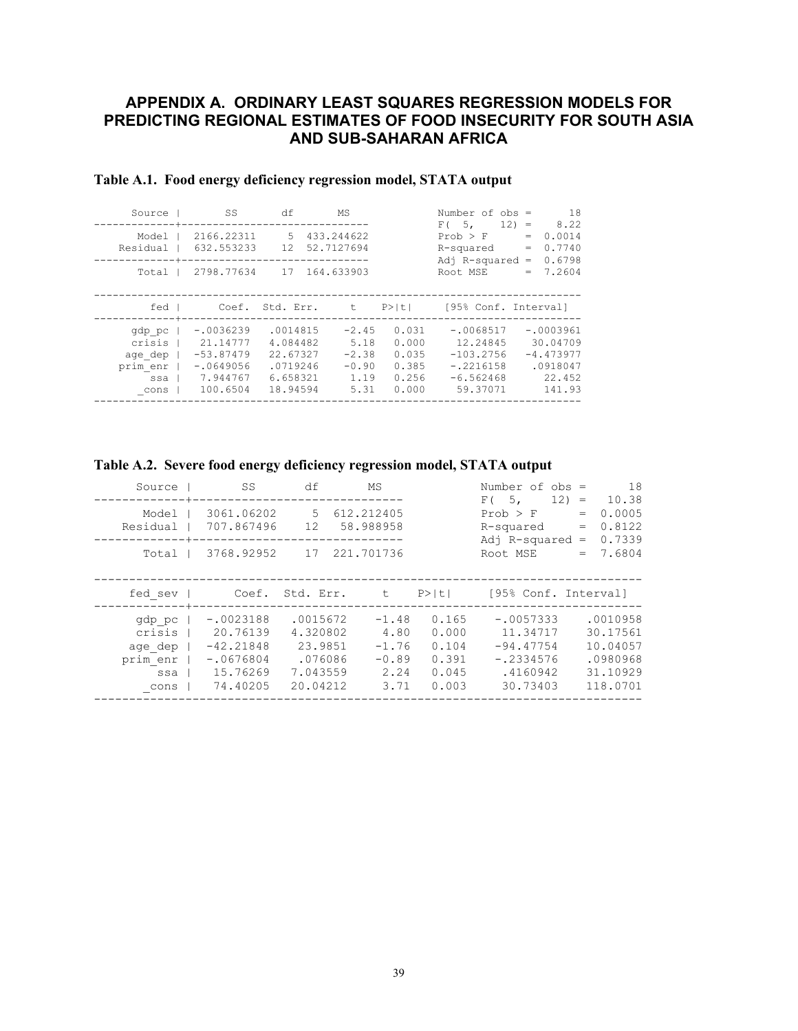# APPENDIX A. ORDINARY LEAST SQUARES REGRESSION MODELS FOR PREDICTING REGIONAL ESTIMATES OF FOOD INSECURITY FOR SOUTH ASIA AND SUB-SAHARAN AFRICA

**Table A.1. Food energy deficiency regression model, STATA output**

```
      Source |       SS       df       MS              Number of obs =      18
-------------+------------------------------           F(  5,    12) =    8.22
       Model |  2166.22311     5  433.244622           Prob > F      =  0.0014
    Residual |  632.553233    12  52.7127694           R-squared     =  0.7740
-------------+------------------------------           Adj R-squared =  0.6798
       Total |  2798.77634    17  164.633903           Root MSE      =  7.2604

------------------------------------------------------------------------------
         fed |      Coef.   Std. Err.      t    P>|t|     [95% Conf. Interval]
-------------+----------------------------------------------------------------
      gdp_pc |  -.0036239   .0014815    -2.45   0.031    -.0068517   -.0003961
      crisis |   21.14777   4.084482     5.18   0.000     12.24845    30.04709
     age_dep |  -53.87479   22.67327    -2.38   0.035    -103.2756   -4.473977
    prim_enr |  -.0649056   .0719246    -0.90   0.385    -.2216158    .0918047
         ssa |   7.944767   6.658321     1.19   0.256    -6.562468      22.452
       _cons |   100.6504   18.94594     5.31   0.000     59.37071      141.93
------------------------------------------------------------------------------
```

**Table A.2. Severe food energy deficiency regression model, STATA output**

```
      Source |       SS       df       MS              Number of obs =      18
-------------+------------------------------           F(  5,    12) =   10.38
       Model |  3061.06202     5  612.212405           Prob > F      =  0.0005
    Residual |  707.867496    12   58.988958           R-squared     =  0.8122
-------------+------------------------------           Adj R-squared =  0.7339
       Total |  3768.92952    17  221.701736           Root MSE      =  7.6804

------------------------------------------------------------------------------
     fed_sev |      Coef.   Std. Err.      t    P>|t|     [95% Conf. Interval]
-------------+----------------------------------------------------------------
      gdp_pc |  -.0023188   .0015672    -1.48   0.165    -.0057333    .0010958
      crisis |   20.76139   4.320802     4.80   0.000     11.34717    30.17561
     age_dep |  -42.21848    23.9851    -1.76   0.104    -94.47754    10.04057
    prim_enr |  -.0676804    .076086    -0.89   0.391    -.2334576    .0980968
         ssa |   15.76269   7.043559     2.24   0.045     .4160942    31.10929
       _cons |   74.40205   20.04212     3.71   0.003     30.73403    118.0701
------------------------------------------------------------------------------
```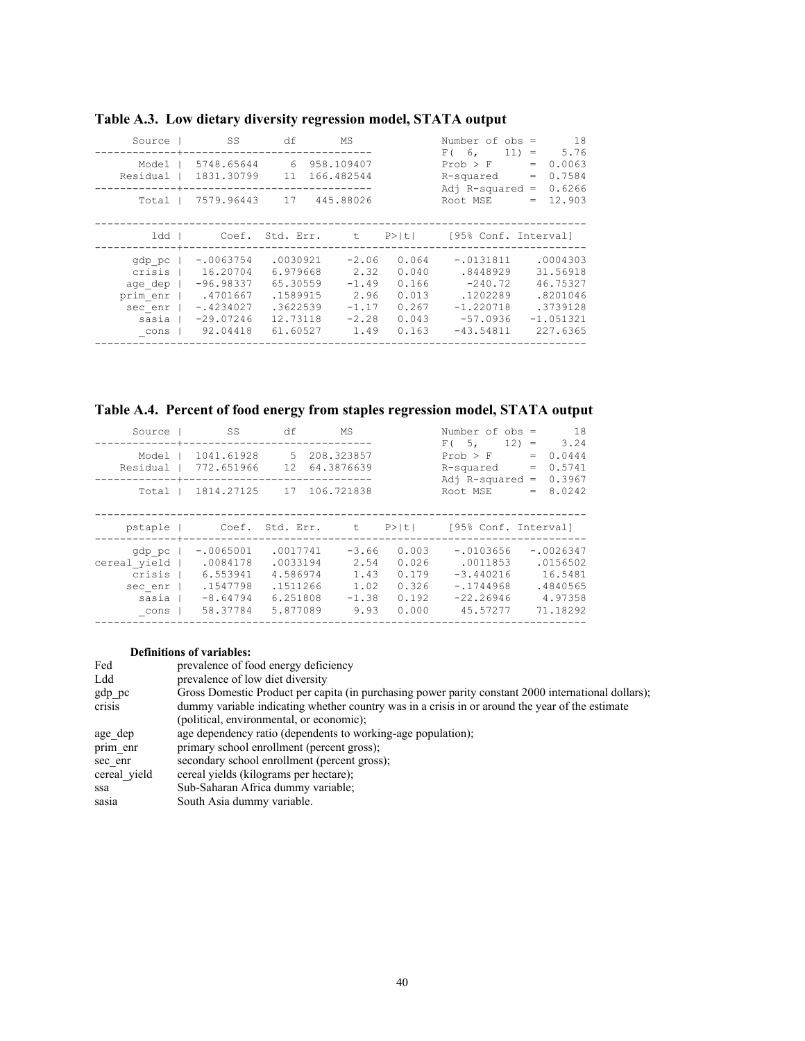### Table A.3. Low dietary diversity regression model, STATA output

```
      Source |       SS       df       MS              Number of obs =      18
-------------+------------------------------           F(  6,    11) =    5.76
       Model |  5748.65644     6  958.109407           Prob > F      =  0.0063
    Residual |  1831.30799    11  166.482544           R-squared     =  0.7584
-------------+------------------------------           Adj R-squared =  0.6266
       Total |  7579.96443    17   445.88026           Root MSE      =  12.903

------------------------------------------------------------------------------
         ldd |      Coef.   Std. Err.      t    P>|t|     [95% Conf. Interval]
-------------+----------------------------------------------------------------
      gdp_pc |  -.0063754   .0030921    -2.06   0.064    -.0131811    .0004303
      crisis |   16.20704   6.979668     2.32   0.040     .8448929    31.56918
     age_dep |  -96.98337   65.30559    -1.49   0.166      -240.72    46.75327
    prim_enr |   .4701667   .1589915     2.96   0.013     .1202289    .8201046
     sec_enr |  -.4234027   .3622539    -1.17   0.267    -1.220718    .3739128
       sasia |  -29.07246   12.73118    -2.28   0.043     -57.0936   -1.051321
       _cons |   92.04418   61.60527     1.49   0.163    -43.54811    227.6365
------------------------------------------------------------------------------
```

### Table A.4. Percent of food energy from staples regression model, STATA output

```
      Source |       SS       df       MS              Number of obs =      18
-------------+------------------------------           F(  5,    12) =    3.24
       Model |  1041.61928     5  208.323857           Prob > F      =  0.0444
    Residual |  772.651966    12  64.3876639           R-squared     =  0.5741
-------------+------------------------------           Adj R-squared =  0.3967
       Total |  1814.27125    17  106.721838           Root MSE      =  8.0242

------------------------------------------------------------------------------
     pstaple |      Coef.   Std. Err.      t    P>|t|     [95% Conf. Interval]
-------------+----------------------------------------------------------------
      gdp_pc |  -.0065001   .0017741    -3.66   0.003    -.0103656   -.0026347
cereal_yield |   .0084178   .0033194     2.54   0.026     .0011853    .0156502
      crisis |   6.553941   4.586974     1.43   0.179    -3.440216     16.5481
     sec_enr |   .1547798   .1511266     1.02   0.326    -.1744968    .4840565
       sasia |   -8.64794   6.251808    -1.38   0.192    -22.26946     4.97358
       _cons |   58.37784   5.877089     9.93   0.000     45.57277    71.18292
------------------------------------------------------------------------------
```

**Definitions of variables:**

| | |
|---|---|
| Fed | prevalence of food energy deficiency |
| Ldd | prevalence of low diet diversity |
| gdp_pc | Gross Domestic Product per capita (in purchasing power parity constant 2000 international dollars); |
| crisis | dummy variable indicating whether country was in a crisis in or around the year of the estimate (political, environmental, or economic); |
| age_dep | age dependency ratio (dependents to working-age population); |
| prim_enr | primary school enrollment (percent gross); |
| sec_enr | secondary school enrollment (percent gross); |
| cereal_yield | cereal yields (kilograms per hectare); |
| ssa | Sub-Saharan Africa dummy variable; |
| sasia | South Asia dummy variable. |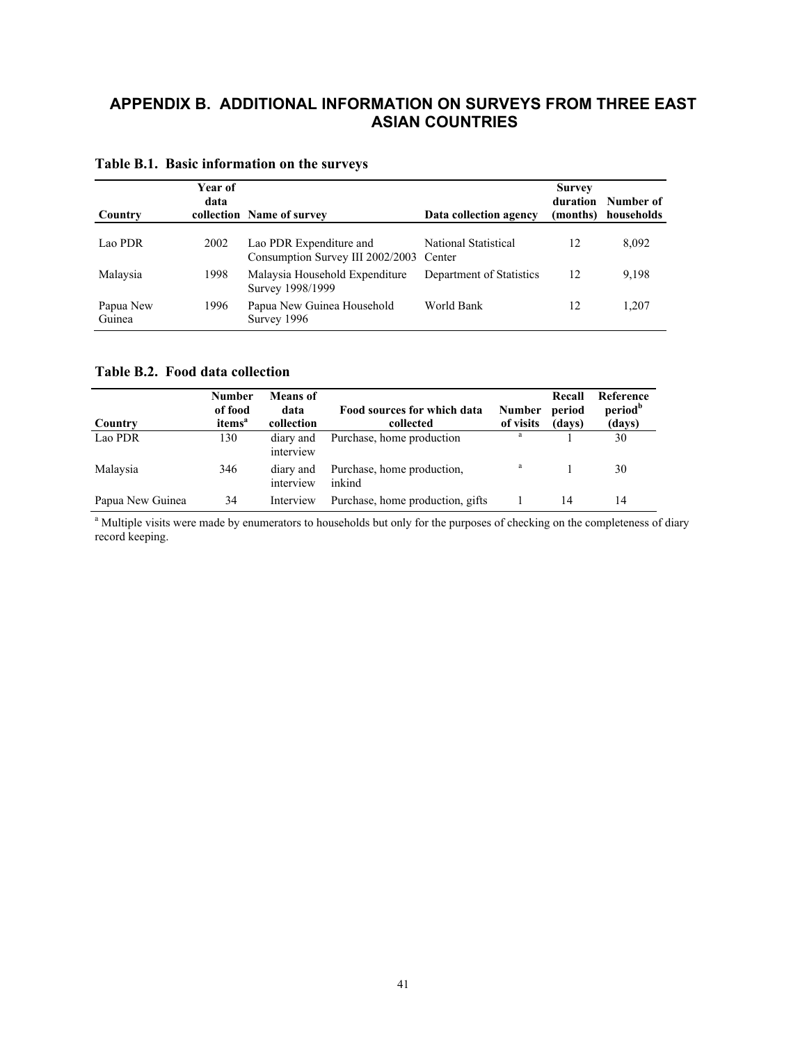## APPENDIX B. ADDITIONAL INFORMATION ON SURVEYS FROM THREE EAST ASIAN COUNTRIES

**Table B.1. Basic information on the surveys**

| Country | Year of data collection | Name of survey | Data collection agency | Survey duration (months) | Number of households |
|---|---|---|---|---|---|
| Lao PDR | 2002 | Lao PDR Expenditure and Consumption Survey III 2002/2003 | National Statistical Center | 12 | 8,092 |
| Malaysia | 1998 | Malaysia Household Expenditure Survey 1998/1999 | Department of Statistics | 12 | 9,198 |
| Papua New Guinea | 1996 | Papua New Guinea Household Survey 1996 | World Bank | 12 | 1,207 |

**Table B.2. Food data collection**

| Country | Number of food items[a] | Means of data collection | Food sources for which data collected | Number of visits | Recall period (days) | Reference period[b] (days) |
|---|---|---|---|---|---|---|
| Lao PDR | 130 | diary and interview | Purchase, home production | [a] | 1 | 30 |
| Malaysia | 346 | diary and interview | Purchase, home production, inkind | [a] | 1 | 30 |
| Papua New Guinea | 34 | Interview | Purchase, home production, gifts | 1 | 14 | 14 |

[a] Multiple visits were made by enumerators to households but only for the purposes of checking on the completeness of diary record keeping.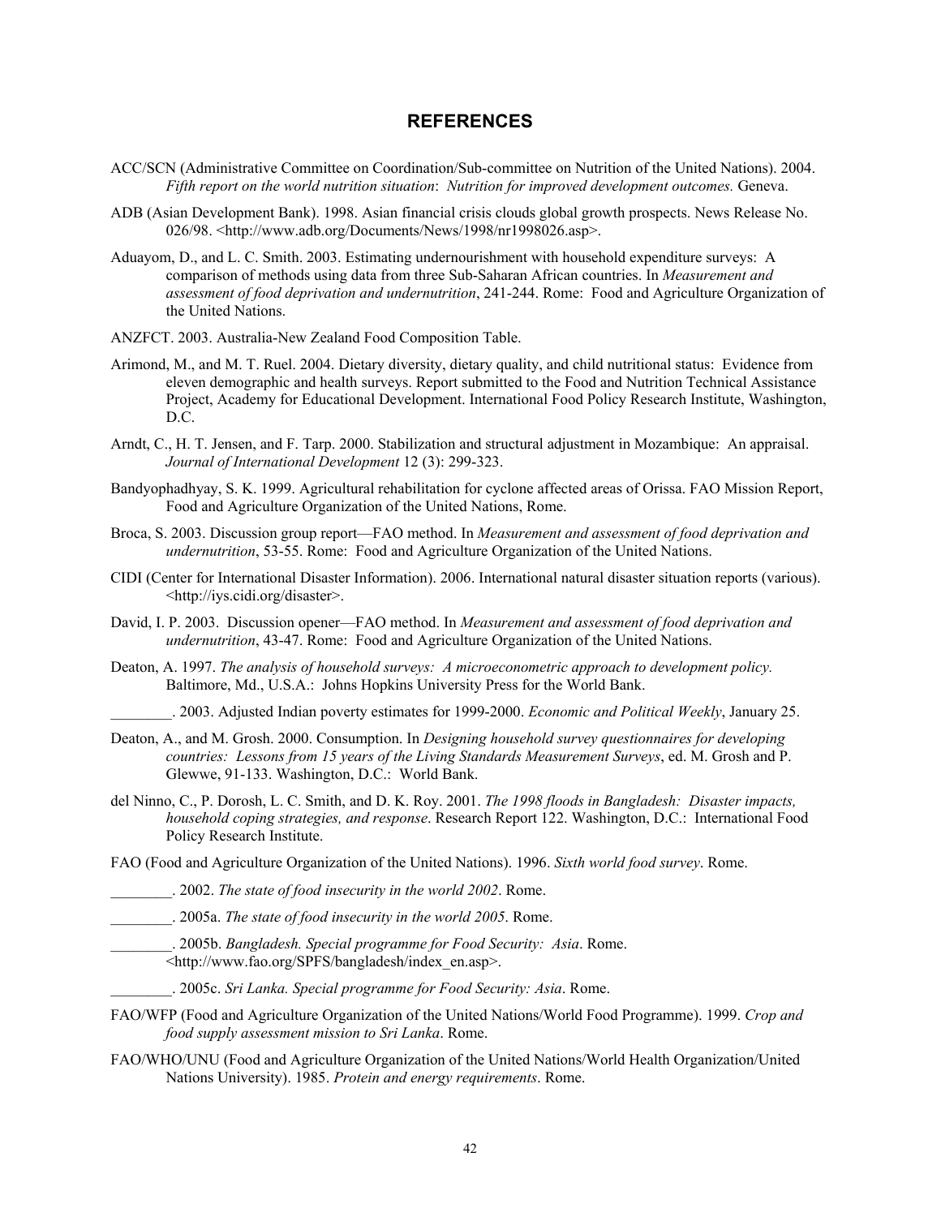# REFERENCES

ACC/SCN (Administrative Committee on Coordination/Sub-committee on Nutrition of the United Nations). 2004. *Fifth report on the world nutrition situation*: *Nutrition for improved development outcomes.* Geneva.

ADB (Asian Development Bank). 1998. Asian financial crisis clouds global growth prospects. News Release No. 026/98. <http://www.adb.org/Documents/News/1998/nr1998026.asp>.

Aduayom, D., and L. C. Smith. 2003. Estimating undernourishment with household expenditure surveys: A comparison of methods using data from three Sub-Saharan African countries. In *Measurement and assessment of food deprivation and undernutrition*, 241-244. Rome: Food and Agriculture Organization of the United Nations.

ANZFCT. 2003. Australia-New Zealand Food Composition Table.

Arimond, M., and M. T. Ruel. 2004. Dietary diversity, dietary quality, and child nutritional status: Evidence from eleven demographic and health surveys. Report submitted to the Food and Nutrition Technical Assistance Project, Academy for Educational Development. International Food Policy Research Institute, Washington, D.C.

Arndt, C., H. T. Jensen, and F. Tarp. 2000. Stabilization and structural adjustment in Mozambique: An appraisal. *Journal of International Development* 12 (3): 299-323.

Bandyophadhyay, S. K. 1999. Agricultural rehabilitation for cyclone affected areas of Orissa. FAO Mission Report, Food and Agriculture Organization of the United Nations, Rome.

Broca, S. 2003. Discussion group report—FAO method. In *Measurement and assessment of food deprivation and undernutrition*, 53-55. Rome: Food and Agriculture Organization of the United Nations.

CIDI (Center for International Disaster Information). 2006. International natural disaster situation reports (various). <http://iys.cidi.org/disaster>.

David, I. P. 2003. Discussion opener—FAO method. In *Measurement and assessment of food deprivation and undernutrition*, 43-47. Rome: Food and Agriculture Organization of the United Nations.

Deaton, A. 1997. *The analysis of household surveys: A microeconometric approach to development policy.* Baltimore, Md., U.S.A.: Johns Hopkins University Press for the World Bank.

________. 2003. Adjusted Indian poverty estimates for 1999-2000. *Economic and Political Weekly*, January 25.

Deaton, A., and M. Grosh. 2000. Consumption. In *Designing household survey questionnaires for developing countries: Lessons from 15 years of the Living Standards Measurement Surveys*, ed. M. Grosh and P. Glewwe, 91-133. Washington, D.C.: World Bank.

del Ninno, C., P. Dorosh, L. C. Smith, and D. K. Roy. 2001. *The 1998 floods in Bangladesh: Disaster impacts, household coping strategies, and response*. Research Report 122. Washington, D.C.: International Food Policy Research Institute.

FAO (Food and Agriculture Organization of the United Nations). 1996. *Sixth world food survey*. Rome.

________. 2002. *The state of food insecurity in the world 2002*. Rome.

________. 2005a. *The state of food insecurity in the world 2005*. Rome.

________. 2005b. *Bangladesh. Special programme for Food Security: Asia*. Rome. <http://www.fao.org/SPFS/bangladesh/index_en.asp>.

________. 2005c. *Sri Lanka. Special programme for Food Security: Asia*. Rome.

FAO/WFP (Food and Agriculture Organization of the United Nations/World Food Programme). 1999. *Crop and food supply assessment mission to Sri Lanka*. Rome.

FAO/WHO/UNU (Food and Agriculture Organization of the United Nations/World Health Organization/United Nations University). 1985. *Protein and energy requirements*. Rome.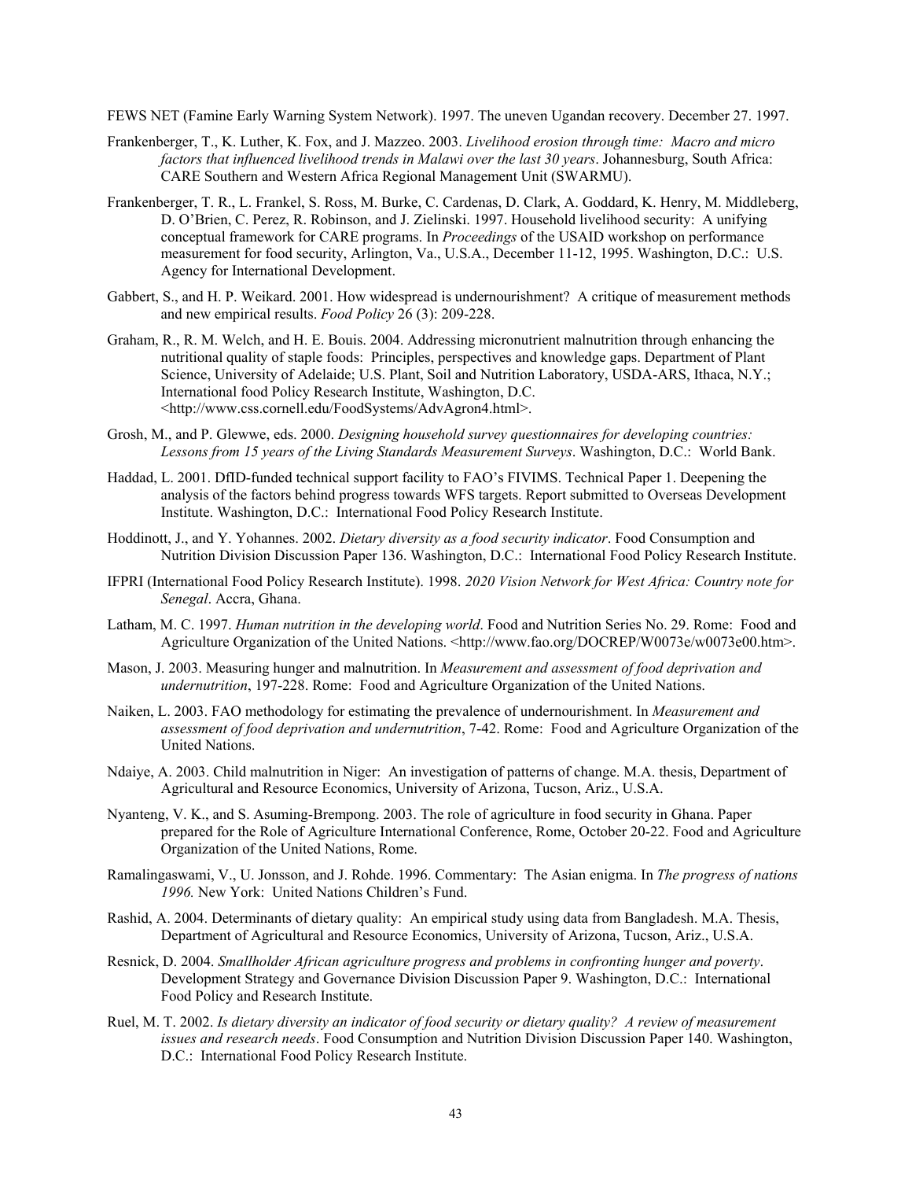FEWS NET (Famine Early Warning System Network). 1997. The uneven Ugandan recovery. December 27. 1997.

Frankenberger, T., K. Luther, K. Fox, and J. Mazzeo. 2003. *Livelihood erosion through time: Macro and micro factors that influenced livelihood trends in Malawi over the last 30 years*. Johannesburg, South Africa: CARE Southern and Western Africa Regional Management Unit (SWARMU).

Frankenberger, T. R., L. Frankel, S. Ross, M. Burke, C. Cardenas, D. Clark, A. Goddard, K. Henry, M. Middleberg, D. O'Brien, C. Perez, R. Robinson, and J. Zielinski. 1997. Household livelihood security: A unifying conceptual framework for CARE programs. In *Proceedings* of the USAID workshop on performance measurement for food security, Arlington, Va., U.S.A., December 11-12, 1995. Washington, D.C.: U.S. Agency for International Development.

Gabbert, S., and H. P. Weikard. 2001. How widespread is undernourishment? A critique of measurement methods and new empirical results. *Food Policy* 26 (3): 209-228.

Graham, R., R. M. Welch, and H. E. Bouis. 2004. Addressing micronutrient malnutrition through enhancing the nutritional quality of staple foods: Principles, perspectives and knowledge gaps. Department of Plant Science, University of Adelaide; U.S. Plant, Soil and Nutrition Laboratory, USDA-ARS, Ithaca, N.Y.; International food Policy Research Institute, Washington, D.C. <http://www.css.cornell.edu/FoodSystems/AdvAgron4.html>.

Grosh, M., and P. Glewwe, eds. 2000. *Designing household survey questionnaires for developing countries: Lessons from 15 years of the Living Standards Measurement Surveys*. Washington, D.C.: World Bank.

Haddad, L. 2001. DfID-funded technical support facility to FAO's FIVIMS. Technical Paper 1. Deepening the analysis of the factors behind progress towards WFS targets. Report submitted to Overseas Development Institute. Washington, D.C.: International Food Policy Research Institute.

Hoddinott, J., and Y. Yohannes. 2002. *Dietary diversity as a food security indicator*. Food Consumption and Nutrition Division Discussion Paper 136. Washington, D.C.: International Food Policy Research Institute.

IFPRI (International Food Policy Research Institute). 1998. *2020 Vision Network for West Africa: Country note for Senegal*. Accra, Ghana.

Latham, M. C. 1997. *Human nutrition in the developing world*. Food and Nutrition Series No. 29. Rome: Food and Agriculture Organization of the United Nations. <http://www.fao.org/DOCREP/W0073e/w0073e00.htm>.

Mason, J. 2003. Measuring hunger and malnutrition. In *Measurement and assessment of food deprivation and undernutrition*, 197-228. Rome: Food and Agriculture Organization of the United Nations.

Naiken, L. 2003. FAO methodology for estimating the prevalence of undernourishment. In *Measurement and assessment of food deprivation and undernutrition*, 7-42. Rome: Food and Agriculture Organization of the United Nations.

Ndaiye, A. 2003. Child malnutrition in Niger: An investigation of patterns of change. M.A. thesis, Department of Agricultural and Resource Economics, University of Arizona, Tucson, Ariz., U.S.A.

Nyanteng, V. K., and S. Asuming-Brempong. 2003. The role of agriculture in food security in Ghana. Paper prepared for the Role of Agriculture International Conference, Rome, October 20-22. Food and Agriculture Organization of the United Nations, Rome.

Ramalingaswami, V., U. Jonsson, and J. Rohde. 1996. Commentary: The Asian enigma. In *The progress of nations 1996.* New York: United Nations Children's Fund.

Rashid, A. 2004. Determinants of dietary quality: An empirical study using data from Bangladesh. M.A. Thesis, Department of Agricultural and Resource Economics, University of Arizona, Tucson, Ariz., U.S.A.

Resnick, D. 2004. *Smallholder African agriculture progress and problems in confronting hunger and poverty*. Development Strategy and Governance Division Discussion Paper 9. Washington, D.C.: International Food Policy and Research Institute.

Ruel, M. T. 2002. *Is dietary diversity an indicator of food security or dietary quality? A review of measurement issues and research needs*. Food Consumption and Nutrition Division Discussion Paper 140. Washington, D.C.: International Food Policy Research Institute.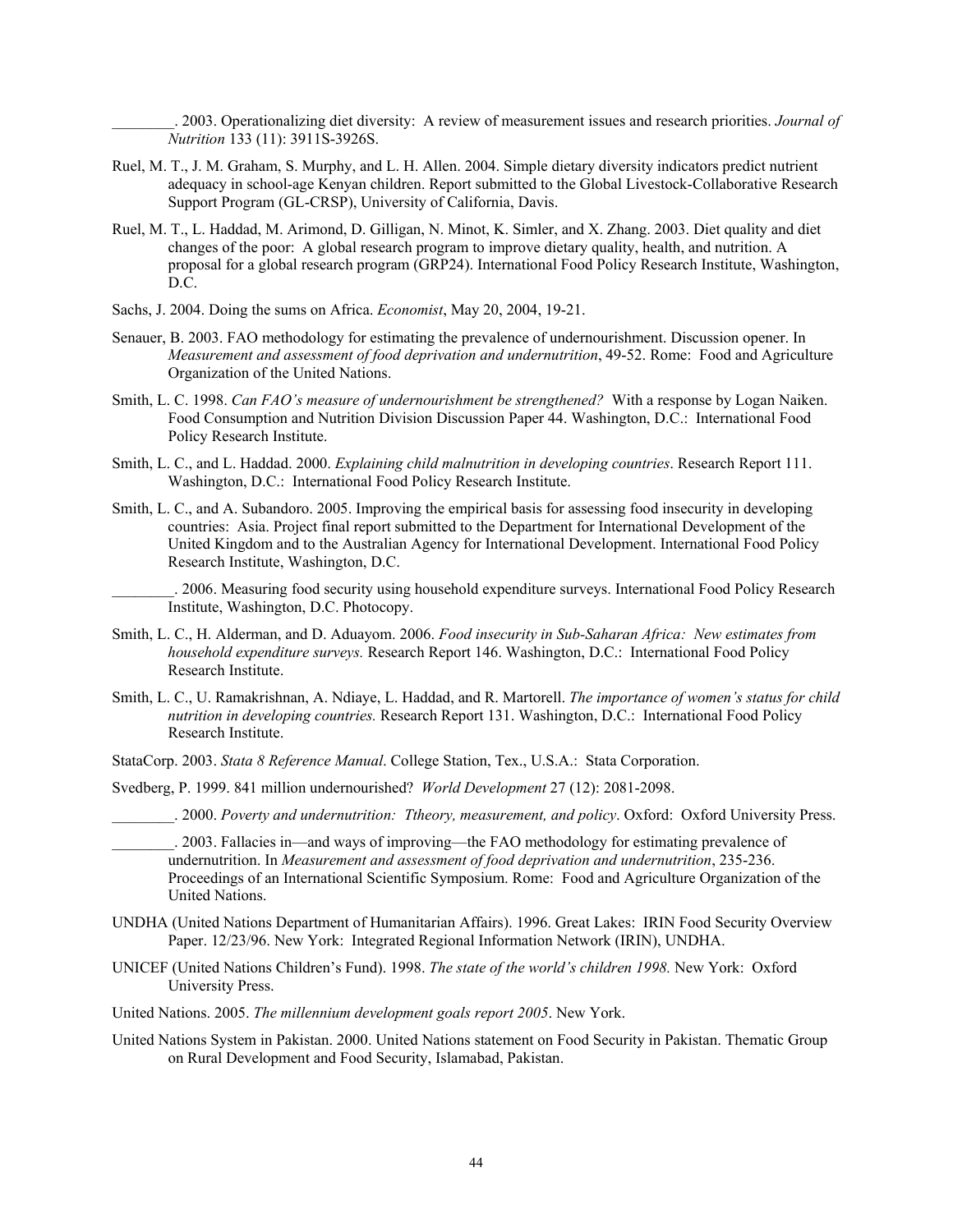________. 2003. Operationalizing diet diversity: A review of measurement issues and research priorities. *Journal of Nutrition* 133 (11): 3911S-3926S.

Ruel, M. T., J. M. Graham, S. Murphy, and L. H. Allen. 2004. Simple dietary diversity indicators predict nutrient adequacy in school-age Kenyan children. Report submitted to the Global Livestock-Collaborative Research Support Program (GL-CRSP), University of California, Davis.

Ruel, M. T., L. Haddad, M. Arimond, D. Gilligan, N. Minot, K. Simler, and X. Zhang. 2003. Diet quality and diet changes of the poor: A global research program to improve dietary quality, health, and nutrition. A proposal for a global research program (GRP24). International Food Policy Research Institute, Washington, D.C.

Sachs, J. 2004. Doing the sums on Africa. *Economist*, May 20, 2004, 19-21.

Senauer, B. 2003. FAO methodology for estimating the prevalence of undernourishment. Discussion opener. In *Measurement and assessment of food deprivation and undernutrition*, 49-52. Rome: Food and Agriculture Organization of the United Nations.

Smith, L. C. 1998. *Can FAO's measure of undernourishment be strengthened?* With a response by Logan Naiken. Food Consumption and Nutrition Division Discussion Paper 44. Washington, D.C.: International Food Policy Research Institute.

Smith, L. C., and L. Haddad. 2000. *Explaining child malnutrition in developing countries*. Research Report 111. Washington, D.C.: International Food Policy Research Institute.

Smith, L. C., and A. Subandoro. 2005. Improving the empirical basis for assessing food insecurity in developing countries: Asia. Project final report submitted to the Department for International Development of the United Kingdom and to the Australian Agency for International Development. International Food Policy Research Institute, Washington, D.C.

________. 2006. Measuring food security using household expenditure surveys. International Food Policy Research Institute, Washington, D.C. Photocopy.

Smith, L. C., H. Alderman, and D. Aduayom. 2006. *Food insecurity in Sub-Saharan Africa: New estimates from household expenditure surveys.* Research Report 146. Washington, D.C.: International Food Policy Research Institute.

Smith, L. C., U. Ramakrishnan, A. Ndiaye, L. Haddad, and R. Martorell. *The importance of women's status for child nutrition in developing countries.* Research Report 131. Washington, D.C.: International Food Policy Research Institute.

StataCorp. 2003. *Stata 8 Reference Manual*. College Station, Tex., U.S.A.: Stata Corporation.

Svedberg, P. 1999. 841 million undernourished? *World Development* 27 (12): 2081-2098.

________. 2000. *Poverty and undernutrition: Ttheory, measurement, and policy*. Oxford: Oxford University Press.

________. 2003. Fallacies in—and ways of improving—the FAO methodology for estimating prevalence of undernutrition. In *Measurement and assessment of food deprivation and undernutrition*, 235-236. Proceedings of an International Scientific Symposium. Rome: Food and Agriculture Organization of the United Nations.

UNDHA (United Nations Department of Humanitarian Affairs). 1996. Great Lakes: IRIN Food Security Overview Paper. 12/23/96. New York: Integrated Regional Information Network (IRIN), UNDHA.

UNICEF (United Nations Children's Fund). 1998. *The state of the world's children 1998.* New York: Oxford University Press.

United Nations. 2005. *The millennium development goals report 2005*. New York.

United Nations System in Pakistan. 2000. United Nations statement on Food Security in Pakistan. Thematic Group on Rural Development and Food Security, Islamabad, Pakistan.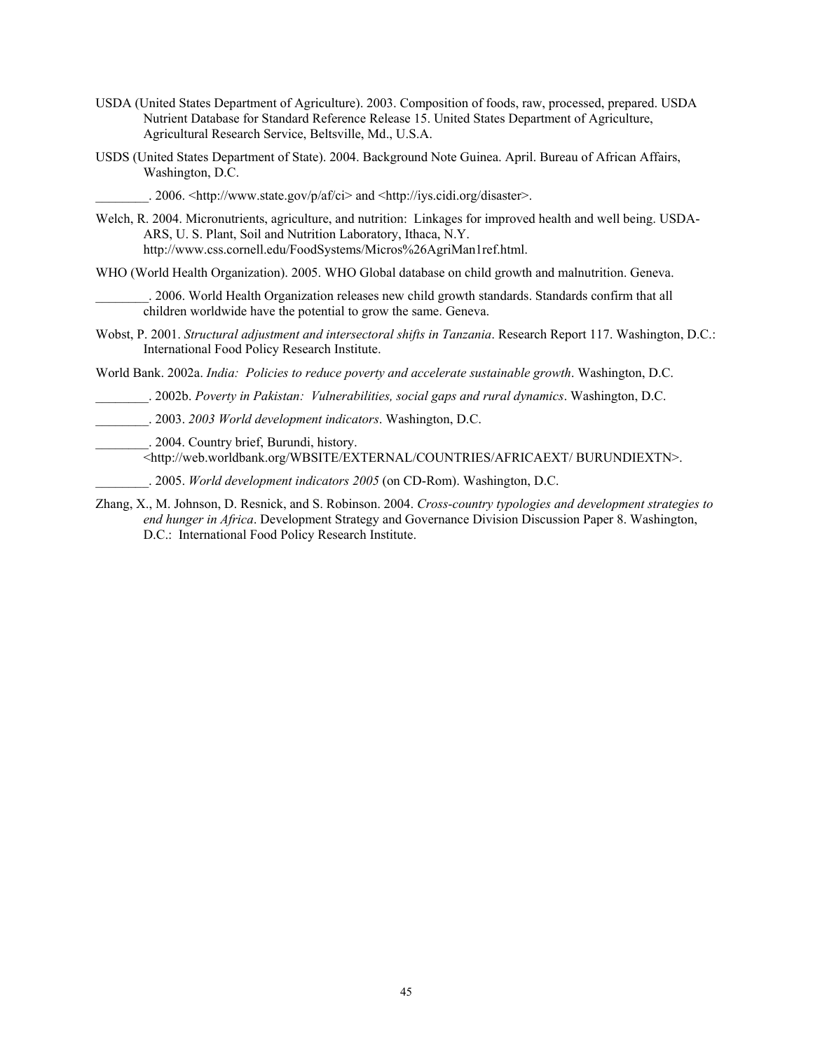USDA (United States Department of Agriculture). 2003. Composition of foods, raw, processed, prepared. USDA Nutrient Database for Standard Reference Release 15. United States Department of Agriculture, Agricultural Research Service, Beltsville, Md., U.S.A.

USDS (United States Department of State). 2004. Background Note Guinea. April. Bureau of African Affairs, Washington, D.C.

________. 2006. <http://www.state.gov/p/af/ci> and <http://iys.cidi.org/disaster>.

Welch, R. 2004. Micronutrients, agriculture, and nutrition: Linkages for improved health and well being. USDA-ARS, U. S. Plant, Soil and Nutrition Laboratory, Ithaca, N.Y. http://www.css.cornell.edu/FoodSystems/Micros%26AgriMan1ref.html.

WHO (World Health Organization). 2005. WHO Global database on child growth and malnutrition. Geneva.

________. 2006. World Health Organization releases new child growth standards. Standards confirm that all children worldwide have the potential to grow the same. Geneva.

Wobst, P. 2001. *Structural adjustment and intersectoral shifts in Tanzania*. Research Report 117. Washington, D.C.: International Food Policy Research Institute.

World Bank. 2002a. *India: Policies to reduce poverty and accelerate sustainable growth*. Washington, D.C.

________. 2002b. *Poverty in Pakistan: Vulnerabilities, social gaps and rural dynamics*. Washington, D.C.

________. 2003. *2003 World development indicators*. Washington, D.C.

________. 2004. Country brief, Burundi, history. <http://web.worldbank.org/WBSITE/EXTERNAL/COUNTRIES/AFRICAEXT/ BURUNDIEXTN>.

________. 2005. *World development indicators 2005* (on CD-Rom). Washington, D.C.

Zhang, X., M. Johnson, D. Resnick, and S. Robinson. 2004. *Cross-country typologies and development strategies to end hunger in Africa*. Development Strategy and Governance Division Discussion Paper 8. Washington, D.C.: International Food Policy Research Institute.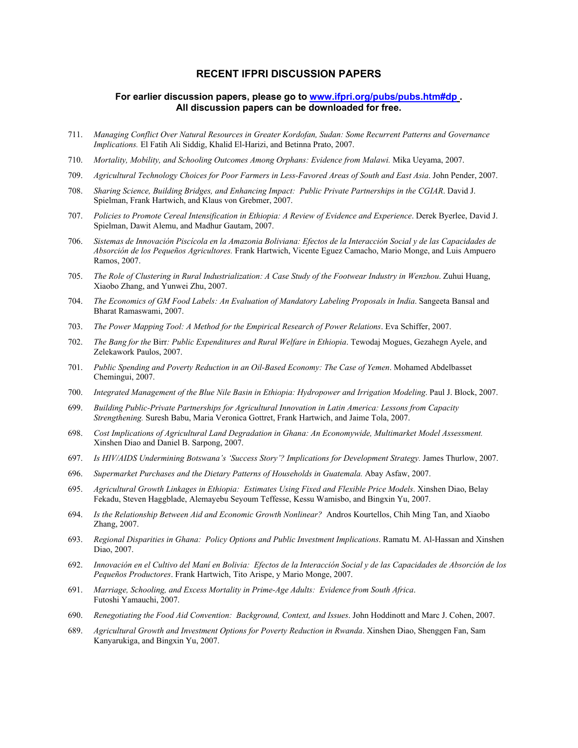## RECENT IFPRI DISCUSSION PAPERS

**For earlier discussion papers, please go to [www.ifpri.org/pubs/pubs.htm#dp](www.ifpri.org/pubs/pubs.htm#dp) .**
**All discussion papers can be downloaded for free.**

711. *Managing Conflict Over Natural Resources in Greater Kordofan, Sudan: Some Recurrent Patterns and Governance Implications.* El Fatih Ali Siddig, Khalid El-Harizi, and Betinna Prato, 2007.

710. *Mortality, Mobility, and Schooling Outcomes Among Orphans: Evidence from Malawi.* Mika Ueyama, 2007.

709. *Agricultural Technology Choices for Poor Farmers in Less-Favored Areas of South and East Asia*. John Pender, 2007.

708. *Sharing Science, Building Bridges, and Enhancing Impact: Public Private Partnerships in the CGIAR*. David J. Spielman, Frank Hartwich, and Klaus von Grebmer, 2007.

707. *Policies to Promote Cereal Intensification in Ethiopia: A Review of Evidence and Experience*. Derek Byerlee, David J. Spielman, Dawit Alemu, and Madhur Gautam, 2007.

706. *Sistemas de Innovación Piscícola en la Amazonia Boliviana: Efectos de la Interacción Social y de las Capacidades de Absorción de los Pequeños Agricultores.* Frank Hartwich, Vicente Eguez Camacho, Mario Monge, and Luis Ampuero Ramos, 2007.

705. *The Role of Clustering in Rural Industrialization: A Case Study of the Footwear Industry in Wenzhou*. Zuhui Huang, Xiaobo Zhang, and Yunwei Zhu, 2007.

704. *The Economics of GM Food Labels: An Evaluation of Mandatory Labeling Proposals in India*. Sangeeta Bansal and Bharat Ramaswami, 2007.

703. *The Power Mapping Tool: A Method for the Empirical Research of Power Relations*. Eva Schiffer, 2007.

702. *The Bang for the* Birr*: Public Expenditures and Rural Welfare in Ethiopia*. Tewodaj Mogues, Gezahegn Ayele, and Zelekawork Paulos, 2007.

701. *Public Spending and Poverty Reduction in an Oil-Based Economy: The Case of Yemen*. Mohamed Abdelbasset Chemingui, 2007.

700. *Integrated Management of the Blue Nile Basin in Ethiopia: Hydropower and Irrigation Modeling*. Paul J. Block, 2007.

699. *Building Public-Private Partnerships for Agricultural Innovation in Latin America: Lessons from Capacity Strengthening.* Suresh Babu, Maria Veronica Gottret, Frank Hartwich, and Jaime Tola, 2007.

698. *Cost Implications of Agricultural Land Degradation in Ghana: An Economywide, Multimarket Model Assessment.* Xinshen Diao and Daniel B. Sarpong, 2007.

697. *Is HIV/AIDS Undermining Botswana's 'Success Story'? Implications for Development Strategy.* James Thurlow, 2007.

696. *Supermarket Purchases and the Dietary Patterns of Households in Guatemala.* Abay Asfaw, 2007.

695. *Agricultural Growth Linkages in Ethiopia: Estimates Using Fixed and Flexible Price Models*. Xinshen Diao, Belay Fekadu, Steven Haggblade, Alemayebu Seyoum Teffesse, Kessu Wamisbo, and Bingxin Yu, 2007.

694. *Is the Relationship Between Aid and Economic Growth Nonlinear?* Andros Kourtellos, Chih Ming Tan, and Xiaobo Zhang, 2007.

693. *Regional Disparities in Ghana: Policy Options and Public Investment Implications*. Ramatu M. Al-Hassan and Xinshen Diao, 2007.

692. *Innovación en el Cultivo del Maní en Bolivia: Efectos de la Interacción Social y de las Capacidades de Absorción de los Pequeños Productores*. Frank Hartwich, Tito Arispe, y Mario Monge, 2007.

691. *Marriage, Schooling, and Excess Mortality in Prime-Age Adults: Evidence from South Africa*. Futoshi Yamauchi, 2007.

690. *Renegotiating the Food Aid Convention: Background, Context, and Issues*. John Hoddinott and Marc J. Cohen, 2007.

689. *Agricultural Growth and Investment Options for Poverty Reduction in Rwanda*. Xinshen Diao, Shenggen Fan, Sam Kanyarukiga, and Bingxin Yu, 2007.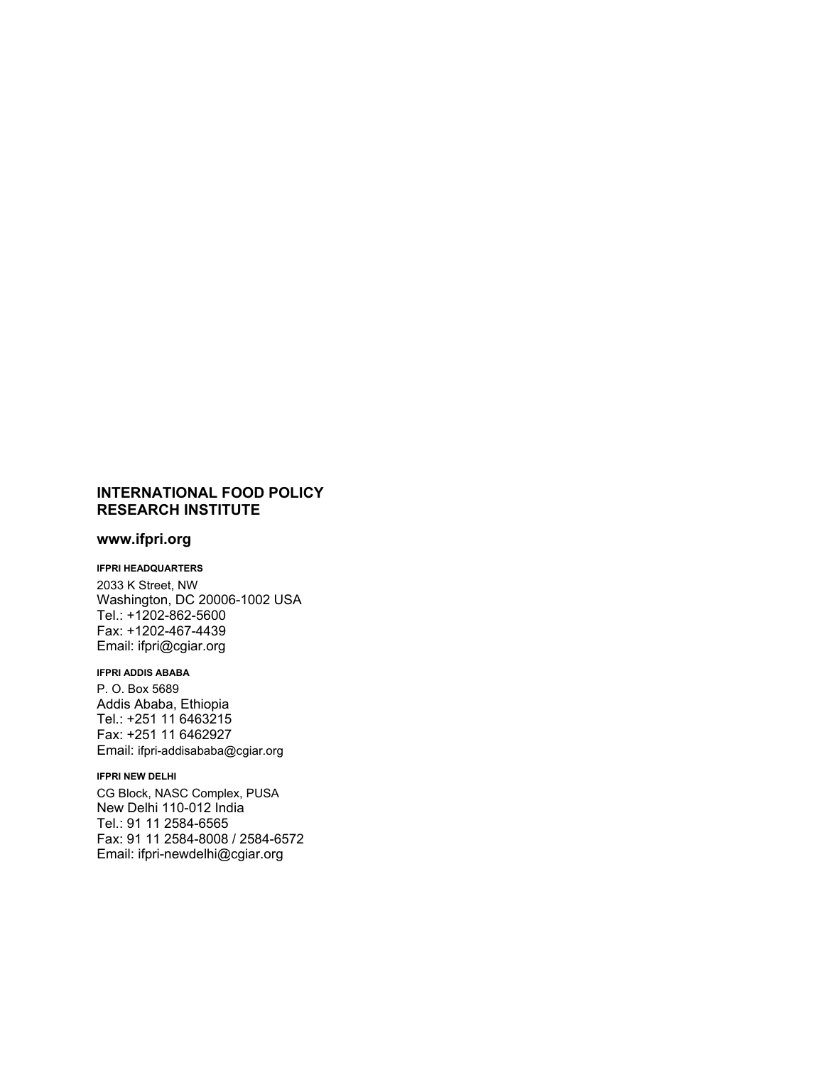**INTERNATIONAL FOOD POLICY RESEARCH INSTITUTE**

**www.ifpri.org**

**IFPRI HEADQUARTERS**

2033 K Street, NW
Washington, DC 20006-1002 USA
Tel.: +1202-862-5600
Fax: +1202-467-4439
Email: ifpri@cgiar.org

**IFPRI ADDIS ABABA**

P. O. Box 5689
Addis Ababa, Ethiopia
Tel.: +251 11 6463215
Fax: +251 11 6462927
Email: ifpri-addisababa@cgiar.org

**IFPRI NEW DELHI**

CG Block, NASC Complex, PUSA
New Delhi 110-012 India
Tel.: 91 11 2584-6565
Fax: 91 11 2584-8008 / 2584-6572
Email: ifpri-newdelhi@cgiar.org